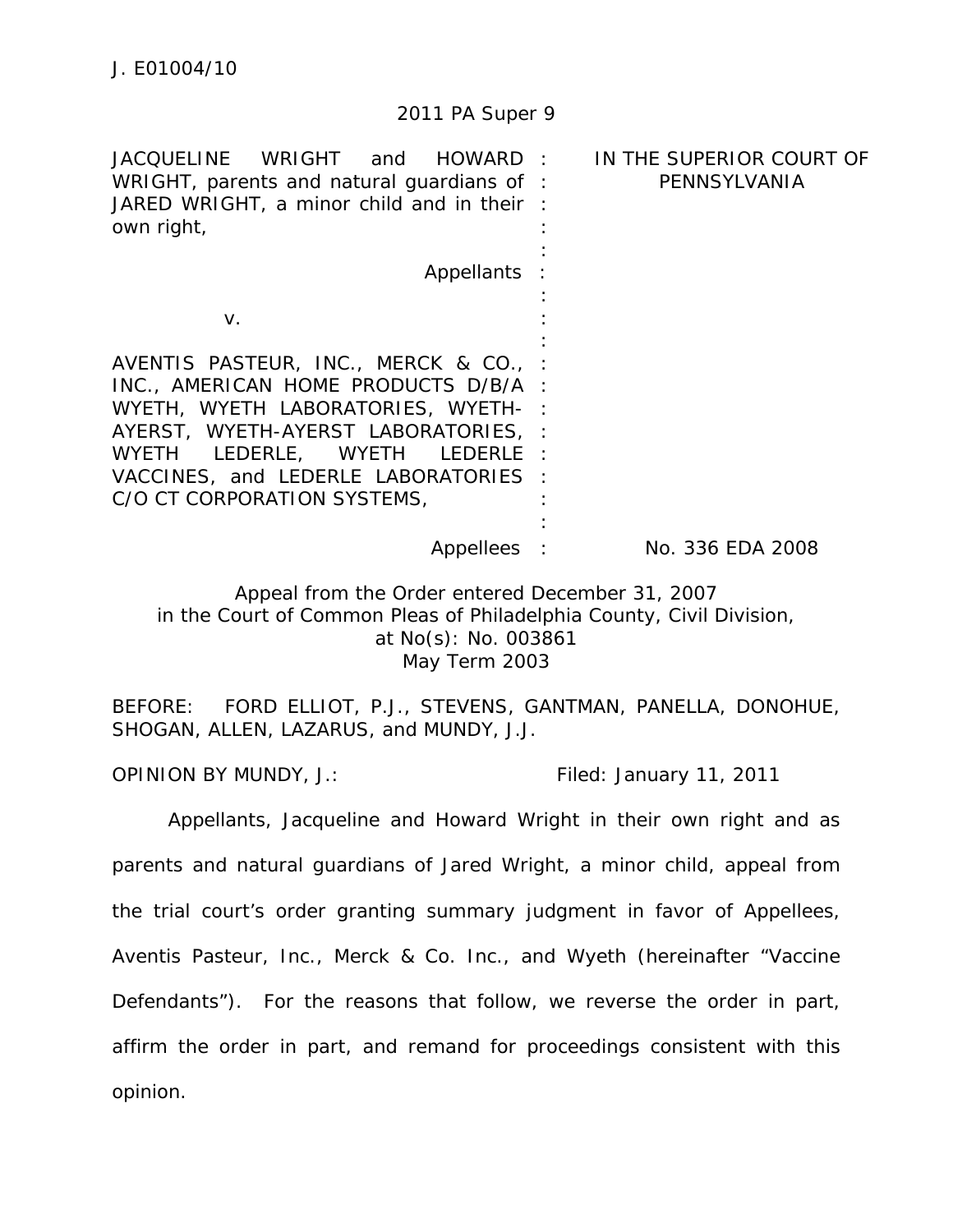J. E01004/10

2011 PA Super 9

| | |
|---|---|
| JACQUELINE WRIGHT and HOWARD WRIGHT, parents and natural guardians of JARED WRIGHT, a minor child and in their own right,<br><br>Appellants<br><br>v.<br><br>AVENTIS PASTEUR, INC., MERCK & CO., INC., AMERICAN HOME PRODUCTS D/B/A WYETH, WYETH LABORATORIES, WYETH-AYERST, WYETH-AYERST LABORATORIES, WYETH LEDERLE, WYETH LEDERLE VACCINES, and LEDERLE LABORATORIES C/O CT CORPORATION SYSTEMS,<br><br>Appellees | IN THE SUPERIOR COURT OF PENNSYLVANIA<br><br><br><br><br><br><br><br><br><br><br>No. 336 EDA 2008 |

Appeal from the Order entered December 31, 2007
in the Court of Common Pleas of Philadelphia County, Civil Division,
at No(s): No. 003861
May Term 2003

BEFORE: FORD ELLIOT, P.J., STEVENS, GANTMAN, PANELLA, DONOHUE, SHOGAN, ALLEN, LAZARUS, and MUNDY, J.J.

OPINION BY MUNDY, J.: Filed: January 11, 2011

Appellants, Jacqueline and Howard Wright in their own right and as parents and natural guardians of Jared Wright, a minor child, appeal from the trial court's order granting summary judgment in favor of Appellees, Aventis Pasteur, Inc., Merck & Co. Inc., and Wyeth (hereinafter "Vaccine Defendants"). For the reasons that follow, we reverse the order in part, affirm the order in part, and remand for proceedings consistent with this opinion.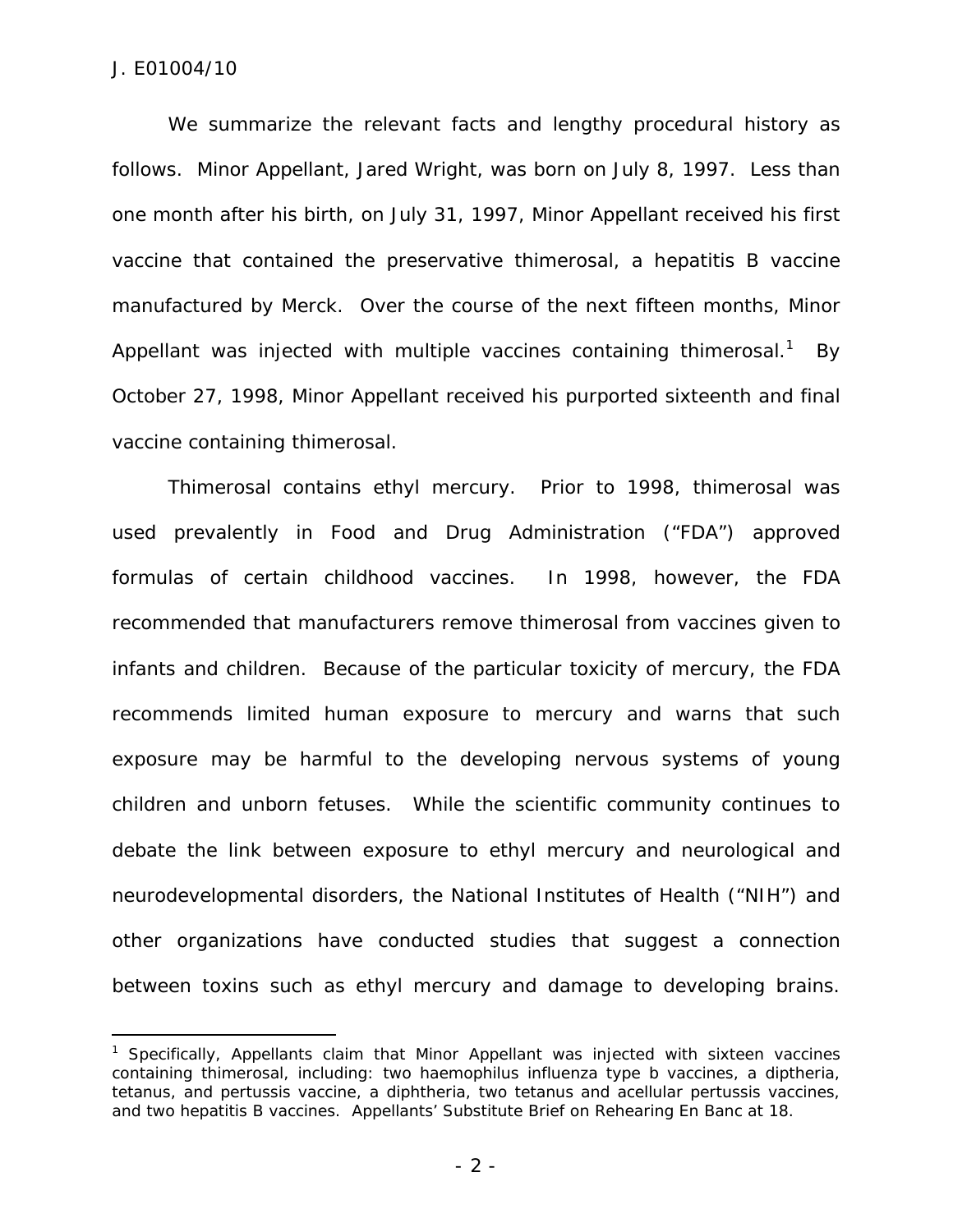We summarize the relevant facts and lengthy procedural history as follows. Minor Appellant, Jared Wright, was born on July 8, 1997. Less than one month after his birth, on July 31, 1997, Minor Appellant received his first vaccine that contained the preservative thimerosal, a hepatitis B vaccine manufactured by Merck. Over the course of the next fifteen months, Minor Appellant was injected with multiple vaccines containing thimerosal.[1] By October 27, 1998, Minor Appellant received his purported sixteenth and final vaccine containing thimerosal.

Thimerosal contains ethyl mercury. Prior to 1998, thimerosal was used prevalently in Food and Drug Administration ("FDA") approved formulas of certain childhood vaccines. In 1998, however, the FDA recommended that manufacturers remove thimerosal from vaccines given to infants and children. Because of the particular toxicity of mercury, the FDA recommends limited human exposure to mercury and warns that such exposure may be harmful to the developing nervous systems of young children and unborn fetuses. While the scientific community continues to debate the link between exposure to ethyl mercury and neurological and neurodevelopmental disorders, the National Institutes of Health ("NIH") and other organizations have conducted studies that suggest a connection between toxins such as ethyl mercury and damage to developing brains.

---

[1] Specifically, Appellants claim that Minor Appellant was injected with sixteen vaccines containing thimerosal, including: two haemophilus influenza type b vaccines, a diptheria, tetanus, and pertussis vaccine, a diphtheria, two tetanus and acellular pertussis vaccines, and two hepatitis B vaccines. Appellants' Substitute Brief on Rehearing En Banc at 18.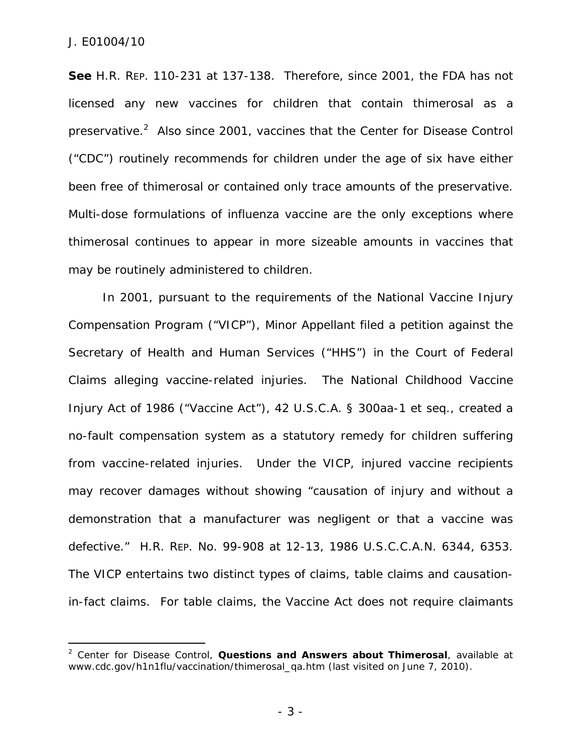**See** H.R. REP. 110-231 at 137-138. Therefore, since 2001, the FDA has not licensed any new vaccines for children that contain thimerosal as a preservative.[2] Also since 2001, vaccines that the Center for Disease Control ("CDC") routinely recommends for children under the age of six have either been free of thimerosal or contained only trace amounts of the preservative. Multi-dose formulations of influenza vaccine are the only exceptions where thimerosal continues to appear in more sizeable amounts in vaccines that may be routinely administered to children.

In 2001, pursuant to the requirements of the National Vaccine Injury Compensation Program ("VICP"), Minor Appellant filed a petition against the Secretary of Health and Human Services ("HHS") in the Court of Federal Claims alleging vaccine-related injuries. The National Childhood Vaccine Injury Act of 1986 ("Vaccine Act"), 42 U.S.C.A. § 300aa-1 et seq., created a no-fault compensation system as a statutory remedy for children suffering from vaccine-related injuries. Under the VICP, injured vaccine recipients may recover damages without showing "causation of injury and without a demonstration that a manufacturer was negligent or that a vaccine was defective." H.R. REP. No. 99-908 at 12-13, 1986 U.S.C.C.A.N. 6344, 6353. The VICP entertains two distinct types of claims, table claims and causation-in-fact claims. For table claims, the Vaccine Act does not require claimants

---

[2] Center for Disease Control, **Questions and Answers about Thimerosal**, available at www.cdc.gov/h1n1flu/vaccination/thimerosal_qa.htm (last visited on June 7, 2010).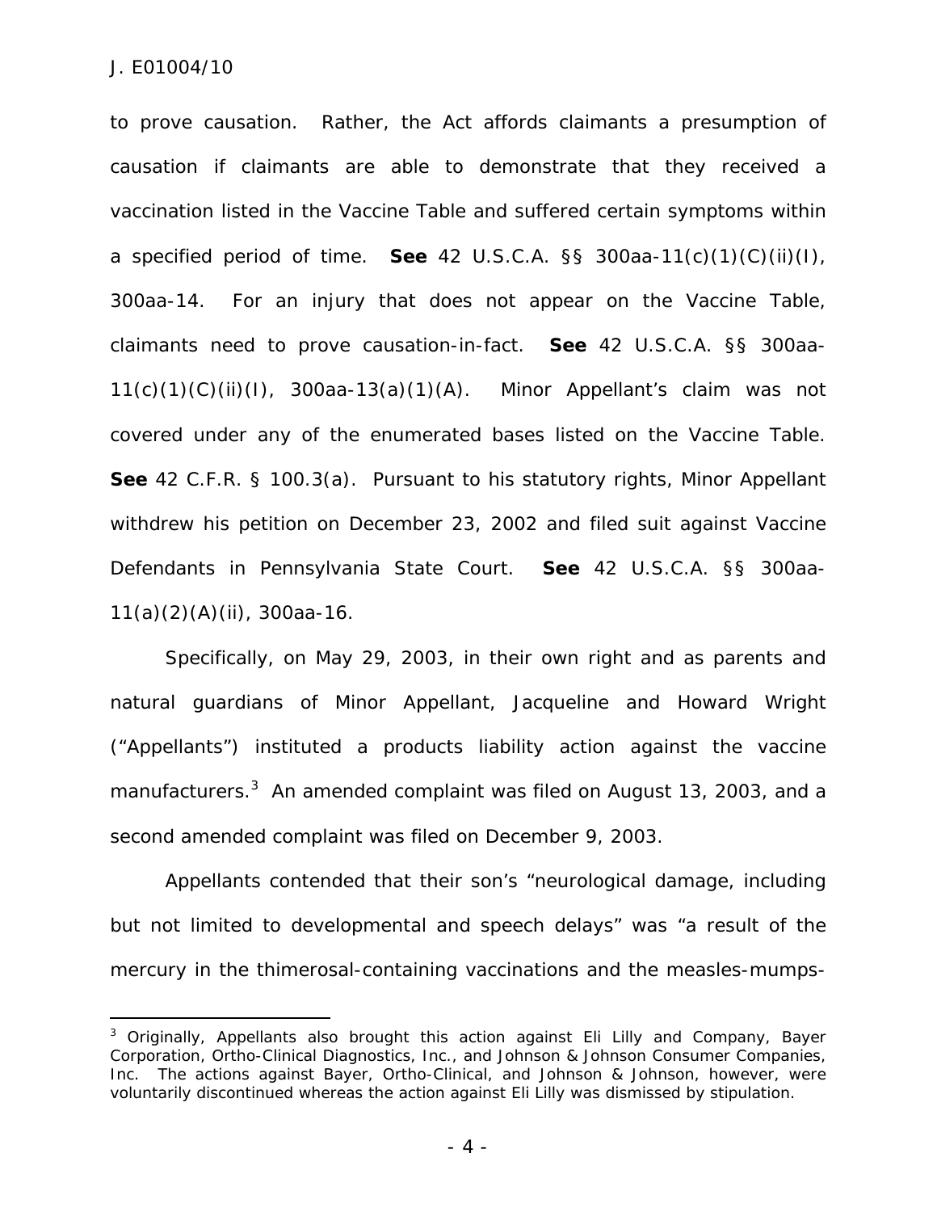to prove causation. Rather, the Act affords claimants a presumption of causation if claimants are able to demonstrate that they received a vaccination listed in the Vaccine Table and suffered certain symptoms within a specified period of time. **See** 42 U.S.C.A. §§ 300aa-11(c)(1)(C)(ii)(I), 300aa-14. For an injury that does not appear on the Vaccine Table, claimants need to prove causation-in-fact. **See** 42 U.S.C.A. §§ 300aa-11(c)(1)(C)(ii)(I), 300aa-13(a)(1)(A). Minor Appellant's claim was not covered under any of the enumerated bases listed on the Vaccine Table. **See** 42 C.F.R. § 100.3(a). Pursuant to his statutory rights, Minor Appellant withdrew his petition on December 23, 2002 and filed suit against Vaccine Defendants in Pennsylvania State Court. **See** 42 U.S.C.A. §§ 300aa-11(a)(2)(A)(ii), 300aa-16.

Specifically, on May 29, 2003, in their own right and as parents and natural guardians of Minor Appellant, Jacqueline and Howard Wright ("Appellants") instituted a products liability action against the vaccine manufacturers.[3] An amended complaint was filed on August 13, 2003, and a second amended complaint was filed on December 9, 2003.

Appellants contended that their son's "neurological damage, including but not limited to developmental and speech delays" was "a result of the mercury in the thimerosal-containing vaccinations and the measles-mumps-

---

[3] Originally, Appellants also brought this action against Eli Lilly and Company, Bayer Corporation, Ortho-Clinical Diagnostics, Inc., and Johnson & Johnson Consumer Companies, Inc. The actions against Bayer, Ortho-Clinical, and Johnson & Johnson, however, were voluntarily discontinued whereas the action against Eli Lilly was dismissed by stipulation.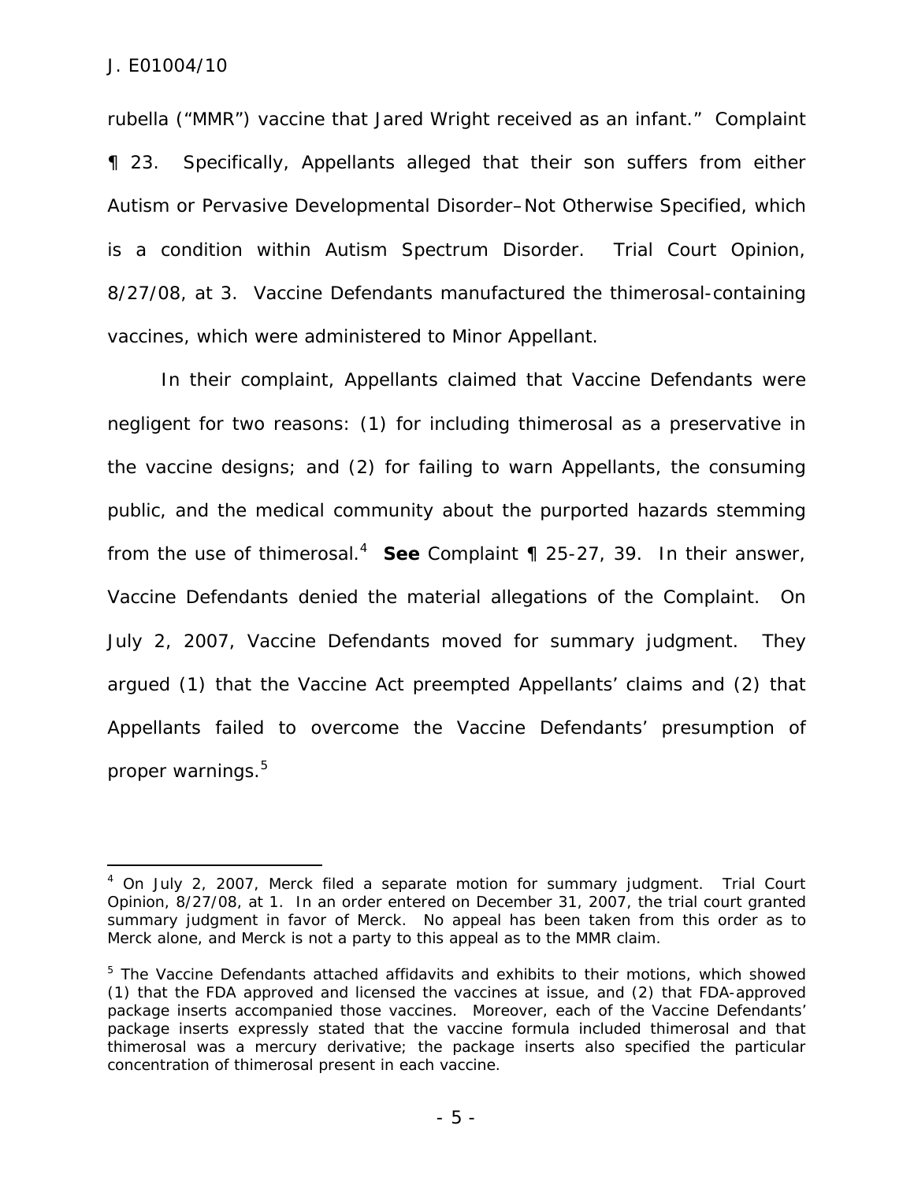rubella ("MMR") vaccine that Jared Wright received as an infant." Complaint ¶ 23. Specifically, Appellants alleged that their son suffers from either Autism or Pervasive Developmental Disorder–Not Otherwise Specified, which is a condition within Autism Spectrum Disorder. Trial Court Opinion, 8/27/08, at 3. Vaccine Defendants manufactured the thimerosal-containing vaccines, which were administered to Minor Appellant.

In their complaint, Appellants claimed that Vaccine Defendants were negligent for two reasons: (1) for including thimerosal as a preservative in the vaccine designs; and (2) for failing to warn Appellants, the consuming public, and the medical community about the purported hazards stemming from the use of thimerosal.[4] **See** Complaint ¶ 25-27, 39. In their answer, Vaccine Defendants denied the material allegations of the Complaint. On July 2, 2007, Vaccine Defendants moved for summary judgment. They argued (1) that the Vaccine Act preempted Appellants' claims and (2) that Appellants failed to overcome the Vaccine Defendants' presumption of proper warnings.[5]

---

[4] On July 2, 2007, Merck filed a separate motion for summary judgment. Trial Court Opinion, 8/27/08, at 1. In an order entered on December 31, 2007, the trial court granted summary judgment in favor of Merck. No appeal has been taken from this order as to Merck alone, and Merck is not a party to this appeal as to the MMR claim.

[5] The Vaccine Defendants attached affidavits and exhibits to their motions, which showed (1) that the FDA approved and licensed the vaccines at issue, and (2) that FDA-approved package inserts accompanied those vaccines. Moreover, each of the Vaccine Defendants' package inserts expressly stated that the vaccine formula included thimerosal and that thimerosal was a mercury derivative; the package inserts also specified the particular concentration of thimerosal present in each vaccine.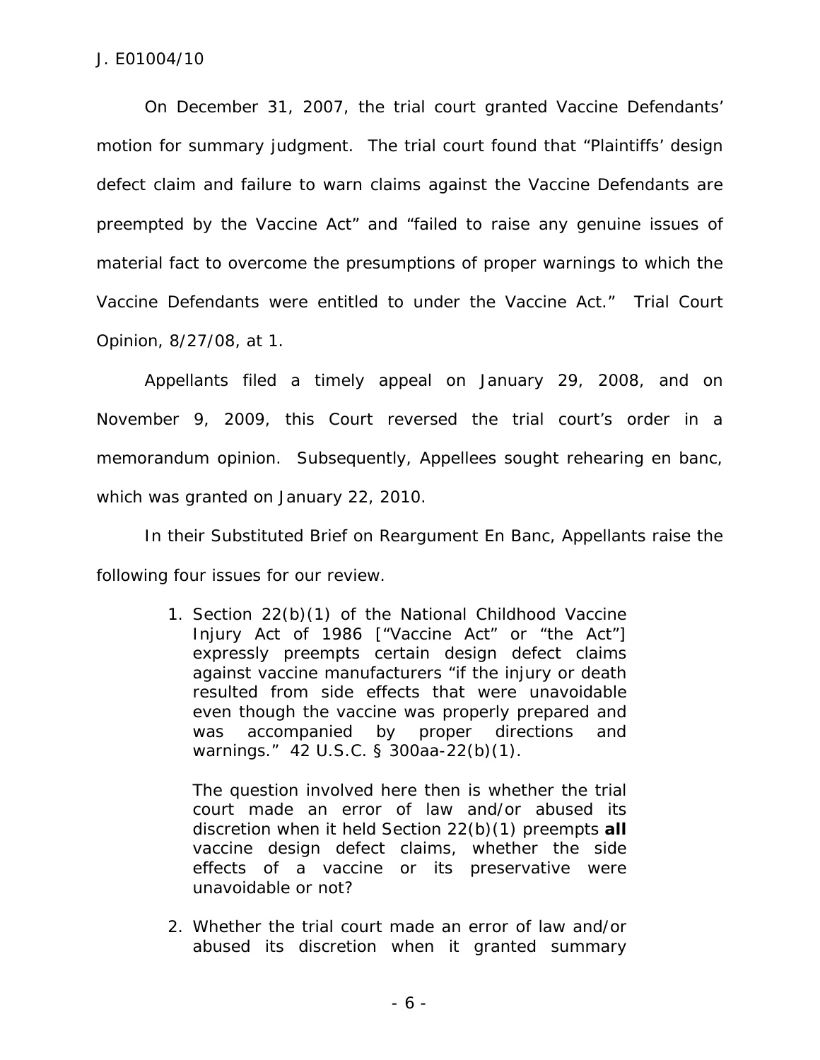On December 31, 2007, the trial court granted Vaccine Defendants' motion for summary judgment. The trial court found that "Plaintiffs' design defect claim and failure to warn claims against the Vaccine Defendants are preempted by the Vaccine Act" and "failed to raise any genuine issues of material fact to overcome the presumptions of proper warnings to which the Vaccine Defendants were entitled to under the Vaccine Act." Trial Court Opinion, 8/27/08, at 1.

Appellants filed a timely appeal on January 29, 2008, and on November 9, 2009, this Court reversed the trial court's order in a memorandum opinion. Subsequently, Appellees sought rehearing en banc, which was granted on January 22, 2010.

In their Substituted Brief on Reargument En Banc, Appellants raise the following four issues for our review.

> 1. Section 22(b)(1) of the National Childhood Vaccine Injury Act of 1986 ["Vaccine Act" or "the Act"] expressly preempts certain design defect claims against vaccine manufacturers "if the injury or death resulted from side effects that were unavoidable even though the vaccine was properly prepared and was accompanied by proper directions and warnings." 42 U.S.C. § 300aa-22(b)(1).
>
>    The question involved here then is whether the trial court made an error of law and/or abused its discretion when it held Section 22(b)(1) preempts **all** vaccine design defect claims, whether the side effects of a vaccine or its preservative were unavoidable or not?
>
> 2. Whether the trial court made an error of law and/or abused its discretion when it granted summary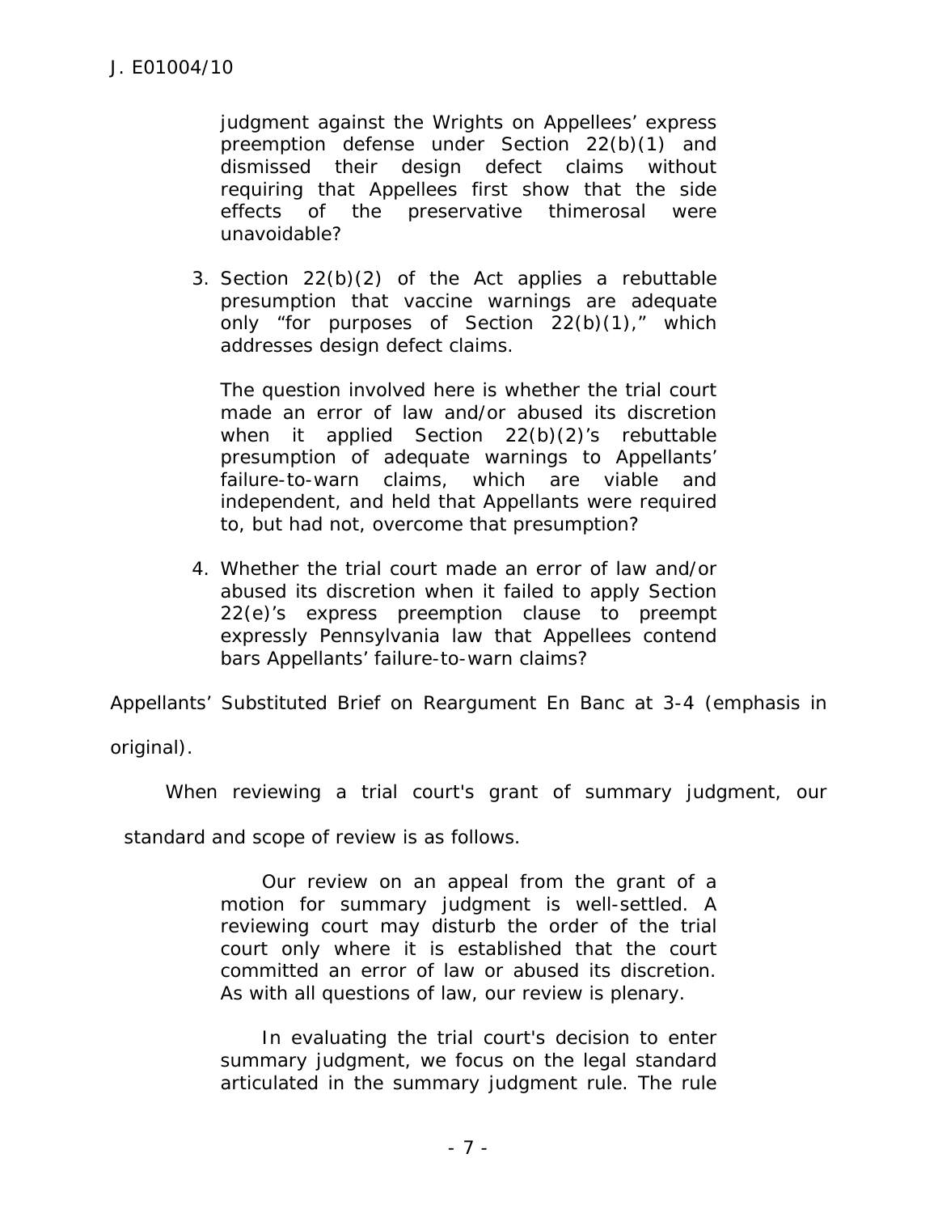> judgment against the Wrights on Appellees' express preemption defense under Section 22(b)(1) and dismissed their design defect claims without requiring that Appellees first show that the side effects of the preservative thimerosal were unavoidable?
>
> 3. Section 22(b)(2) of the Act applies a rebuttable presumption that vaccine warnings are adequate only "for purposes of Section 22(b)(1)," which addresses design defect claims.
>
> The question involved here is whether the trial court made an error of law and/or abused its discretion when it applied Section 22(b)(2)'s rebuttable presumption of adequate warnings to Appellants' failure-to-warn claims, which are viable and independent, and held that Appellants were required to, but had not, overcome that presumption?
>
> 4. Whether the trial court made an error of law and/or abused its discretion when it failed to apply Section 22(e)'s express preemption clause to preempt expressly Pennsylvania law that Appellees contend bars Appellants' failure-to-warn claims?

Appellants' Substituted Brief on Reargument En Banc at 3-4 (emphasis in original).

When reviewing a trial court's grant of summary judgment, our standard and scope of review is as follows.

> Our review on an appeal from the grant of a motion for summary judgment is well-settled. A reviewing court may disturb the order of the trial court only where it is established that the court committed an error of law or abused its discretion. As with all questions of law, our review is plenary.
>
> In evaluating the trial court's decision to enter summary judgment, we focus on the legal standard articulated in the summary judgment rule. The rule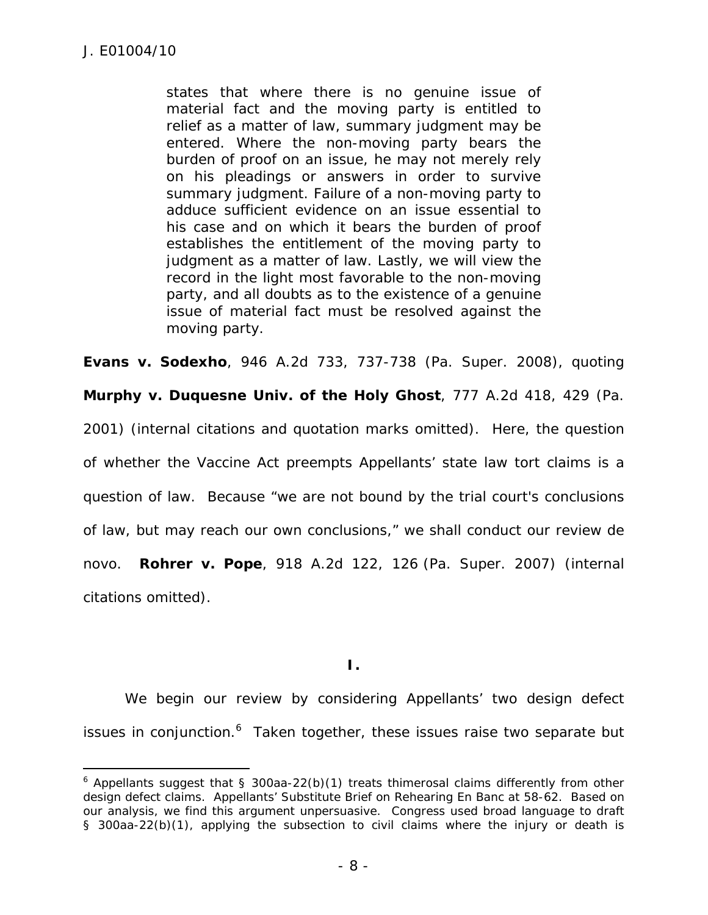> states that where there is no genuine issue of material fact and the moving party is entitled to relief as a matter of law, summary judgment may be entered. Where the non-moving party bears the burden of proof on an issue, he may not merely rely on his pleadings or answers in order to survive summary judgment. Failure of a non-moving party to adduce sufficient evidence on an issue essential to his case and on which it bears the burden of proof establishes the entitlement of the moving party to judgment as a matter of law. Lastly, we will view the record in the light most favorable to the non-moving party, and all doubts as to the existence of a genuine issue of material fact must be resolved against the moving party.

**Evans v. Sodexho**, 946 A.2d 733, 737-738 (Pa. Super. 2008), quoting **Murphy v. Duquesne Univ. of the Holy Ghost**, 777 A.2d 418, 429 (Pa. 2001) (internal citations and quotation marks omitted). Here, the question of whether the Vaccine Act preempts Appellants' state law tort claims is a question of law. Because "we are not bound by the trial court's conclusions of law, but may reach our own conclusions," we shall conduct our review de novo. **Rohrer v. Pope**, 918 A.2d 122, 126 (Pa. Super. 2007) (internal citations omitted).

## I.

We begin our review by considering Appellants' two design defect issues in conjunction.[6] Taken together, these issues raise two separate but

[6] Appellants suggest that § 300aa-22(b)(1) treats thimerosal claims differently from other design defect claims. Appellants' Substitute Brief on Rehearing En Banc at 58-62. Based on our analysis, we find this argument unpersuasive. Congress used broad language to draft § 300aa-22(b)(1), applying the subsection to civil claims where the injury or death is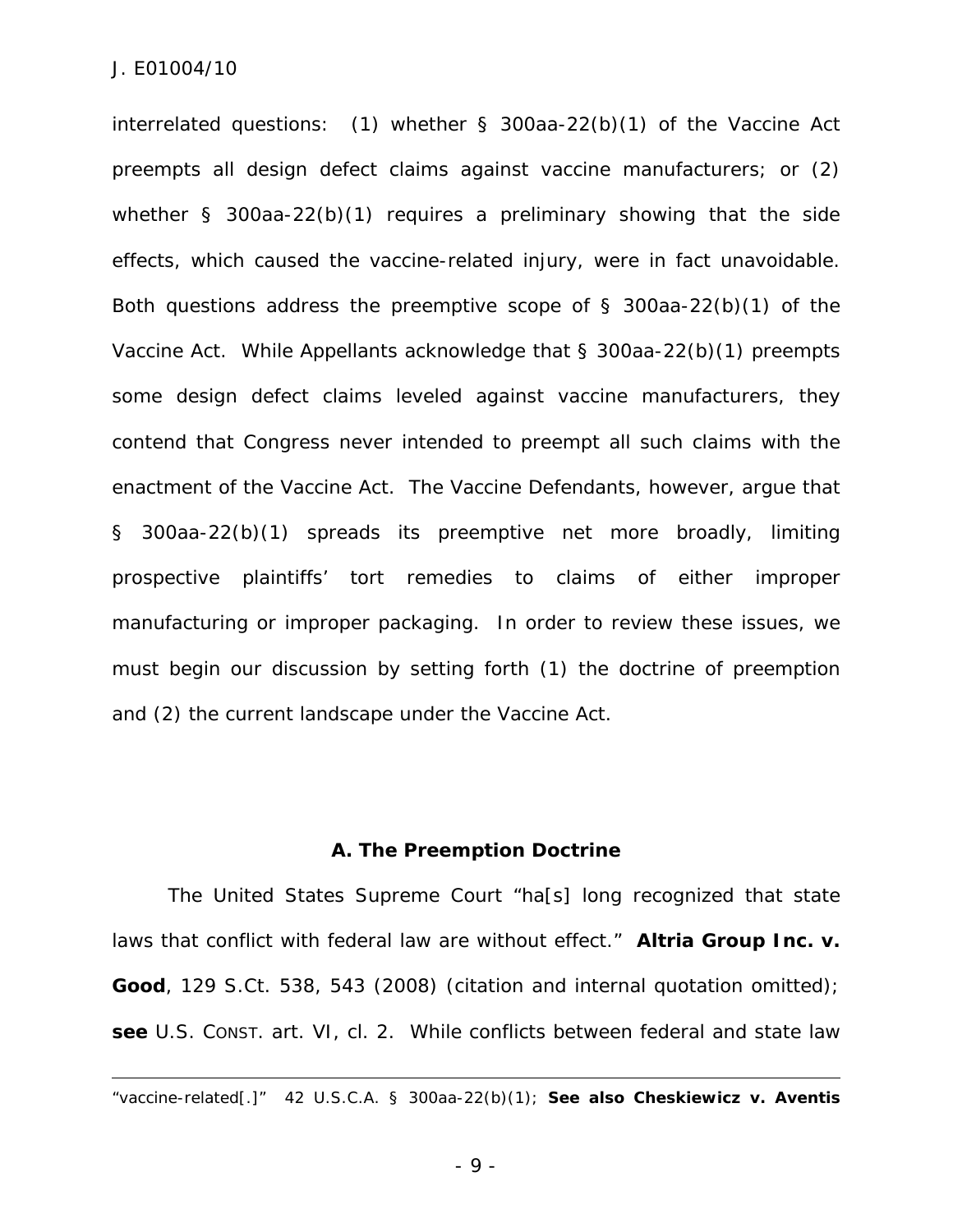interrelated questions: (1) whether § 300aa-22(b)(1) of the Vaccine Act preempts all design defect claims against vaccine manufacturers; or (2) whether § 300aa-22(b)(1) requires a preliminary showing that the side effects, which caused the vaccine-related injury, were in fact unavoidable. Both questions address the preemptive scope of § 300aa-22(b)(1) of the Vaccine Act. While Appellants acknowledge that § 300aa-22(b)(1) preempts some design defect claims leveled against vaccine manufacturers, they contend that Congress never intended to preempt all such claims with the enactment of the Vaccine Act. The Vaccine Defendants, however, argue that § 300aa-22(b)(1) spreads its preemptive net more broadly, limiting prospective plaintiffs' tort remedies to claims of either improper manufacturing or improper packaging. In order to review these issues, we must begin our discussion by setting forth (1) the doctrine of preemption and (2) the current landscape under the Vaccine Act.

### A. The Preemption Doctrine

The United States Supreme Court "ha[s] long recognized that state laws that conflict with federal law are without effect." **Altria Group Inc. v. Good**, 129 S.Ct. 538, 543 (2008) (citation and internal quotation omitted); **see** U.S. CONST. art. VI, cl. 2. While conflicts between federal and state law

---

"vaccine-related[.]" 42 U.S.C.A. § 300aa-22(b)(1); **See also Cheskiewicz v. Aventis**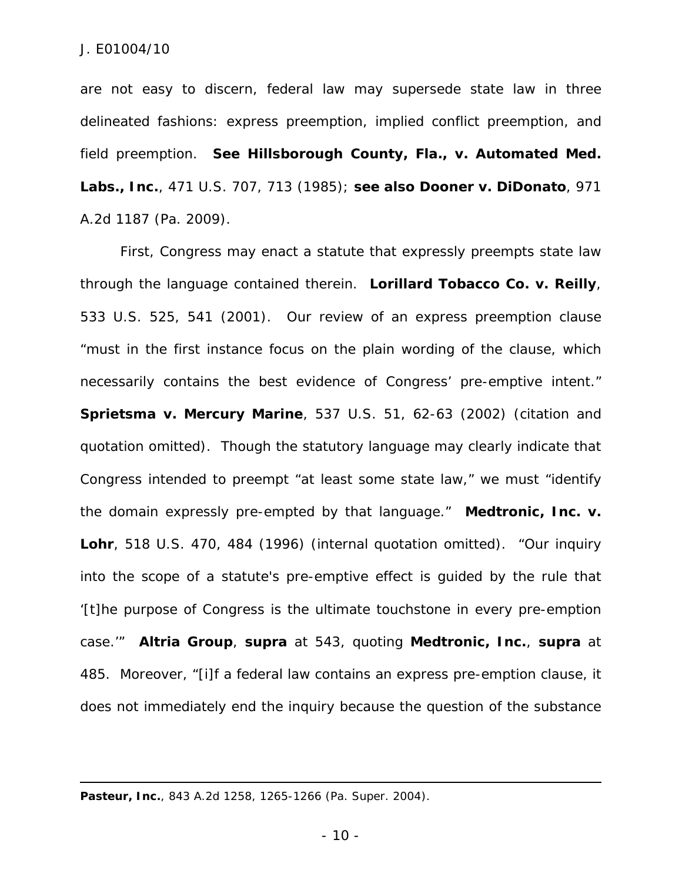are not easy to discern, federal law may supersede state law in three delineated fashions: express preemption, implied conflict preemption, and field preemption. **See Hillsborough County, Fla., v. Automated Med. Labs., Inc.**, 471 U.S. 707, 713 (1985); **see also Dooner v. DiDonato**, 971 A.2d 1187 (Pa. 2009).

First, Congress may enact a statute that expressly preempts state law through the language contained therein. **Lorillard Tobacco Co. v. Reilly**, 533 U.S. 525, 541 (2001). Our review of an express preemption clause "must in the first instance focus on the plain wording of the clause, which necessarily contains the best evidence of Congress' pre-emptive intent." **Sprietsma v. Mercury Marine**, 537 U.S. 51, 62-63 (2002) (citation and quotation omitted). Though the statutory language may clearly indicate that Congress intended to preempt "at least some state law," we must "identify the domain expressly pre-empted by that language." **Medtronic, Inc. v. Lohr**, 518 U.S. 470, 484 (1996) (internal quotation omitted). "Our inquiry into the scope of a statute's pre-emptive effect is guided by the rule that '[t]he purpose of Congress is the ultimate touchstone in every pre-emption case.'" **Altria Group**, **supra** at 543, quoting **Medtronic, Inc.**, **supra** at 485. Moreover, "[i]f a federal law contains an express pre-emption clause, it does not immediately end the inquiry because the question of the substance

---

**Pasteur, Inc.**, 843 A.2d 1258, 1265-1266 (Pa. Super. 2004).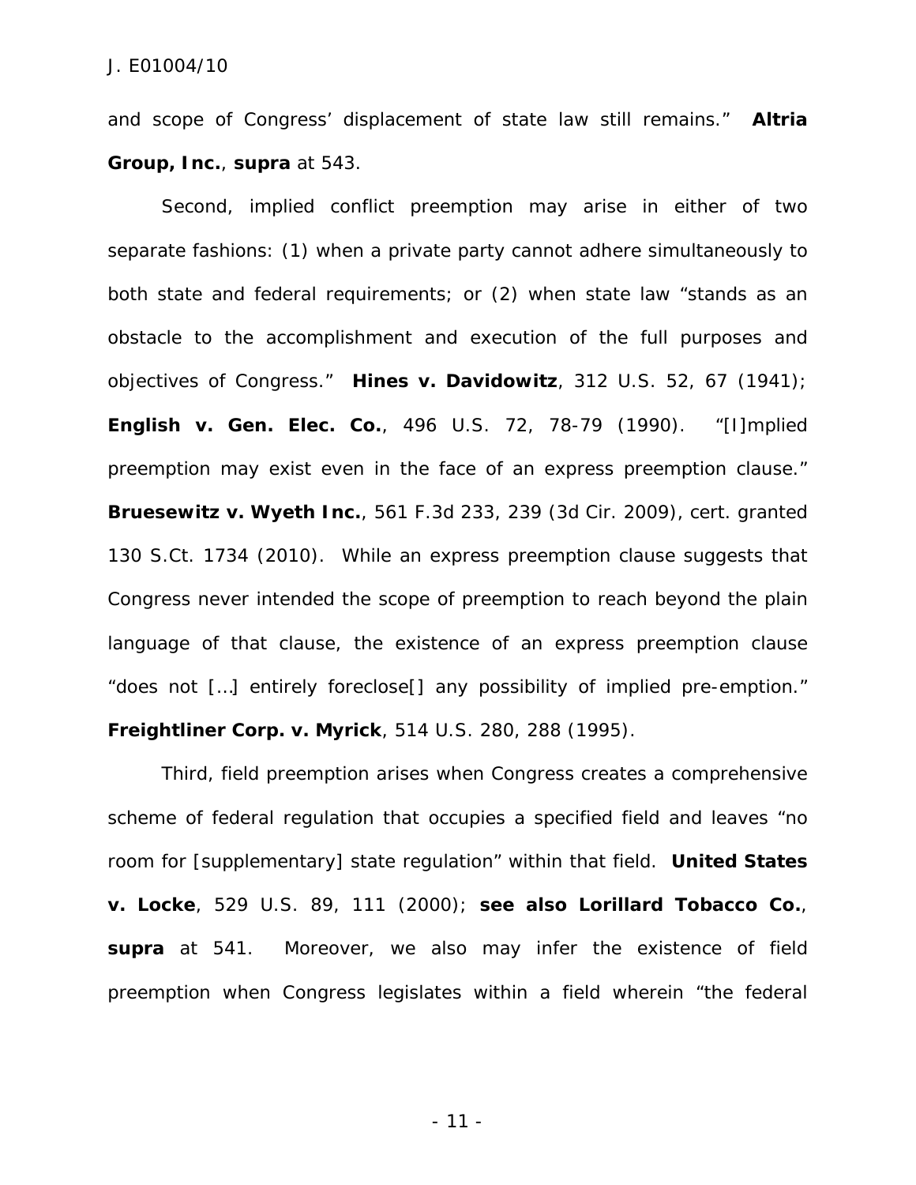and scope of Congress' displacement of state law still remains." **Altria Group, Inc.**, **supra** at 543.

Second, implied conflict preemption may arise in either of two separate fashions: (1) when a private party cannot adhere simultaneously to both state and federal requirements; or (2) when state law "stands as an obstacle to the accomplishment and execution of the full purposes and objectives of Congress." **Hines v. Davidowitz**, 312 U.S. 52, 67 (1941); **English v. Gen. Elec. Co.**, 496 U.S. 72, 78-79 (1990). "[I]mplied preemption may exist even in the face of an express preemption clause." **Bruesewitz v. Wyeth Inc.**, 561 F.3d 233, 239 (3d Cir. 2009), cert. granted 130 S.Ct. 1734 (2010). While an express preemption clause suggests that Congress never intended the scope of preemption to reach beyond the plain language of that clause, the existence of an express preemption clause "does not […] entirely foreclose[] any possibility of implied pre-emption." **Freightliner Corp. v. Myrick**, 514 U.S. 280, 288 (1995).

Third, field preemption arises when Congress creates a comprehensive scheme of federal regulation that occupies a specified field and leaves "no room for [supplementary] state regulation" within that field. **United States v. Locke**, 529 U.S. 89, 111 (2000); **see also Lorillard Tobacco Co.**, **supra** at 541. Moreover, we also may infer the existence of field preemption when Congress legislates within a field wherein "the federal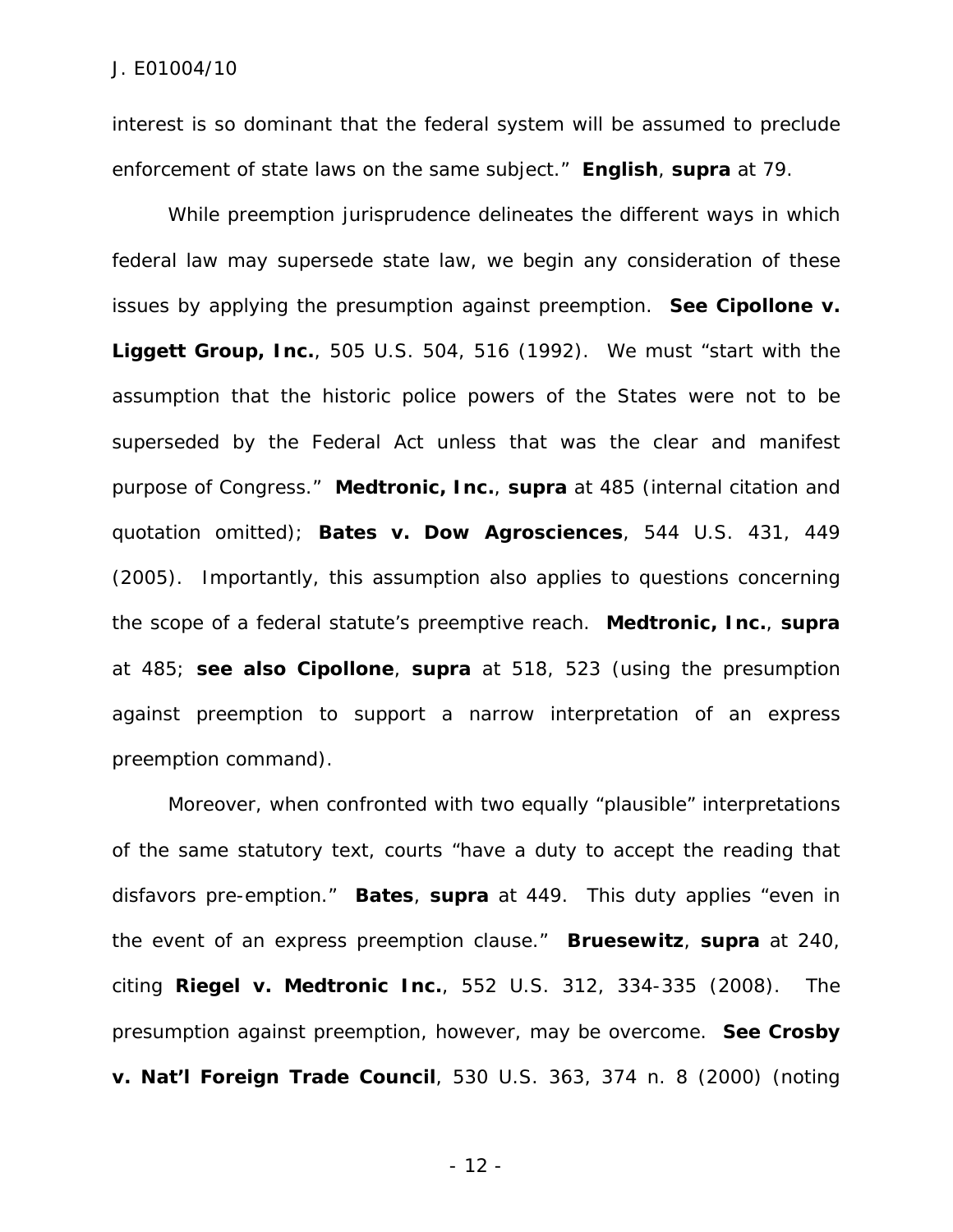interest is so dominant that the federal system will be assumed to preclude enforcement of state laws on the same subject." **English**, **supra** at 79.

While preemption jurisprudence delineates the different ways in which federal law may supersede state law, we begin any consideration of these issues by applying the presumption against preemption. **See Cipollone v. Liggett Group, Inc.**, 505 U.S. 504, 516 (1992). We must "start with the assumption that the historic police powers of the States were not to be superseded by the Federal Act unless that was the clear and manifest purpose of Congress." **Medtronic, Inc.**, **supra** at 485 (internal citation and quotation omitted); **Bates v. Dow Agrosciences**, 544 U.S. 431, 449 (2005). Importantly, this assumption also applies to questions concerning the scope of a federal statute's preemptive reach. **Medtronic, Inc.**, **supra** at 485; **see also Cipollone**, **supra** at 518, 523 (using the presumption against preemption to support a narrow interpretation of an express preemption command).

Moreover, when confronted with two equally "plausible" interpretations of the same statutory text, courts "have a duty to accept the reading that disfavors pre-emption." **Bates**, **supra** at 449. This duty applies "even in the event of an express preemption clause." **Bruesewitz**, **supra** at 240, citing **Riegel v. Medtronic Inc.**, 552 U.S. 312, 334-335 (2008). The presumption against preemption, however, may be overcome. **See Crosby v. Nat'l Foreign Trade Council**, 530 U.S. 363, 374 n. 8 (2000) (noting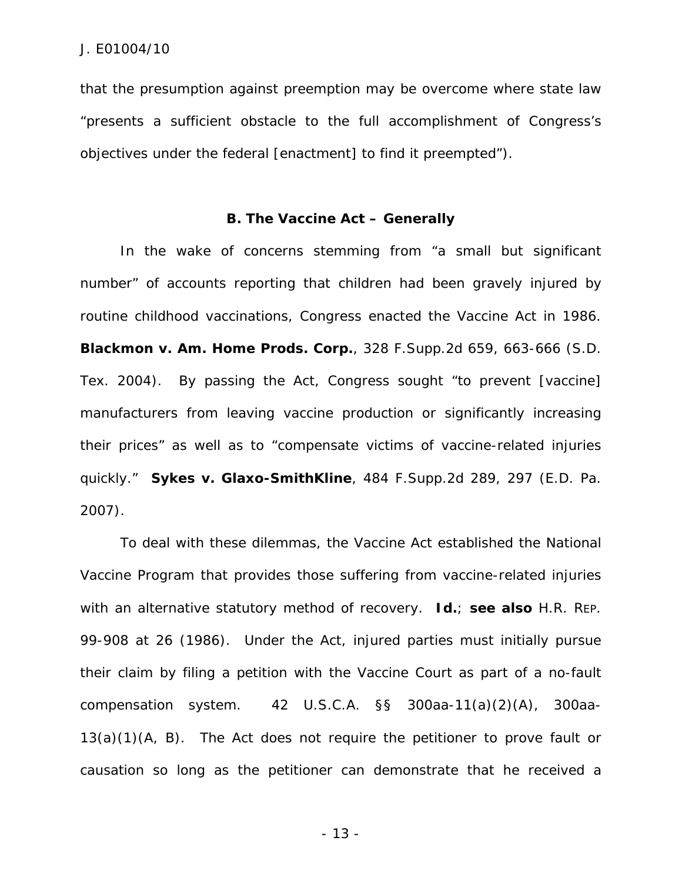that the presumption against preemption may be overcome where state law "presents a sufficient obstacle to the full accomplishment of Congress's objectives under the federal [enactment] to find it preempted").

### B. The Vaccine Act – Generally

In the wake of concerns stemming from "a small but significant number" of accounts reporting that children had been gravely injured by routine childhood vaccinations, Congress enacted the Vaccine Act in 1986. **Blackmon v. Am. Home Prods. Corp.**, 328 F.Supp.2d 659, 663-666 (S.D. Tex. 2004). By passing the Act, Congress sought "to prevent [vaccine] manufacturers from leaving vaccine production or significantly increasing their prices" as well as to "compensate victims of vaccine-related injuries quickly." **Sykes v. Glaxo-SmithKline**, 484 F.Supp.2d 289, 297 (E.D. Pa. 2007).

To deal with these dilemmas, the Vaccine Act established the National Vaccine Program that provides those suffering from vaccine-related injuries with an alternative statutory method of recovery. **Id.**; **see also** H.R. REP. 99-908 at 26 (1986). Under the Act, injured parties must initially pursue their claim by filing a petition with the Vaccine Court as part of a no-fault compensation system. 42 U.S.C.A. §§ 300aa-11(a)(2)(A), 300aa-13(a)(1)(A, B). The Act does not require the petitioner to prove fault or causation so long as the petitioner can demonstrate that he received a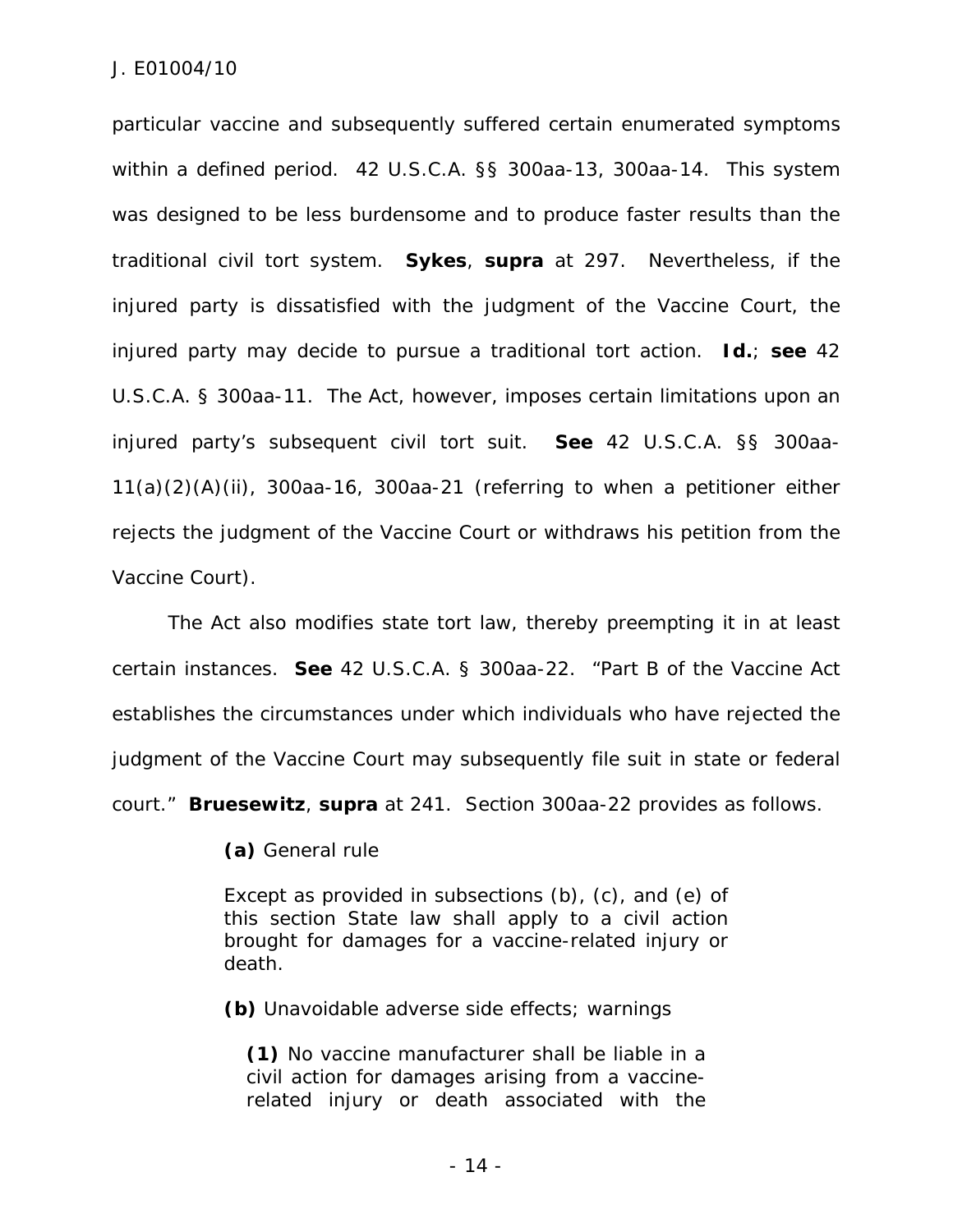particular vaccine and subsequently suffered certain enumerated symptoms within a defined period. 42 U.S.C.A. §§ 300aa-13, 300aa-14. This system was designed to be less burdensome and to produce faster results than the traditional civil tort system. **Sykes**, **supra** at 297. Nevertheless, if the injured party is dissatisfied with the judgment of the Vaccine Court, the injured party may decide to pursue a traditional tort action. **Id.**; **see** 42 U.S.C.A. § 300aa-11. The Act, however, imposes certain limitations upon an injured party's subsequent civil tort suit. **See** 42 U.S.C.A. §§ 300aa-11(a)(2)(A)(ii), 300aa-16, 300aa-21 (referring to when a petitioner either rejects the judgment of the Vaccine Court or withdraws his petition from the Vaccine Court).

The Act also modifies state tort law, thereby preempting it in at least certain instances. **See** 42 U.S.C.A. § 300aa-22. "Part B of the Vaccine Act establishes the circumstances under which individuals who have rejected the judgment of the Vaccine Court may subsequently file suit in state or federal court." **Bruesewitz**, **supra** at 241. Section 300aa-22 provides as follows.

> **(a)** General rule
>
> Except as provided in subsections (b), (c), and (e) of this section State law shall apply to a civil action brought for damages for a vaccine-related injury or death.
>
> **(b)** Unavoidable adverse side effects; warnings
>
> **(1)** No vaccine manufacturer shall be liable in a civil action for damages arising from a vaccine-related injury or death associated with the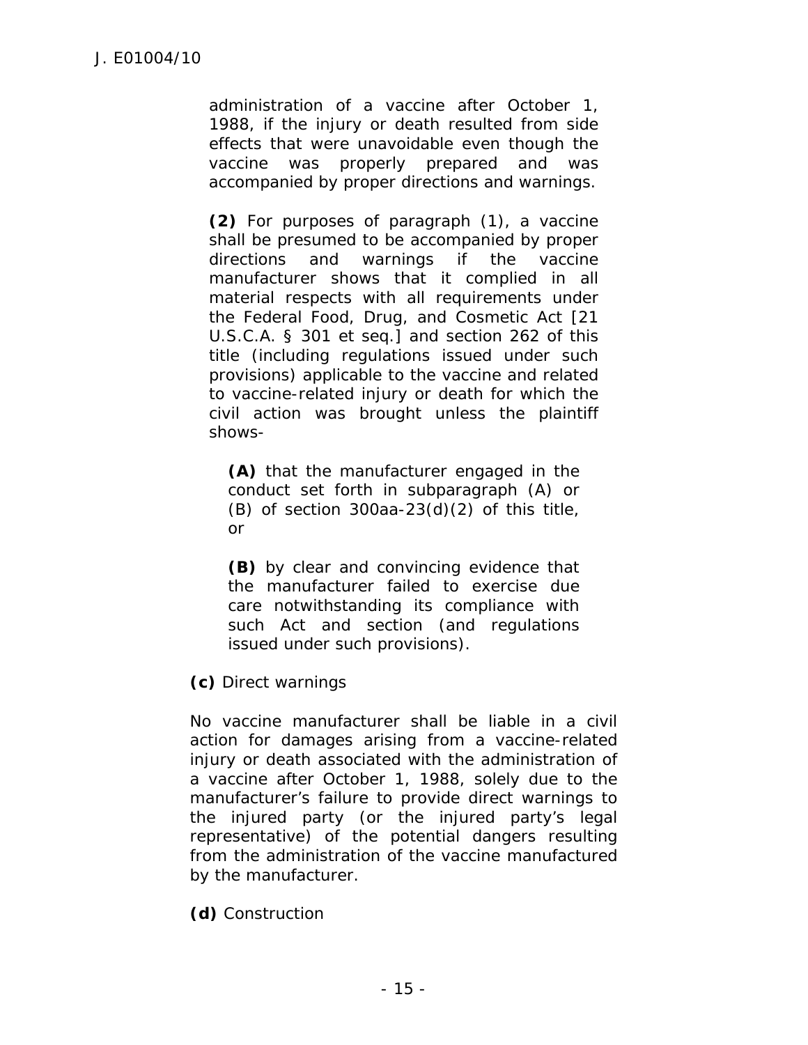administration of a vaccine after October 1, 1988, if the injury or death resulted from side effects that were unavoidable even though the vaccine was properly prepared and was accompanied by proper directions and warnings.

> **(2)** For purposes of paragraph (1), a vaccine shall be presumed to be accompanied by proper directions and warnings if the vaccine manufacturer shows that it complied in all material respects with all requirements under the Federal Food, Drug, and Cosmetic Act [21 U.S.C.A. § 301 et seq.] and section 262 of this title (including regulations issued under such provisions) applicable to the vaccine and related to vaccine-related injury or death for which the civil action was brought unless the plaintiff shows-
>
> > **(A)** that the manufacturer engaged in the conduct set forth in subparagraph (A) or (B) of section 300aa-23(d)(2) of this title, or
> >
> > **(B)** by clear and convincing evidence that the manufacturer failed to exercise due care notwithstanding its compliance with such Act and section (and regulations issued under such provisions).

**(c)** Direct warnings

No vaccine manufacturer shall be liable in a civil action for damages arising from a vaccine-related injury or death associated with the administration of a vaccine after October 1, 1988, solely due to the manufacturer's failure to provide direct warnings to the injured party (or the injured party's legal representative) of the potential dangers resulting from the administration of the vaccine manufactured by the manufacturer.

**(d)** Construction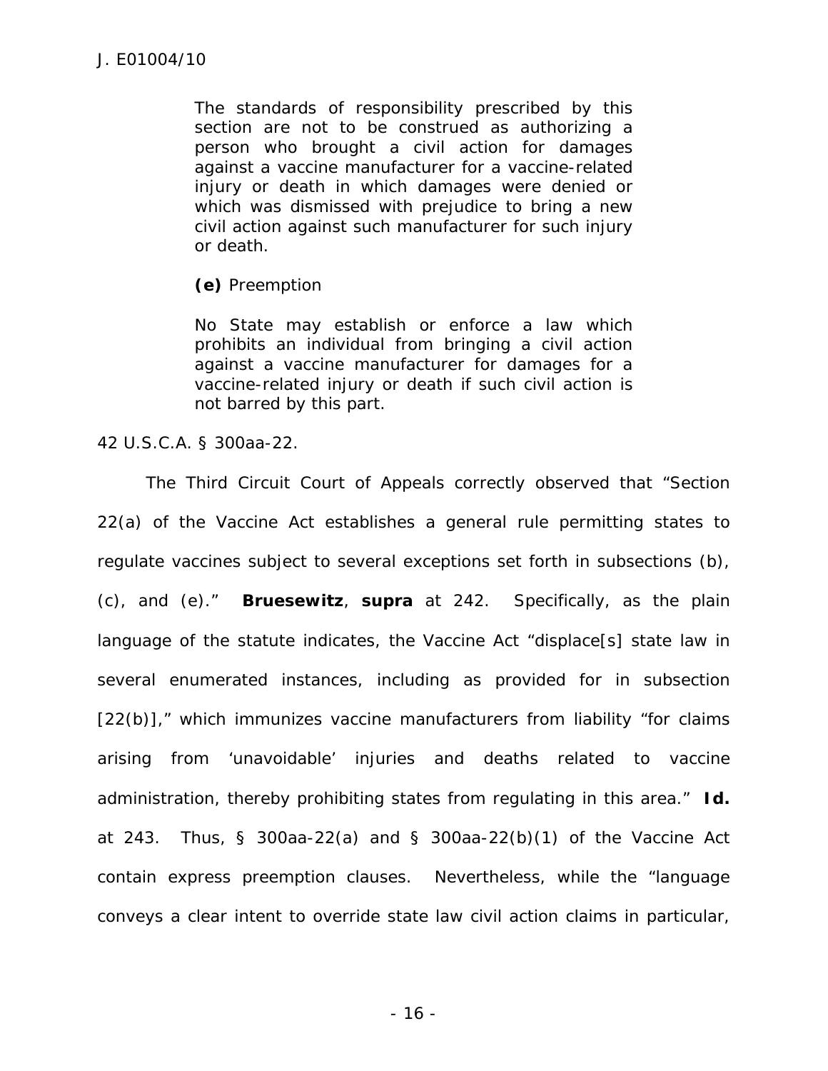> The standards of responsibility prescribed by this section are not to be construed as authorizing a person who brought a civil action for damages against a vaccine manufacturer for a vaccine-related injury or death in which damages were denied or which was dismissed with prejudice to bring a new civil action against such manufacturer for such injury or death.
>
> **(e)** Preemption
>
> No State may establish or enforce a law which prohibits an individual from bringing a civil action against a vaccine manufacturer for damages for a vaccine-related injury or death if such civil action is not barred by this part.

42 U.S.C.A. § 300aa-22.

The Third Circuit Court of Appeals correctly observed that "Section 22(a) of the Vaccine Act establishes a general rule permitting states to regulate vaccines subject to several exceptions set forth in subsections (b), (c), and (e)." ***Bruesewitz*, *supra*** at 242. Specifically, as the plain language of the statute indicates, the Vaccine Act "displace[s] state law in several enumerated instances, including as provided for in subsection [22(b)]," which immunizes vaccine manufacturers from liability "for claims arising from 'unavoidable' injuries and deaths related to vaccine administration, thereby prohibiting states from regulating in this area." ***Id.*** at 243. Thus, § 300aa-22(a) and § 300aa-22(b)(1) of the Vaccine Act contain express preemption clauses. Nevertheless, while the "language conveys a clear intent to override state law civil action claims in particular,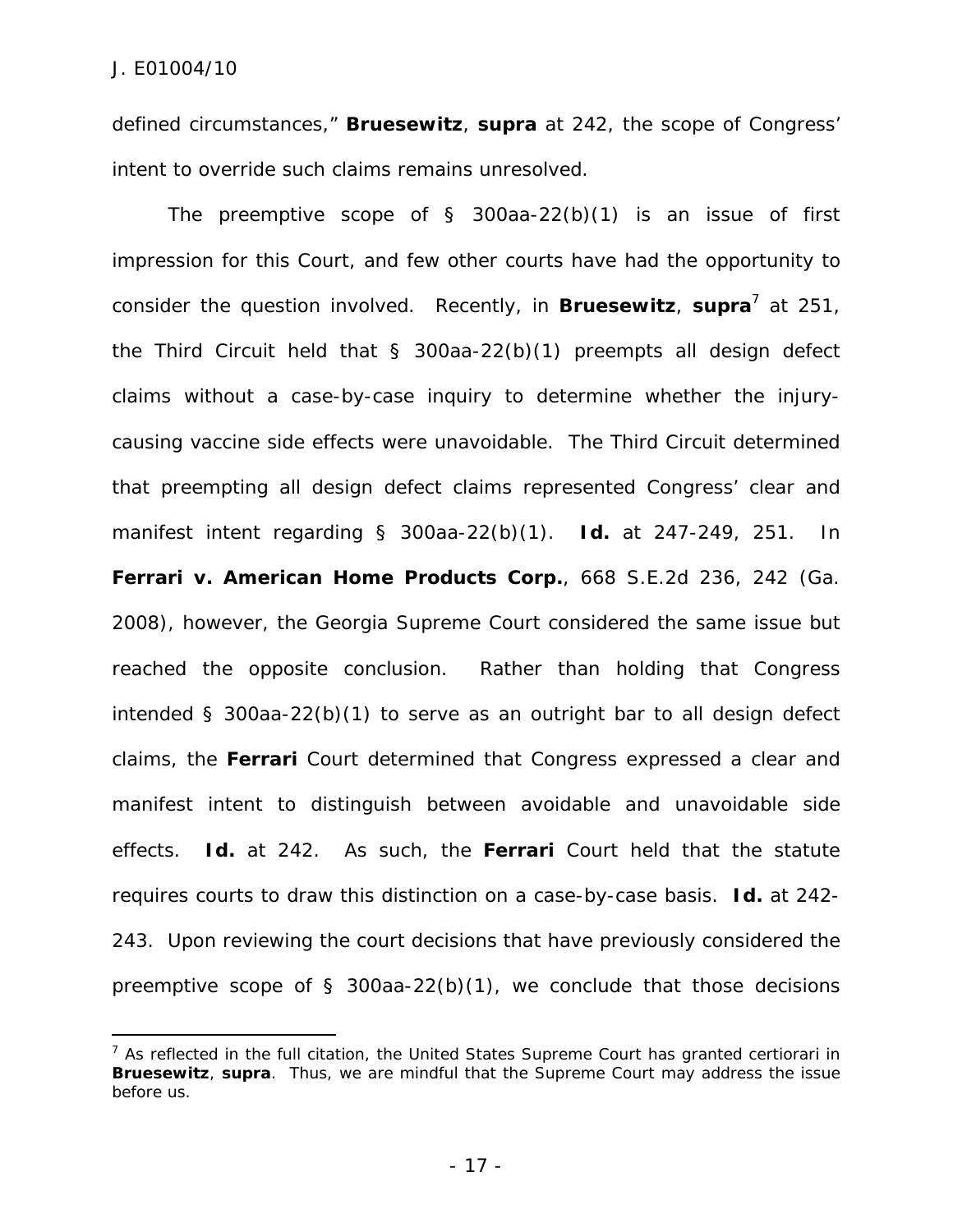defined circumstances," **Bruesewitz**, **supra** at 242, the scope of Congress' intent to override such claims remains unresolved.

The preemptive scope of § 300aa-22(b)(1) is an issue of first impression for this Court, and few other courts have had the opportunity to consider the question involved. Recently, in **Bruesewitz**, **supra**[7] at 251, the Third Circuit held that § 300aa-22(b)(1) preempts all design defect claims without a case-by-case inquiry to determine whether the injury-causing vaccine side effects were unavoidable. The Third Circuit determined that preempting all design defect claims represented Congress' clear and manifest intent regarding § 300aa-22(b)(1). **Id.** at 247-249, 251. In **Ferrari v. American Home Products Corp.**, 668 S.E.2d 236, 242 (Ga. 2008), however, the Georgia Supreme Court considered the same issue but reached the opposite conclusion. Rather than holding that Congress intended § 300aa-22(b)(1) to serve as an outright bar to all design defect claims, the **Ferrari** Court determined that Congress expressed a clear and manifest intent to distinguish between avoidable and unavoidable side effects. **Id.** at 242. As such, the **Ferrari** Court held that the statute requires courts to draw this distinction on a case-by-case basis. **Id.** at 242-243. Upon reviewing the court decisions that have previously considered the preemptive scope of § 300aa-22(b)(1), we conclude that those decisions

---

[7] As reflected in the full citation, the United States Supreme Court has granted certiorari in **Bruesewitz**, **supra**. Thus, we are mindful that the Supreme Court may address the issue before us.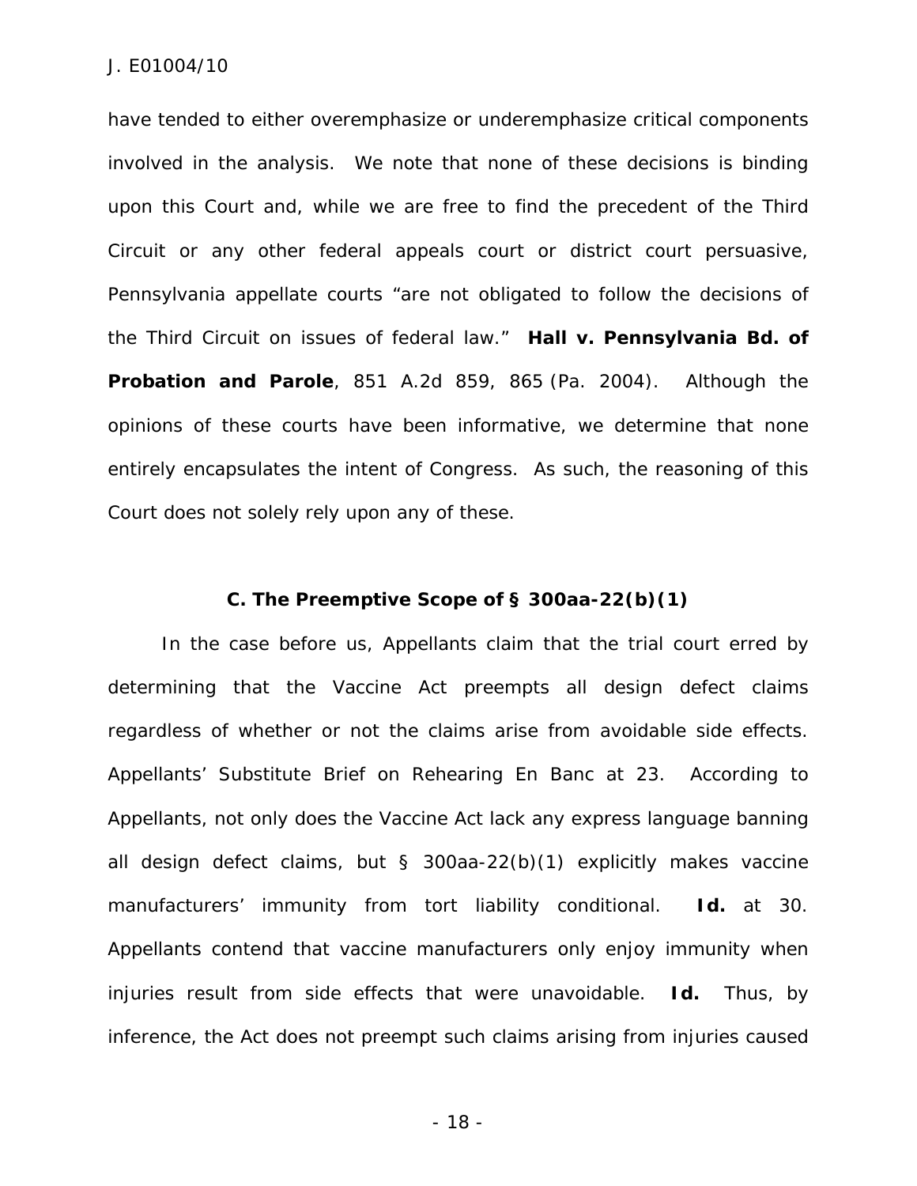have tended to either overemphasize or underemphasize critical components involved in the analysis. We note that none of these decisions is binding upon this Court and, while we are free to find the precedent of the Third Circuit or any other federal appeals court or district court persuasive, Pennsylvania appellate courts "are not obligated to follow the decisions of the Third Circuit on issues of federal law." **Hall v. Pennsylvania Bd. of Probation and Parole**, 851 A.2d 859, 865 (Pa. 2004). Although the opinions of these courts have been informative, we determine that none entirely encapsulates the intent of Congress. As such, the reasoning of this Court does not solely rely upon any of these.

### C. The Preemptive Scope of § 300aa-22(b)(1)

In the case before us, Appellants claim that the trial court erred by determining that the Vaccine Act preempts all design defect claims regardless of whether or not the claims arise from avoidable side effects. Appellants' Substitute Brief on Rehearing En Banc at 23. According to Appellants, not only does the Vaccine Act lack any express language banning all design defect claims, but § 300aa-22(b)(1) explicitly makes vaccine manufacturers' immunity from tort liability conditional. **Id.** at 30. Appellants contend that vaccine manufacturers only enjoy immunity when injuries result from side effects that were unavoidable. **Id.** Thus, by inference, the Act does not preempt such claims arising from injuries caused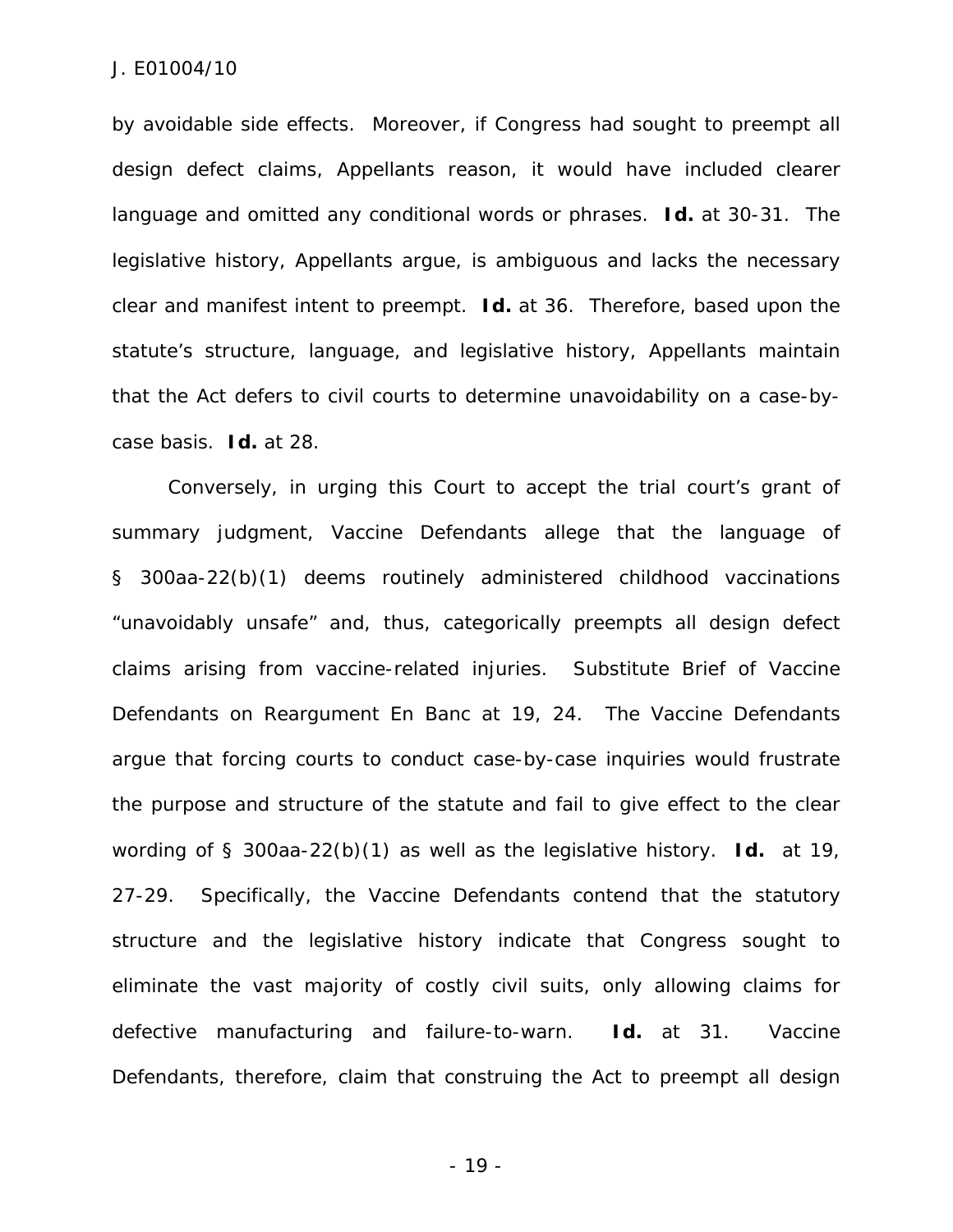by avoidable side effects. Moreover, if Congress had sought to preempt all design defect claims, Appellants reason, it would have included clearer language and omitted any conditional words or phrases. **Id.** at 30-31. The legislative history, Appellants argue, is ambiguous and lacks the necessary clear and manifest intent to preempt. **Id.** at 36. Therefore, based upon the statute's structure, language, and legislative history, Appellants maintain that the Act defers to civil courts to determine unavoidability on a case-by-case basis. **Id.** at 28.

Conversely, in urging this Court to accept the trial court's grant of summary judgment, Vaccine Defendants allege that the language of § 300aa-22(b)(1) deems routinely administered childhood vaccinations "unavoidably unsafe" and, thus, categorically preempts all design defect claims arising from vaccine-related injuries. Substitute Brief of Vaccine Defendants on Reargument En Banc at 19, 24. The Vaccine Defendants argue that forcing courts to conduct case-by-case inquiries would frustrate the purpose and structure of the statute and fail to give effect to the clear wording of § 300aa-22(b)(1) as well as the legislative history. **Id.** at 19, 27-29. Specifically, the Vaccine Defendants contend that the statutory structure and the legislative history indicate that Congress sought to eliminate the vast majority of costly civil suits, only allowing claims for defective manufacturing and failure-to-warn. **Id.** at 31. Vaccine Defendants, therefore, claim that construing the Act to preempt all design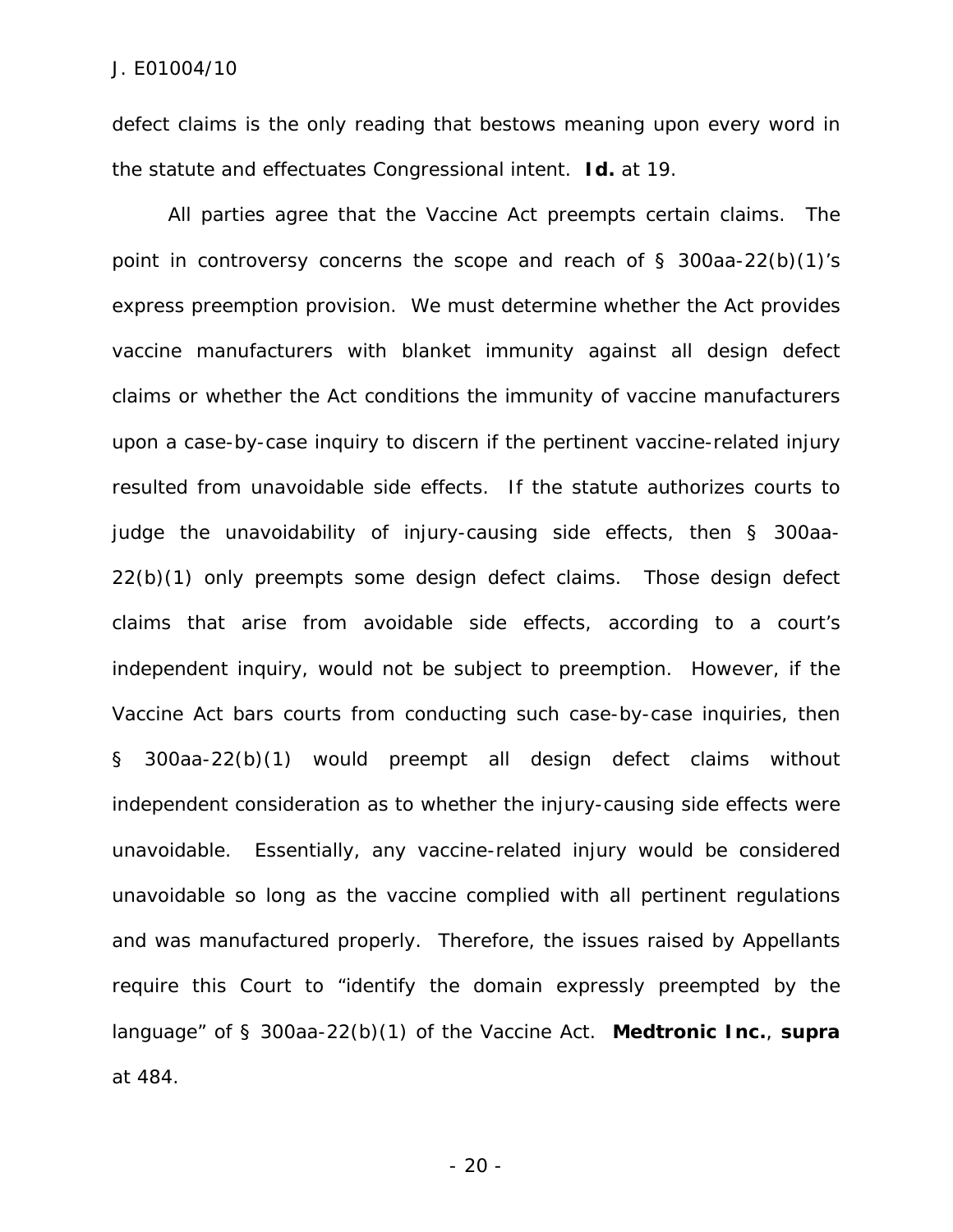defect claims is the only reading that bestows meaning upon every word in the statute and effectuates Congressional intent. **Id.** at 19.

All parties agree that the Vaccine Act preempts certain claims. The point in controversy concerns the scope and reach of § 300aa-22(b)(1)'s express preemption provision. We must determine whether the Act provides vaccine manufacturers with blanket immunity against all design defect claims or whether the Act conditions the immunity of vaccine manufacturers upon a case-by-case inquiry to discern if the pertinent vaccine-related injury resulted from unavoidable side effects. If the statute authorizes courts to judge the unavoidability of injury-causing side effects, then § 300aa-22(b)(1) only preempts some design defect claims. Those design defect claims that arise from avoidable side effects, according to a court's independent inquiry, would not be subject to preemption. However, if the Vaccine Act bars courts from conducting such case-by-case inquiries, then § 300aa-22(b)(1) would preempt all design defect claims without independent consideration as to whether the injury-causing side effects were unavoidable. Essentially, any vaccine-related injury would be considered unavoidable so long as the vaccine complied with all pertinent regulations and was manufactured properly. Therefore, the issues raised by Appellants require this Court to "identify the domain expressly preempted by the language" of § 300aa-22(b)(1) of the Vaccine Act. **Medtronic Inc.**, **supra** at 484.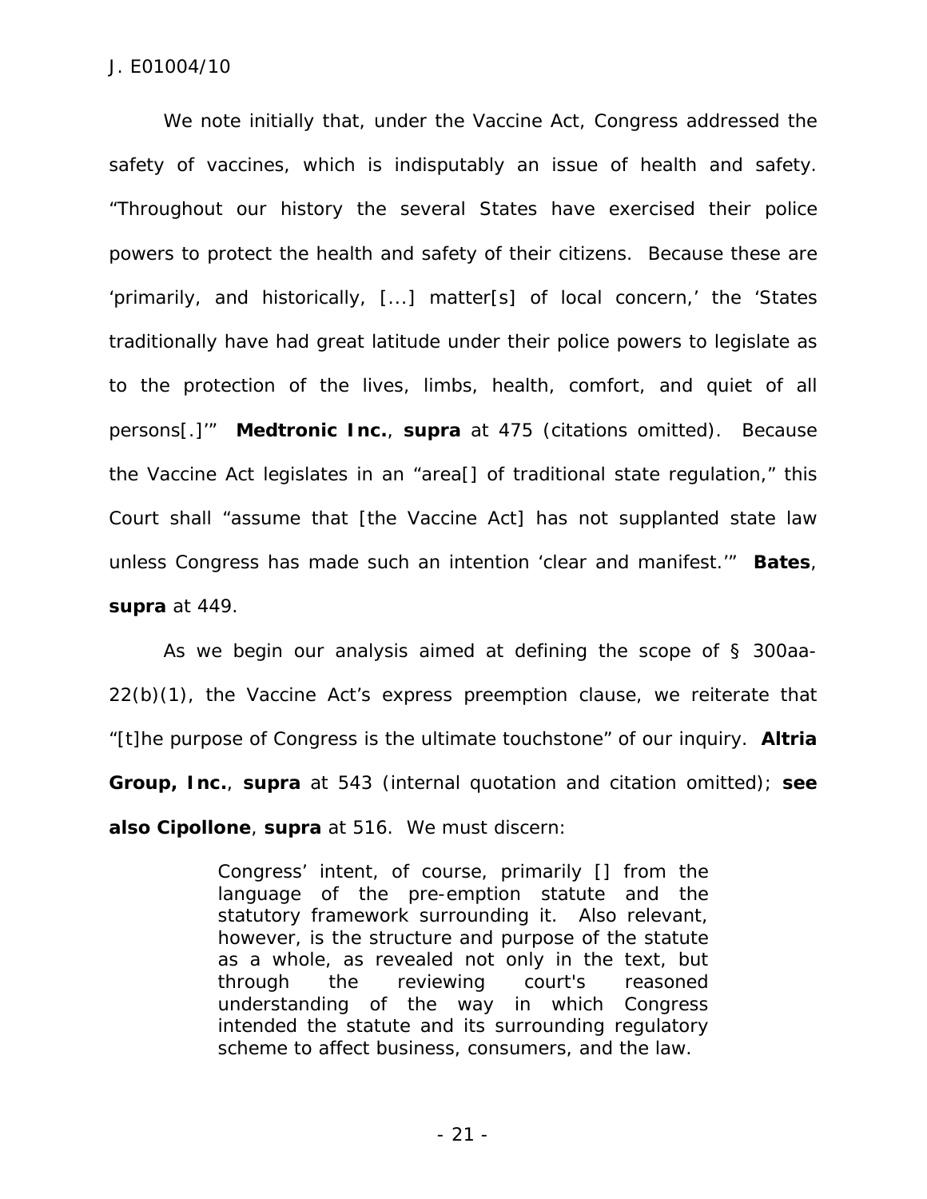We note initially that, under the Vaccine Act, Congress addressed the safety of vaccines, which is indisputably an issue of health and safety. "Throughout our history the several States have exercised their police powers to protect the health and safety of their citizens. Because these are 'primarily, and historically, [...] matter[s] of local concern,' the 'States traditionally have had great latitude under their police powers to legislate as to the protection of the lives, limbs, health, comfort, and quiet of all persons[.]'" **Medtronic Inc.**, **supra** at 475 (citations omitted). Because the Vaccine Act legislates in an "area[] of traditional state regulation," this Court shall "assume that [the Vaccine Act] has not supplanted state law unless Congress has made such an intention 'clear and manifest.'" **Bates**, **supra** at 449.

As we begin our analysis aimed at defining the scope of § 300aa-22(b)(1), the Vaccine Act's express preemption clause, we reiterate that "[t]he purpose of Congress is the ultimate touchstone" of our inquiry. **Altria Group, Inc.**, **supra** at 543 (internal quotation and citation omitted); **see also Cipollone**, **supra** at 516. We must discern:

> Congress' intent, of course, primarily [] from the language of the pre-emption statute and the statutory framework surrounding it. Also relevant, however, is the structure and purpose of the statute as a whole, as revealed not only in the text, but through the reviewing court's reasoned understanding of the way in which Congress intended the statute and its surrounding regulatory scheme to affect business, consumers, and the law.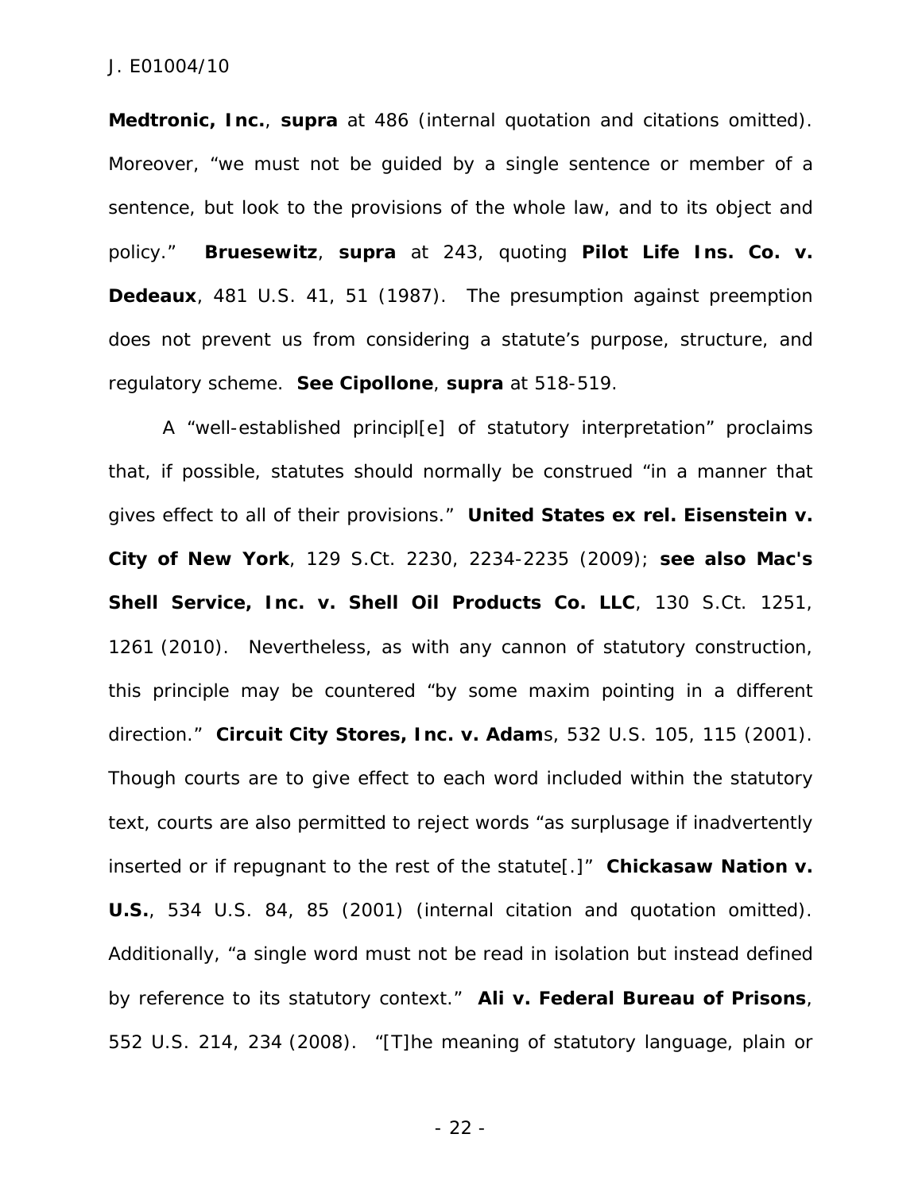**Medtronic, Inc.**, **supra** at 486 (internal quotation and citations omitted). Moreover, "we must not be guided by a single sentence or member of a sentence, but look to the provisions of the whole law, and to its object and policy." **Bruesewitz**, **supra** at 243, quoting **Pilot Life Ins. Co. v. Dedeaux**, 481 U.S. 41, 51 (1987). The presumption against preemption does not prevent us from considering a statute's purpose, structure, and regulatory scheme. **See Cipollone**, **supra** at 518-519.

A "well-established principl[e] of statutory interpretation" proclaims that, if possible, statutes should normally be construed "in a manner that gives effect to all of their provisions." **United States ex rel. Eisenstein v. City of New York**, 129 S.Ct. 2230, 2234-2235 (2009); **see also Mac's Shell Service, Inc. v. Shell Oil Products Co. LLC**, 130 S.Ct. 1251, 1261 (2010). Nevertheless, as with any cannon of statutory construction, this principle may be countered "by some maxim pointing in a different direction." **Circuit City Stores, Inc. v. Adam**s, 532 U.S. 105, 115 (2001). Though courts are to give effect to each word included within the statutory text, courts are also permitted to reject words "as surplusage if inadvertently inserted or if repugnant to the rest of the statute[.]" **Chickasaw Nation v. U.S.**, 534 U.S. 84, 85 (2001) (internal citation and quotation omitted). Additionally, "a single word must not be read in isolation but instead defined by reference to its statutory context." **Ali v. Federal Bureau of Prisons**, 552 U.S. 214, 234 (2008). "[T]he meaning of statutory language, plain or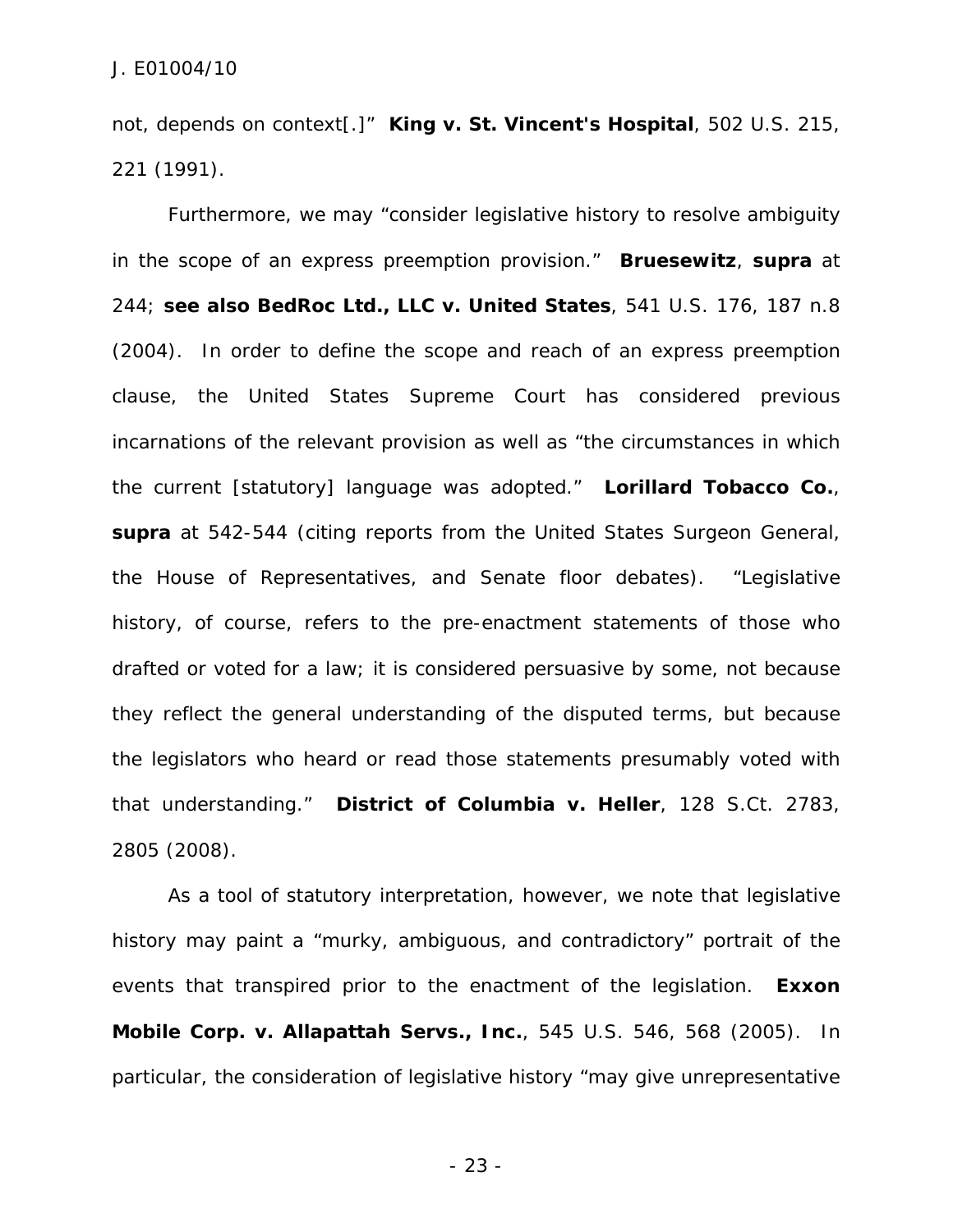not, depends on context[.]" **King v. St. Vincent's Hospital**, 502 U.S. 215, 221 (1991).

Furthermore, we may "consider legislative history to resolve ambiguity in the scope of an express preemption provision." **Bruesewitz**, **supra** at 244; **see also BedRoc Ltd., LLC v. United States**, 541 U.S. 176, 187 n.8 (2004). In order to define the scope and reach of an express preemption clause, the United States Supreme Court has considered previous incarnations of the relevant provision as well as "the circumstances in which the current [statutory] language was adopted." **Lorillard Tobacco Co.**, **supra** at 542-544 (citing reports from the United States Surgeon General, the House of Representatives, and Senate floor debates). "Legislative history, of course, refers to the pre-enactment statements of those who drafted or voted for a law; it is considered persuasive by some, not because they reflect the general understanding of the disputed terms, but because the legislators who heard or read those statements presumably voted with that understanding." **District of Columbia v. Heller**, 128 S.Ct. 2783, 2805 (2008).

As a tool of statutory interpretation, however, we note that legislative history may paint a "murky, ambiguous, and contradictory" portrait of the events that transpired prior to the enactment of the legislation. **Exxon Mobile Corp. v. Allapattah Servs., Inc.**, 545 U.S. 546, 568 (2005). In particular, the consideration of legislative history "may give unrepresentative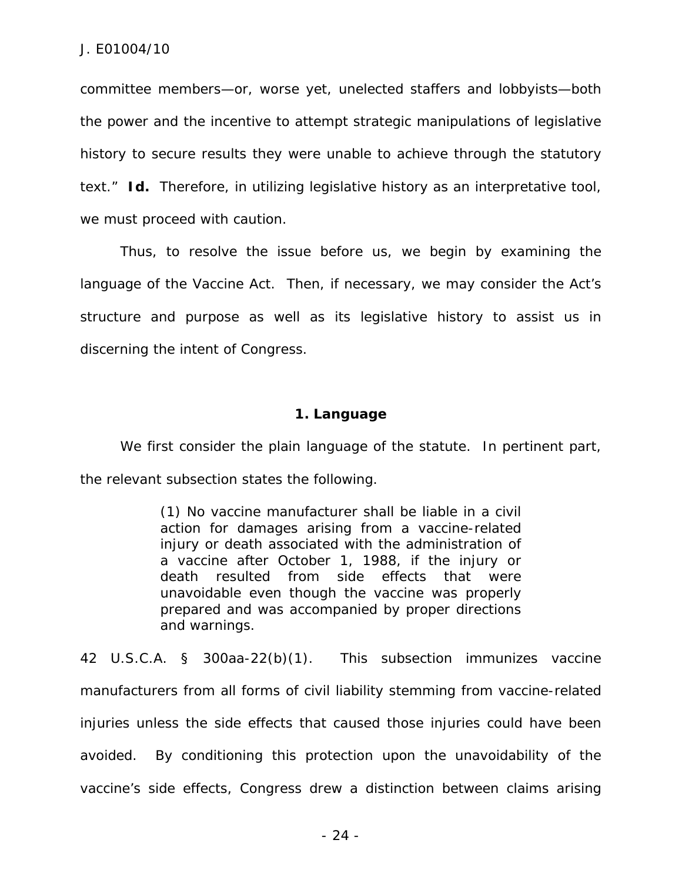committee members—or, worse yet, unelected staffers and lobbyists—both the power and the incentive to attempt strategic manipulations of legislative history to secure results they were unable to achieve through the statutory text." **Id.** Therefore, in utilizing legislative history as an interpretative tool, we must proceed with caution.

Thus, to resolve the issue before us, we begin by examining the language of the Vaccine Act. Then, if necessary, we may consider the Act's structure and purpose as well as its legislative history to assist us in discerning the intent of Congress.

### 1. Language

We first consider the plain language of the statute. In pertinent part, the relevant subsection states the following.

> (1) No vaccine manufacturer shall be liable in a civil action for damages arising from a vaccine-related injury or death associated with the administration of a vaccine after October 1, 1988, if the injury or death resulted from side effects that were unavoidable even though the vaccine was properly prepared and was accompanied by proper directions and warnings.

42 U.S.C.A. § 300aa-22(b)(1). This subsection immunizes vaccine manufacturers from all forms of civil liability stemming from vaccine-related injuries unless the side effects that caused those injuries could have been avoided. By conditioning this protection upon the unavoidability of the vaccine's side effects, Congress drew a distinction between claims arising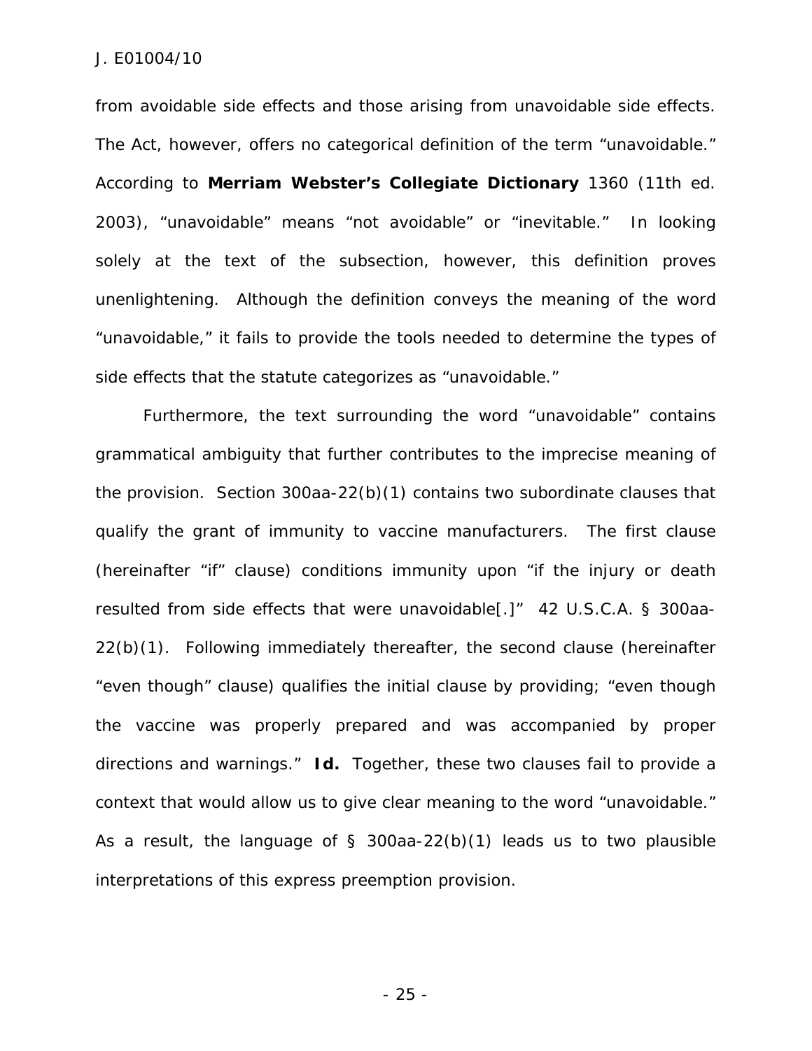from avoidable side effects and those arising from unavoidable side effects. The Act, however, offers no categorical definition of the term "unavoidable." According to **Merriam Webster's Collegiate Dictionary** 1360 (11th ed. 2003), "unavoidable" means "not avoidable" or "inevitable." In looking solely at the text of the subsection, however, this definition proves unenlightening. Although the definition conveys the meaning of the word "unavoidable," it fails to provide the tools needed to determine the types of side effects that the statute categorizes as "unavoidable."

Furthermore, the text surrounding the word "unavoidable" contains grammatical ambiguity that further contributes to the imprecise meaning of the provision. Section 300aa-22(b)(1) contains two subordinate clauses that qualify the grant of immunity to vaccine manufacturers. The first clause (hereinafter "if" clause) conditions immunity upon "if the injury or death resulted from side effects that were unavoidable[.]" 42 U.S.C.A. § 300aa-22(b)(1). Following immediately thereafter, the second clause (hereinafter "even though" clause) qualifies the initial clause by providing; "even though the vaccine was properly prepared and was accompanied by proper directions and warnings." **Id.** Together, these two clauses fail to provide a context that would allow us to give clear meaning to the word "unavoidable." As a result, the language of § 300aa-22(b)(1) leads us to two plausible interpretations of this express preemption provision.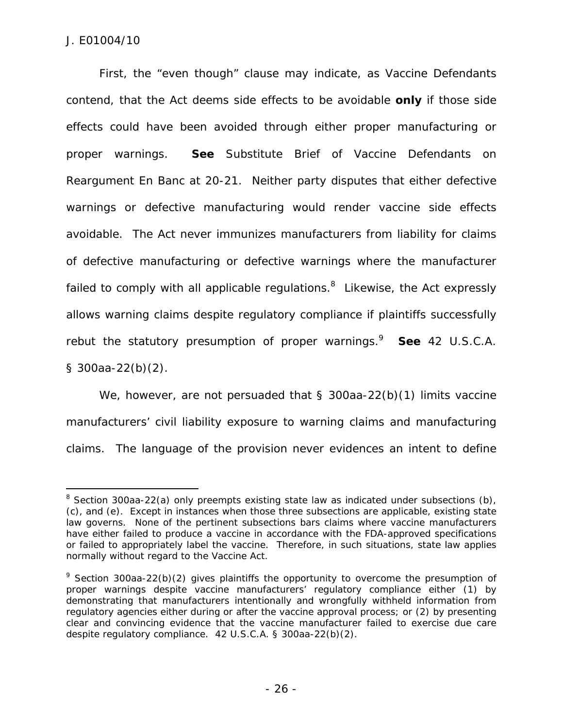First, the "even though" clause may indicate, as Vaccine Defendants contend, that the Act deems side effects to be avoidable **only** if those side effects could have been avoided through either proper manufacturing or proper warnings. **See** Substitute Brief of Vaccine Defendants on Reargument En Banc at 20-21. Neither party disputes that either defective warnings or defective manufacturing would render vaccine side effects avoidable. The Act never immunizes manufacturers from liability for claims of defective manufacturing or defective warnings where the manufacturer failed to comply with all applicable regulations.[8] Likewise, the Act expressly allows warning claims despite regulatory compliance if plaintiffs successfully rebut the statutory presumption of proper warnings.[9] **See** 42 U.S.C.A. § 300aa-22(b)(2).

We, however, are not persuaded that § 300aa-22(b)(1) limits vaccine manufacturers' civil liability exposure to warning claims and manufacturing claims. The language of the provision never evidences an intent to define

[8] Section 300aa-22(a) only preempts existing state law as indicated under subsections (b), (c), and (e). Except in instances when those three subsections are applicable, existing state law governs. None of the pertinent subsections bars claims where vaccine manufacturers have either failed to produce a vaccine in accordance with the FDA-approved specifications or failed to appropriately label the vaccine. Therefore, in such situations, state law applies normally without regard to the Vaccine Act.

[9] Section 300aa-22(b)(2) gives plaintiffs the opportunity to overcome the presumption of proper warnings despite vaccine manufacturers' regulatory compliance either (1) by demonstrating that manufacturers intentionally and wrongfully withheld information from regulatory agencies either during or after the vaccine approval process; or (2) by presenting clear and convincing evidence that the vaccine manufacturer failed to exercise due care despite regulatory compliance. 42 U.S.C.A. § 300aa-22(b)(2).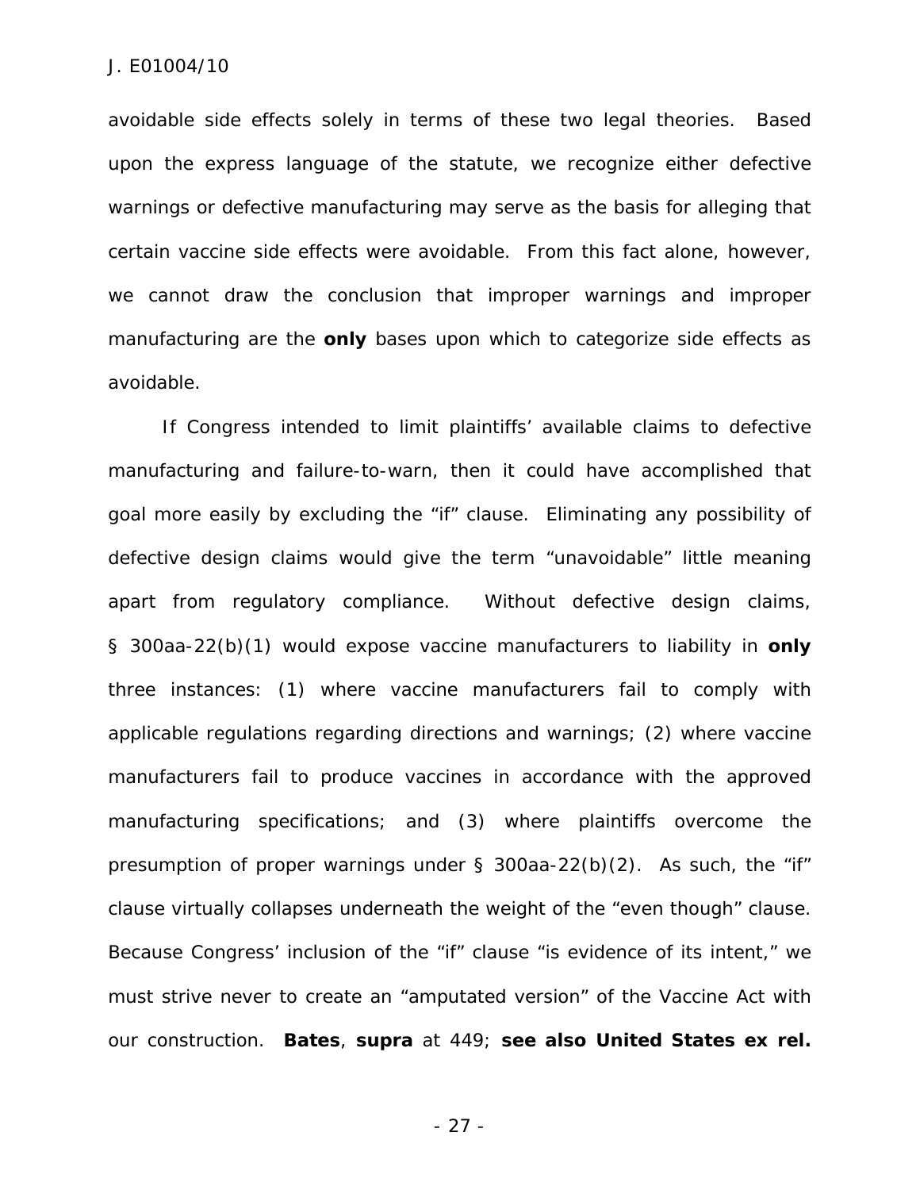avoidable side effects solely in terms of these two legal theories. Based upon the express language of the statute, we recognize either defective warnings or defective manufacturing may serve as the basis for alleging that certain vaccine side effects were avoidable. From this fact alone, however, we cannot draw the conclusion that improper warnings and improper manufacturing are the **only** bases upon which to categorize side effects as avoidable.

If Congress intended to limit plaintiffs' available claims to defective manufacturing and failure-to-warn, then it could have accomplished that goal more easily by excluding the "if" clause. Eliminating any possibility of defective design claims would give the term "unavoidable" little meaning apart from regulatory compliance. Without defective design claims, § 300aa-22(b)(1) would expose vaccine manufacturers to liability in **only** three instances: (1) where vaccine manufacturers fail to comply with applicable regulations regarding directions and warnings; (2) where vaccine manufacturers fail to produce vaccines in accordance with the approved manufacturing specifications; and (3) where plaintiffs overcome the presumption of proper warnings under § 300aa-22(b)(2). As such, the "if" clause virtually collapses underneath the weight of the "even though" clause. Because Congress' inclusion of the "if" clause "is evidence of its intent," we must strive never to create an "amputated version" of the Vaccine Act with our construction. **Bates**, **supra** at 449; **see also United States ex rel.**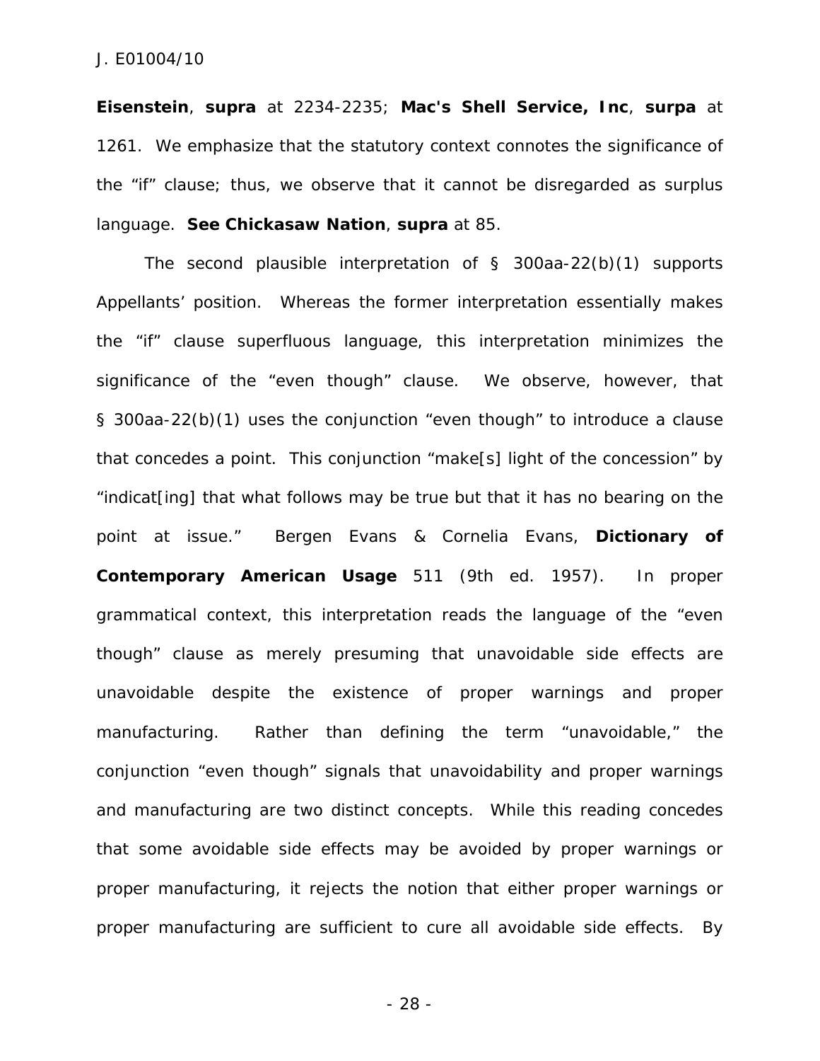**Eisenstein**, **supra** at 2234-2235; **Mac's Shell Service, Inc**, **surpa** at 1261. We emphasize that the statutory context connotes the significance of the "if" clause; thus, we observe that it cannot be disregarded as surplus language. **See Chickasaw Nation**, **supra** at 85.

The second plausible interpretation of § 300aa-22(b)(1) supports Appellants' position. Whereas the former interpretation essentially makes the "if" clause superfluous language, this interpretation minimizes the significance of the "even though" clause. We observe, however, that § 300aa-22(b)(1) uses the conjunction "even though" to introduce a clause that concedes a point. This conjunction "make[s] light of the concession" by "indicat[ing] that what follows may be true but that it has no bearing on the point at issue." Bergen Evans & Cornelia Evans, **Dictionary of Contemporary American Usage** 511 (9th ed. 1957). In proper grammatical context, this interpretation reads the language of the "even though" clause as merely presuming that unavoidable side effects are unavoidable despite the existence of proper warnings and proper manufacturing. Rather than defining the term "unavoidable," the conjunction "even though" signals that unavoidability and proper warnings and manufacturing are two distinct concepts. While this reading concedes that some avoidable side effects may be avoided by proper warnings or proper manufacturing, it rejects the notion that either proper warnings or proper manufacturing are sufficient to cure all avoidable side effects. By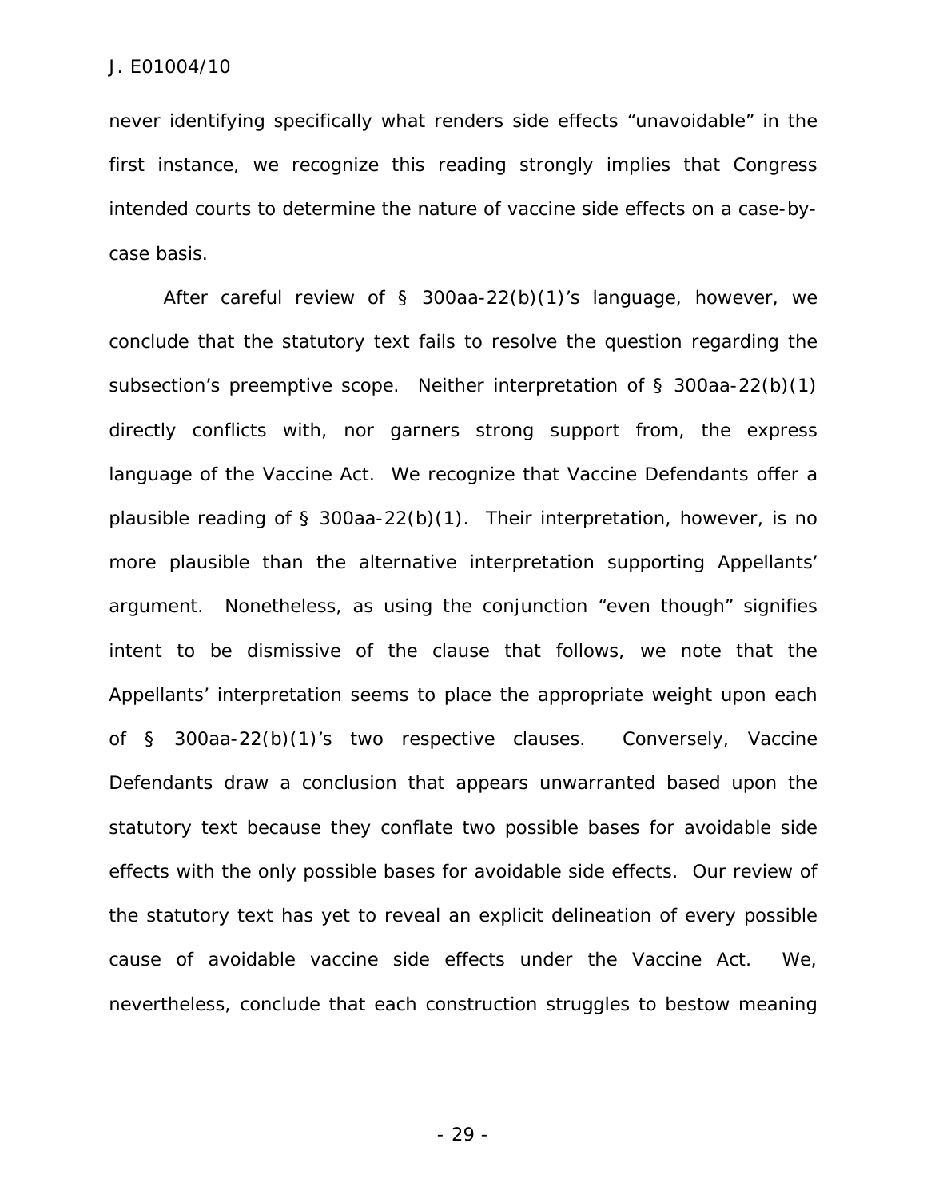never identifying specifically what renders side effects "unavoidable" in the first instance, we recognize this reading strongly implies that Congress intended courts to determine the nature of vaccine side effects on a case-by-case basis.

After careful review of § 300aa-22(b)(1)'s language, however, we conclude that the statutory text fails to resolve the question regarding the subsection's preemptive scope. Neither interpretation of § 300aa-22(b)(1) directly conflicts with, nor garners strong support from, the express language of the Vaccine Act. We recognize that Vaccine Defendants offer a plausible reading of § 300aa-22(b)(1). Their interpretation, however, is no more plausible than the alternative interpretation supporting Appellants' argument. Nonetheless, as using the conjunction "even though" signifies intent to be dismissive of the clause that follows, we note that the Appellants' interpretation seems to place the appropriate weight upon each of § 300aa-22(b)(1)'s two respective clauses. Conversely, Vaccine Defendants draw a conclusion that appears unwarranted based upon the statutory text because they conflate two possible bases for avoidable side effects with the only possible bases for avoidable side effects. Our review of the statutory text has yet to reveal an explicit delineation of every possible cause of avoidable vaccine side effects under the Vaccine Act. We, nevertheless, conclude that each construction struggles to bestow meaning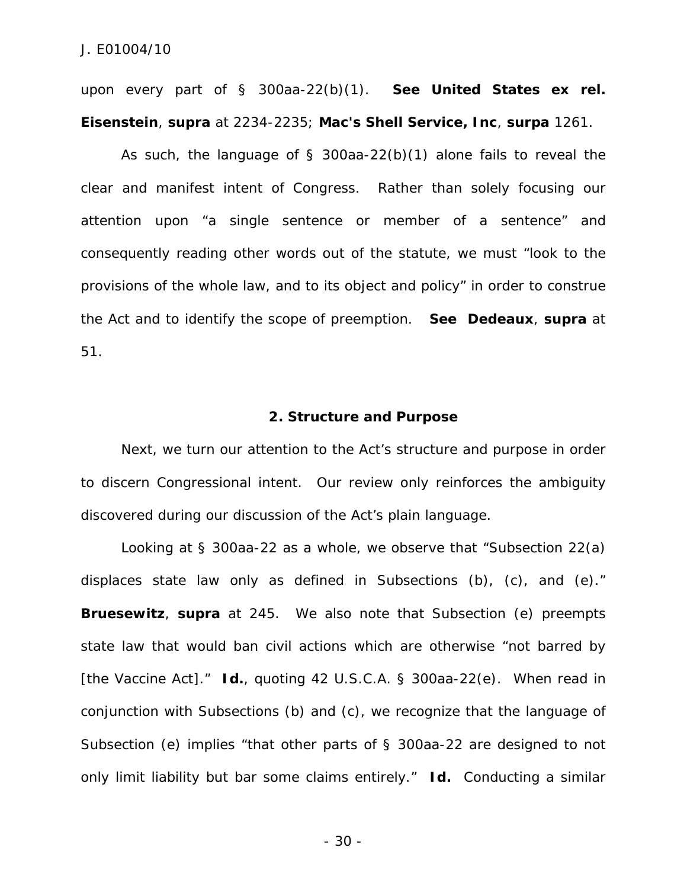upon every part of § 300aa-22(b)(1). **See United States ex rel. Eisenstein**, **supra** at 2234-2235; **Mac's Shell Service, Inc**, **surpa** 1261.

As such, the language of § 300aa-22(b)(1) alone fails to reveal the clear and manifest intent of Congress. Rather than solely focusing our attention upon "a single sentence or member of a sentence" and consequently reading other words out of the statute, we must "look to the provisions of the whole law, and to its object and policy" in order to construe the Act and to identify the scope of preemption. **See Dedeaux**, **supra** at 51.

### 2. Structure and Purpose

Next, we turn our attention to the Act's structure and purpose in order to discern Congressional intent. Our review only reinforces the ambiguity discovered during our discussion of the Act's plain language.

Looking at § 300aa-22 as a whole, we observe that "Subsection 22(a) displaces state law only as defined in Subsections (b), (c), and (e)." **Bruesewitz**, **supra** at 245. We also note that Subsection (e) preempts state law that would ban civil actions which are otherwise "not barred by [the Vaccine Act]." **Id.**, quoting 42 U.S.C.A. § 300aa-22(e). When read in conjunction with Subsections (b) and (c), we recognize that the language of Subsection (e) implies "that other parts of § 300aa-22 are designed to not only limit liability but bar some claims entirely." **Id.** Conducting a similar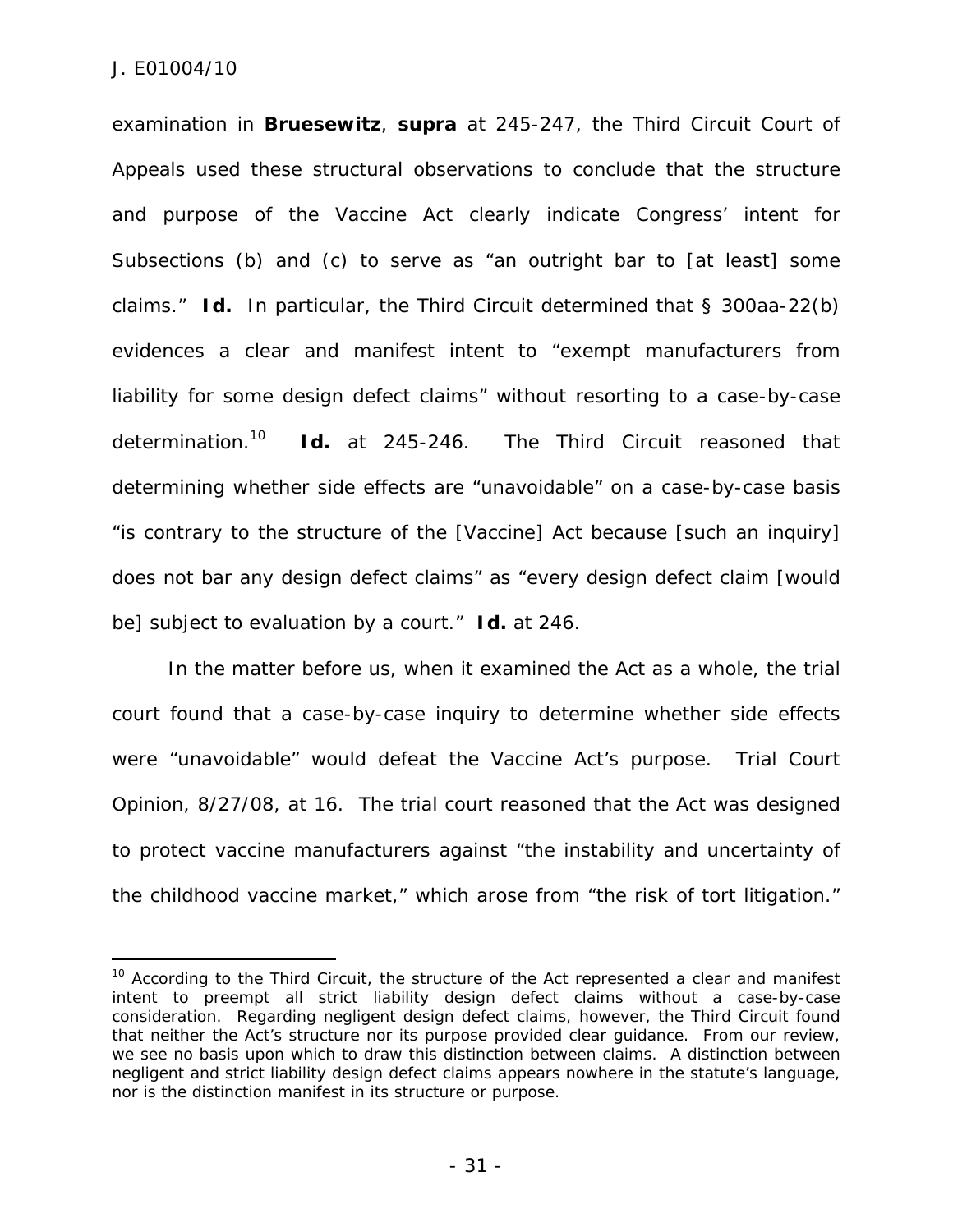examination in **Bruesewitz**, **supra** at 245-247, the Third Circuit Court of Appeals used these structural observations to conclude that the structure and purpose of the Vaccine Act clearly indicate Congress' intent for Subsections (b) and (c) to serve as "an outright bar to [at least] some claims." **Id.** In particular, the Third Circuit determined that § 300aa-22(b) evidences a clear and manifest intent to "exempt manufacturers from liability for some design defect claims" without resorting to a case-by-case determination.[10] **Id.** at 245-246. The Third Circuit reasoned that determining whether side effects are "unavoidable" on a case-by-case basis "is contrary to the structure of the [Vaccine] Act because [such an inquiry] does not bar any design defect claims" as "every design defect claim [would be] subject to evaluation by a court." **Id.** at 246.

In the matter before us, when it examined the Act as a whole, the trial court found that a case-by-case inquiry to determine whether side effects were "unavoidable" would defeat the Vaccine Act's purpose. Trial Court Opinion, 8/27/08, at 16. The trial court reasoned that the Act was designed to protect vaccine manufacturers against "the instability and uncertainty of the childhood vaccine market," which arose from "the risk of tort litigation."

---

[10] According to the Third Circuit, the structure of the Act represented a clear and manifest intent to preempt all strict liability design defect claims without a case-by-case consideration. Regarding negligent design defect claims, however, the Third Circuit found that neither the Act's structure nor its purpose provided clear guidance. From our review, we see no basis upon which to draw this distinction between claims. A distinction between negligent and strict liability design defect claims appears nowhere in the statute's language, nor is the distinction manifest in its structure or purpose.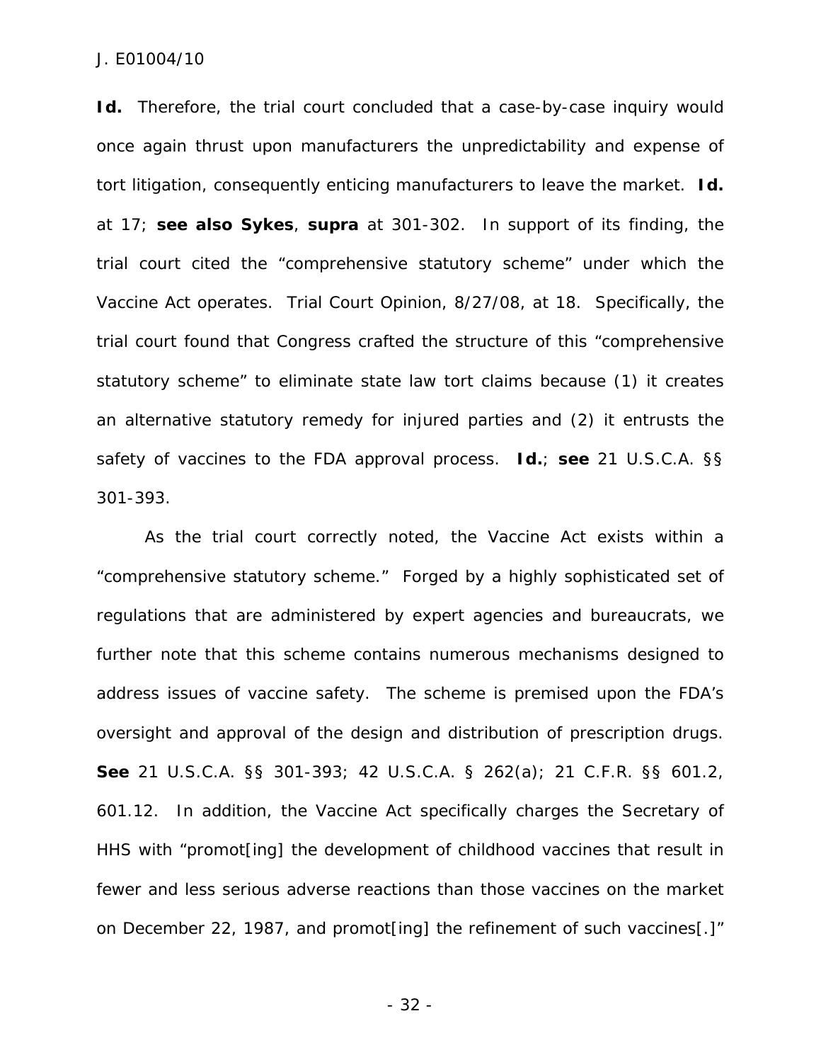**Id.** Therefore, the trial court concluded that a case-by-case inquiry would once again thrust upon manufacturers the unpredictability and expense of tort litigation, consequently enticing manufacturers to leave the market. **Id.** at 17; **see also Sykes**, **supra** at 301-302. In support of its finding, the trial court cited the "comprehensive statutory scheme" under which the Vaccine Act operates. Trial Court Opinion, 8/27/08, at 18. Specifically, the trial court found that Congress crafted the structure of this "comprehensive statutory scheme" to eliminate state law tort claims because (1) it creates an alternative statutory remedy for injured parties and (2) it entrusts the safety of vaccines to the FDA approval process. **Id.**; **see** 21 U.S.C.A. §§ 301-393.

As the trial court correctly noted, the Vaccine Act exists within a "comprehensive statutory scheme." Forged by a highly sophisticated set of regulations that are administered by expert agencies and bureaucrats, we further note that this scheme contains numerous mechanisms designed to address issues of vaccine safety. The scheme is premised upon the FDA's oversight and approval of the design and distribution of prescription drugs. **See** 21 U.S.C.A. §§ 301-393; 42 U.S.C.A. § 262(a); 21 C.F.R. §§ 601.2, 601.12. In addition, the Vaccine Act specifically charges the Secretary of HHS with "promot[ing] the development of childhood vaccines that result in fewer and less serious adverse reactions than those vaccines on the market on December 22, 1987, and promot[ing] the refinement of such vaccines[.]"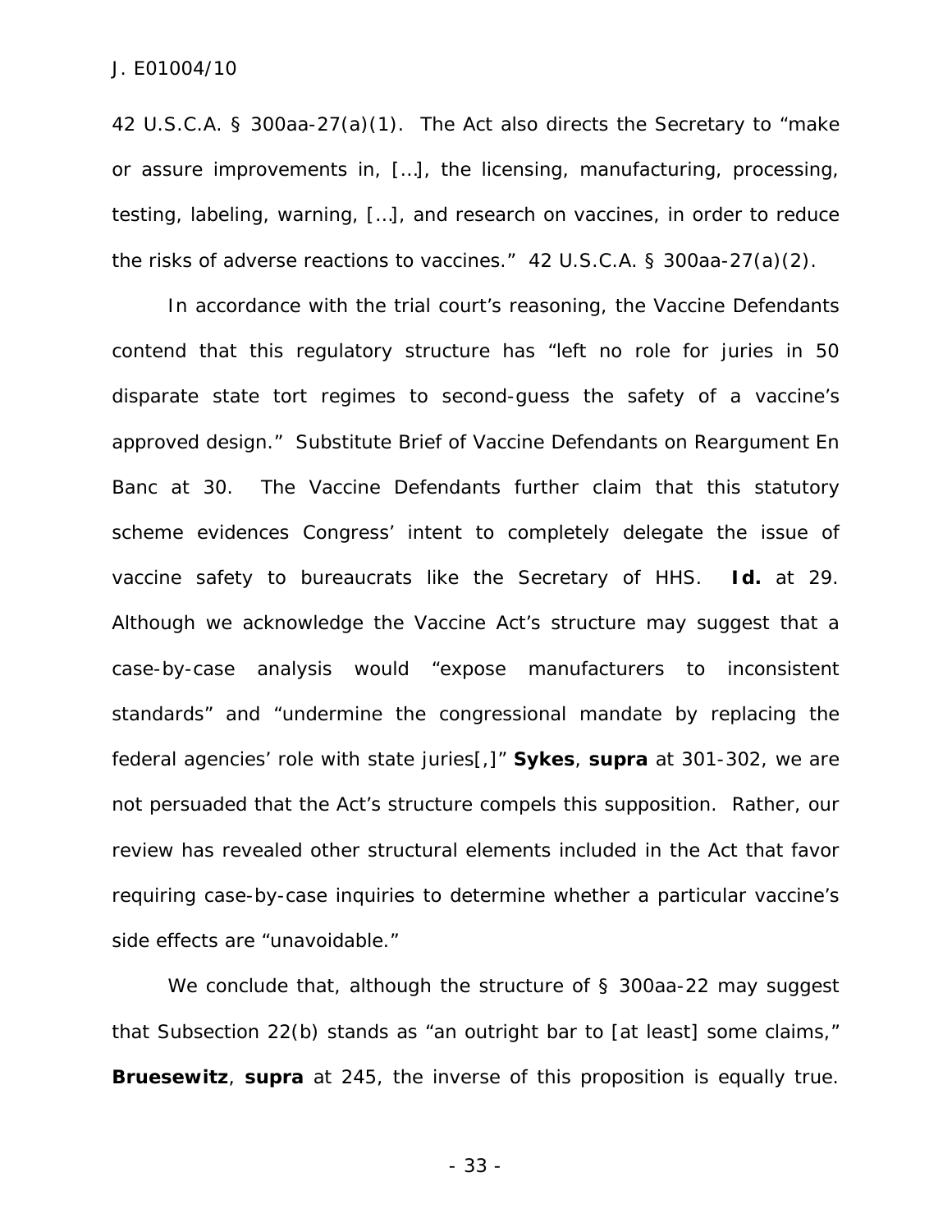42 U.S.C.A. § 300aa-27(a)(1). The Act also directs the Secretary to "make or assure improvements in, […], the licensing, manufacturing, processing, testing, labeling, warning, […], and research on vaccines, in order to reduce the risks of adverse reactions to vaccines." 42 U.S.C.A. § 300aa-27(a)(2).

In accordance with the trial court's reasoning, the Vaccine Defendants contend that this regulatory structure has "left no role for juries in 50 disparate state tort regimes to second-guess the safety of a vaccine's approved design." Substitute Brief of Vaccine Defendants on Reargument En Banc at 30. The Vaccine Defendants further claim that this statutory scheme evidences Congress' intent to completely delegate the issue of vaccine safety to bureaucrats like the Secretary of HHS. **Id.** at 29. Although we acknowledge the Vaccine Act's structure may suggest that a case-by-case analysis would "expose manufacturers to inconsistent standards" and "undermine the congressional mandate by replacing the federal agencies' role with state juries[,]" **Sykes**, **supra** at 301-302, we are not persuaded that the Act's structure compels this supposition. Rather, our review has revealed other structural elements included in the Act that favor requiring case-by-case inquiries to determine whether a particular vaccine's side effects are "unavoidable."

We conclude that, although the structure of § 300aa-22 may suggest that Subsection 22(b) stands as "an outright bar to [at least] some claims," **Bruesewitz**, **supra** at 245, the inverse of this proposition is equally true.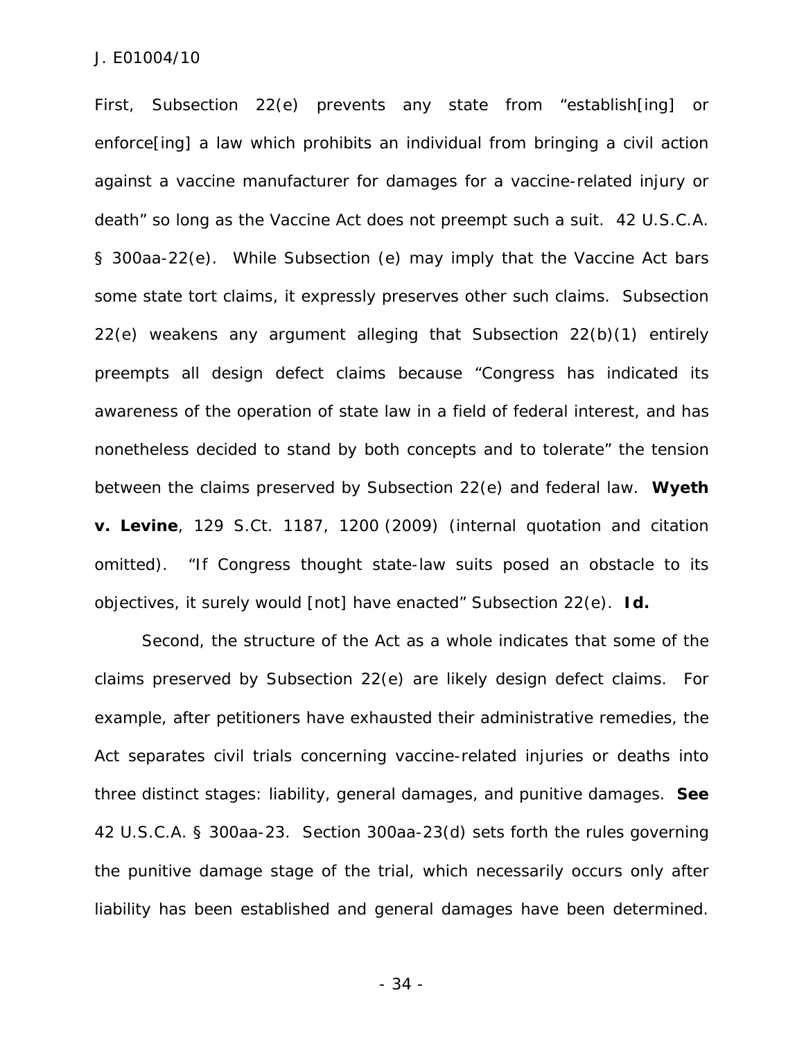First, Subsection 22(e) prevents any state from "establish[ing] or enforce[ing] a law which prohibits an individual from bringing a civil action against a vaccine manufacturer for damages for a vaccine-related injury or death" so long as the Vaccine Act does not preempt such a suit. 42 U.S.C.A. § 300aa-22(e). While Subsection (e) may imply that the Vaccine Act bars some state tort claims, it expressly preserves other such claims. Subsection 22(e) weakens any argument alleging that Subsection 22(b)(1) entirely preempts all design defect claims because "Congress has indicated its awareness of the operation of state law in a field of federal interest, and has nonetheless decided to stand by both concepts and to tolerate" the tension between the claims preserved by Subsection 22(e) and federal law. ***Wyeth v. Levine***, 129 S.Ct. 1187, 1200 (2009) (internal quotation and citation omitted). "If Congress thought state-law suits posed an obstacle to its objectives, it surely would [not] have enacted" Subsection 22(e). ***Id.***

Second, the structure of the Act as a whole indicates that some of the claims preserved by Subsection 22(e) are likely design defect claims. For example, after petitioners have exhausted their administrative remedies, the Act separates civil trials concerning vaccine-related injuries or deaths into three distinct stages: liability, general damages, and punitive damages. ***See*** 42 U.S.C.A. § 300aa-23. Section 300aa-23(d) sets forth the rules governing the punitive damage stage of the trial, which necessarily occurs only after liability has been established and general damages have been determined.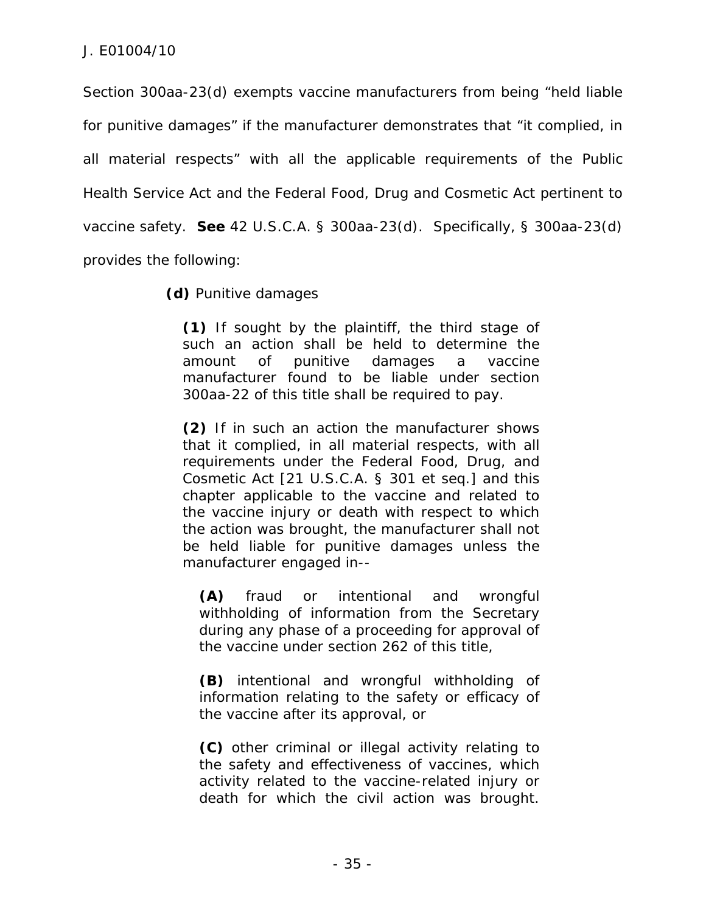Section 300aa-23(d) exempts vaccine manufacturers from being "held liable for punitive damages" if the manufacturer demonstrates that "it complied, in all material respects" with all the applicable requirements of the Public Health Service Act and the Federal Food, Drug and Cosmetic Act pertinent to vaccine safety. **See** 42 U.S.C.A. § 300aa-23(d). Specifically, § 300aa-23(d) provides the following:

> **(d)** Punitive damages
>
> **(1)** If sought by the plaintiff, the third stage of such an action shall be held to determine the amount of punitive damages a vaccine manufacturer found to be liable under section 300aa-22 of this title shall be required to pay.
>
> **(2)** If in such an action the manufacturer shows that it complied, in all material respects, with all requirements under the Federal Food, Drug, and Cosmetic Act [21 U.S.C.A. § 301 et seq.] and this chapter applicable to the vaccine and related to the vaccine injury or death with respect to which the action was brought, the manufacturer shall not be held liable for punitive damages unless the manufacturer engaged in--
>
> > **(A)** fraud or intentional and wrongful withholding of information from the Secretary during any phase of a proceeding for approval of the vaccine under section 262 of this title,
> >
> > **(B)** intentional and wrongful withholding of information relating to the safety or efficacy of the vaccine after its approval, or
> >
> > **(C)** other criminal or illegal activity relating to the safety and effectiveness of vaccines, which activity related to the vaccine-related injury or death for which the civil action was brought.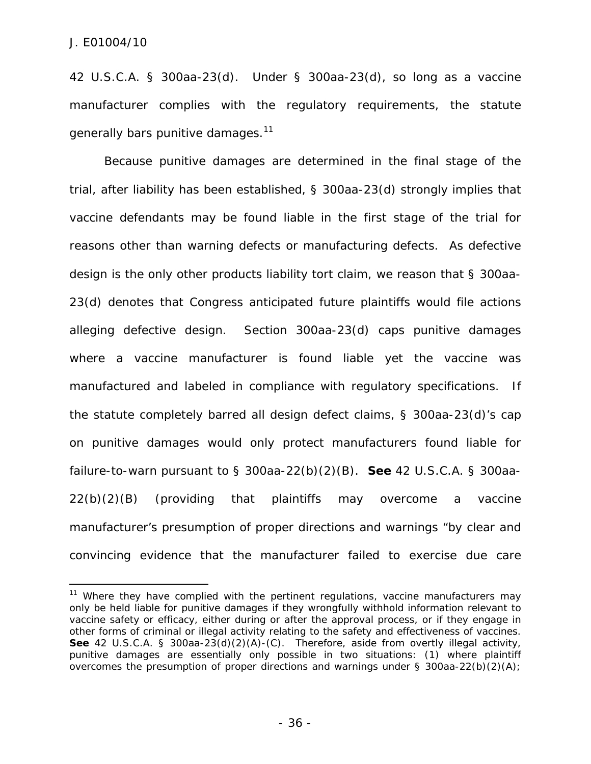42 U.S.C.A. § 300aa-23(d). Under § 300aa-23(d), so long as a vaccine manufacturer complies with the regulatory requirements, the statute generally bars punitive damages.[11]

Because punitive damages are determined in the final stage of the trial, after liability has been established, § 300aa-23(d) strongly implies that vaccine defendants may be found liable in the first stage of the trial for reasons other than warning defects or manufacturing defects. As defective design is the only other products liability tort claim, we reason that § 300aa-23(d) denotes that Congress anticipated future plaintiffs would file actions alleging defective design. Section 300aa-23(d) caps punitive damages where a vaccine manufacturer is found liable yet the vaccine was manufactured and labeled in compliance with regulatory specifications. If the statute completely barred all design defect claims, § 300aa-23(d)'s cap on punitive damages would only protect manufacturers found liable for failure-to-warn pursuant to § 300aa-22(b)(2)(B). **See** 42 U.S.C.A. § 300aa-22(b)(2)(B) (providing that plaintiffs may overcome a vaccine manufacturer's presumption of proper directions and warnings "by clear and convincing evidence that the manufacturer failed to exercise due care

[11] Where they have complied with the pertinent regulations, vaccine manufacturers may only be held liable for punitive damages if they wrongfully withhold information relevant to vaccine safety or efficacy, either during or after the approval process, or if they engage in other forms of criminal or illegal activity relating to the safety and effectiveness of vaccines. **See** 42 U.S.C.A. § 300aa-23(d)(2)(A)-(C). Therefore, aside from overtly illegal activity, punitive damages are essentially only possible in two situations: (1) where plaintiff overcomes the presumption of proper directions and warnings under § 300aa-22(b)(2)(A);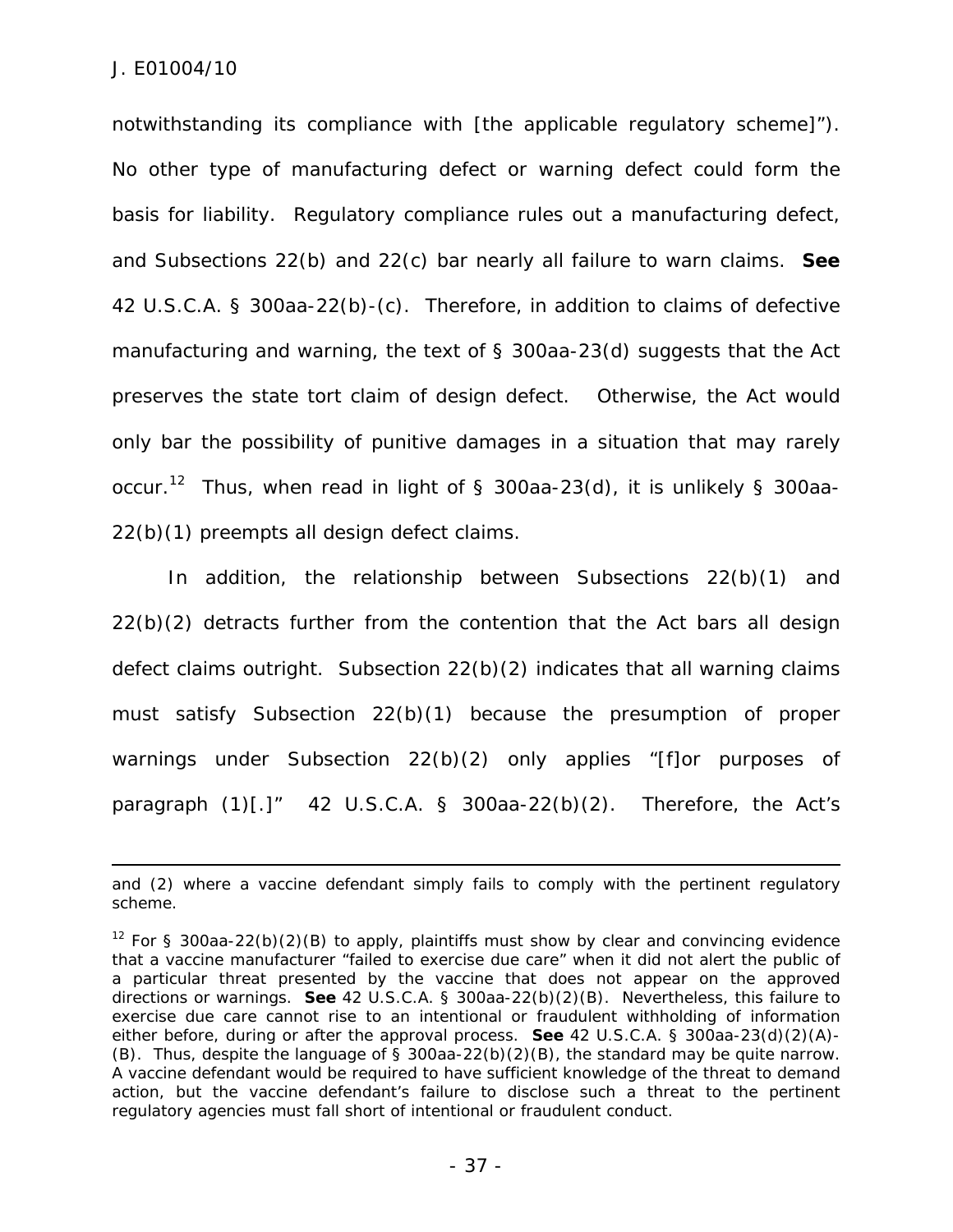notwithstanding its compliance with [the applicable regulatory scheme]"). No other type of manufacturing defect or warning defect could form the basis for liability. Regulatory compliance rules out a manufacturing defect, and Subsections 22(b) and 22(c) bar nearly all failure to warn claims. **See** 42 U.S.C.A. § 300aa-22(b)-(c). Therefore, in addition to claims of defective manufacturing and warning, the text of § 300aa-23(d) suggests that the Act preserves the state tort claim of design defect. Otherwise, the Act would only bar the possibility of punitive damages in a situation that may rarely occur.[12] Thus, when read in light of § 300aa-23(d), it is unlikely § 300aa-22(b)(1) preempts all design defect claims.

In addition, the relationship between Subsections 22(b)(1) and 22(b)(2) detracts further from the contention that the Act bars all design defect claims outright. Subsection 22(b)(2) indicates that all warning claims must satisfy Subsection 22(b)(1) because the presumption of proper warnings under Subsection 22(b)(2) only applies "[f]or purposes of paragraph (1)[.]" 42 U.S.C.A. § 300aa-22(b)(2). Therefore, the Act's

---

and (2) where a vaccine defendant simply fails to comply with the pertinent regulatory scheme.

[12] For § 300aa-22(b)(2)(B) to apply, plaintiffs must show by clear and convincing evidence that a vaccine manufacturer "failed to exercise due care" when it did not alert the public of a particular threat presented by the vaccine that does not appear on the approved directions or warnings. **See** 42 U.S.C.A. § 300aa-22(b)(2)(B). Nevertheless, this failure to exercise due care cannot rise to an intentional or fraudulent withholding of information either before, during or after the approval process. **See** 42 U.S.C.A. § 300aa-23(d)(2)(A)-(B). Thus, despite the language of § 300aa-22(b)(2)(B), the standard may be quite narrow. A vaccine defendant would be required to have sufficient knowledge of the threat to demand action, but the vaccine defendant's failure to disclose such a threat to the pertinent regulatory agencies must fall short of intentional or fraudulent conduct.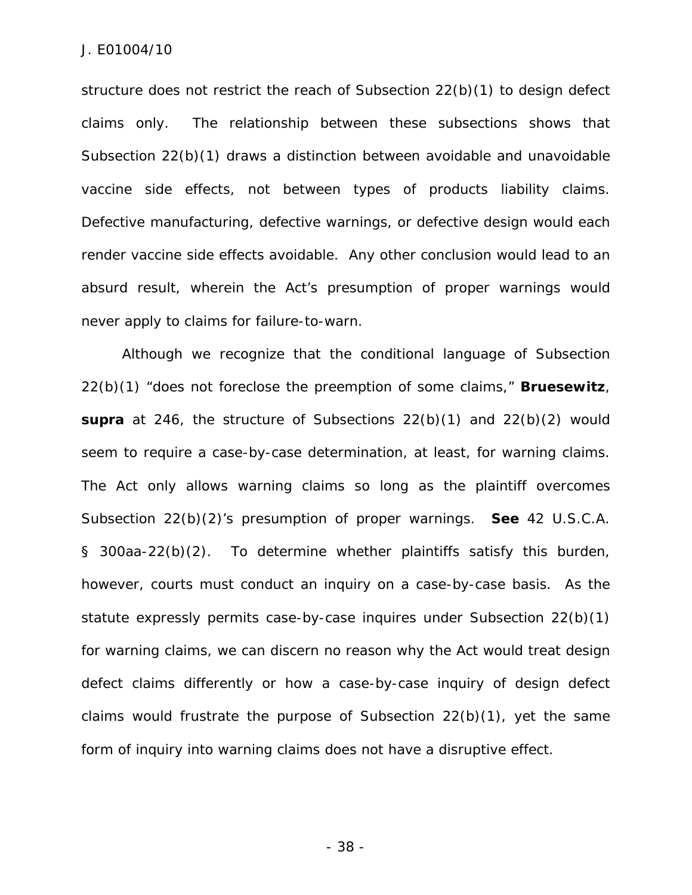structure does not restrict the reach of Subsection 22(b)(1) to design defect claims only. The relationship between these subsections shows that Subsection 22(b)(1) draws a distinction between avoidable and unavoidable vaccine side effects, not between types of products liability claims. Defective manufacturing, defective warnings, or defective design would each render vaccine side effects avoidable. Any other conclusion would lead to an absurd result, wherein the Act's presumption of proper warnings would never apply to claims for failure-to-warn.

Although we recognize that the conditional language of Subsection 22(b)(1) "does not foreclose the preemption of some claims," **Bruesewitz**, **supra** at 246, the structure of Subsections 22(b)(1) and 22(b)(2) would seem to require a case-by-case determination, at least, for warning claims. The Act only allows warning claims so long as the plaintiff overcomes Subsection 22(b)(2)'s presumption of proper warnings. **See** 42 U.S.C.A. § 300aa-22(b)(2). To determine whether plaintiffs satisfy this burden, however, courts must conduct an inquiry on a case-by-case basis. As the statute expressly permits case-by-case inquires under Subsection 22(b)(1) for warning claims, we can discern no reason why the Act would treat design defect claims differently or how a case-by-case inquiry of design defect claims would frustrate the purpose of Subsection 22(b)(1), yet the same form of inquiry into warning claims does not have a disruptive effect.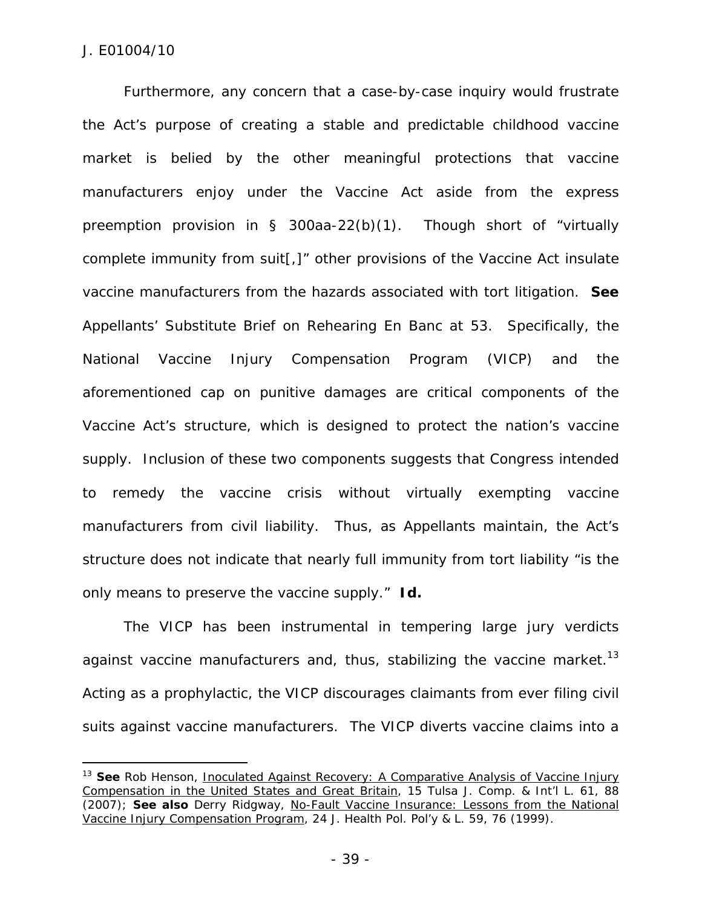Furthermore, any concern that a case-by-case inquiry would frustrate the Act's purpose of creating a stable and predictable childhood vaccine market is belied by the other meaningful protections that vaccine manufacturers enjoy under the Vaccine Act aside from the express preemption provision in § 300aa-22(b)(1). Though short of "virtually complete immunity from suit[,]" other provisions of the Vaccine Act insulate vaccine manufacturers from the hazards associated with tort litigation. **See** Appellants' Substitute Brief on Rehearing En Banc at 53. Specifically, the National Vaccine Injury Compensation Program (VICP) and the aforementioned cap on punitive damages are critical components of the Vaccine Act's structure, which is designed to protect the nation's vaccine supply. Inclusion of these two components suggests that Congress intended to remedy the vaccine crisis without virtually exempting vaccine manufacturers from civil liability. Thus, as Appellants maintain, the Act's structure does not indicate that nearly full immunity from tort liability "is the only means to preserve the vaccine supply." **Id.**

The VICP has been instrumental in tempering large jury verdicts against vaccine manufacturers and, thus, stabilizing the vaccine market.[13] Acting as a prophylactic, the VICP discourages claimants from ever filing civil suits against vaccine manufacturers. The VICP diverts vaccine claims into a

---

[13] **See** Rob Henson, Inoculated Against Recovery: A Comparative Analysis of Vaccine Injury Compensation in the United States and Great Britain, 15 Tulsa J. Comp. & Int'l L. 61, 88 (2007); **See also** Derry Ridgway, No-Fault Vaccine Insurance: Lessons from the National Vaccine Injury Compensation Program, 24 J. Health Pol. Pol'y & L. 59, 76 (1999).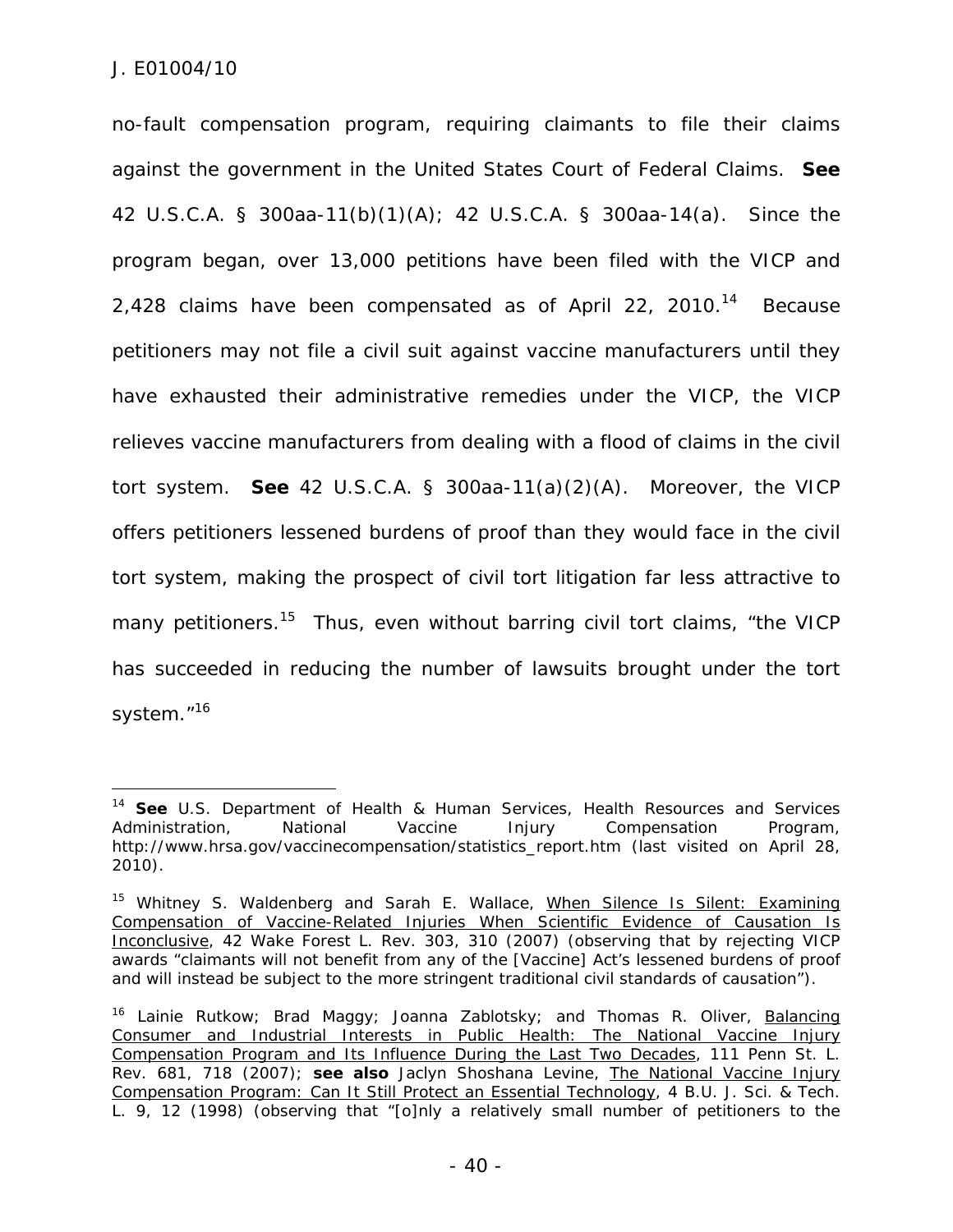no-fault compensation program, requiring claimants to file their claims against the government in the United States Court of Federal Claims. **See** 42 U.S.C.A. § 300aa-11(b)(1)(A); 42 U.S.C.A. § 300aa-14(a). Since the program began, over 13,000 petitions have been filed with the VICP and 2,428 claims have been compensated as of April 22, 2010.[14] Because petitioners may not file a civil suit against vaccine manufacturers until they have exhausted their administrative remedies under the VICP, the VICP relieves vaccine manufacturers from dealing with a flood of claims in the civil tort system. **See** 42 U.S.C.A. § 300aa-11(a)(2)(A). Moreover, the VICP offers petitioners lessened burdens of proof than they would face in the civil tort system, making the prospect of civil tort litigation far less attractive to many petitioners.[15] Thus, even without barring civil tort claims, "the VICP has succeeded in reducing the number of lawsuits brought under the tort system."[16]

---

[14] **See** U.S. Department of Health & Human Services, Health Resources and Services Administration, National Vaccine Injury Compensation Program, http://www.hrsa.gov/vaccinecompensation/statistics_report.htm (last visited on April 28, 2010).

[15] Whitney S. Waldenberg and Sarah E. Wallace, When Silence Is Silent: Examining Compensation of Vaccine-Related Injuries When Scientific Evidence of Causation Is Inconclusive, 42 Wake Forest L. Rev. 303, 310 (2007) (observing that by rejecting VICP awards "claimants will not benefit from any of the [Vaccine] Act's lessened burdens of proof and will instead be subject to the more stringent traditional civil standards of causation").

[16] Lainie Rutkow; Brad Maggy; Joanna Zablotsky; and Thomas R. Oliver, Balancing Consumer and Industrial Interests in Public Health: The National Vaccine Injury Compensation Program and Its Influence During the Last Two Decades, 111 Penn St. L. Rev. 681, 718 (2007); **see also** Jaclyn Shoshana Levine, The National Vaccine Injury Compensation Program: Can It Still Protect an Essential Technology, 4 B.U. J. Sci. & Tech. L. 9, 12 (1998) (observing that "[o]nly a relatively small number of petitioners to the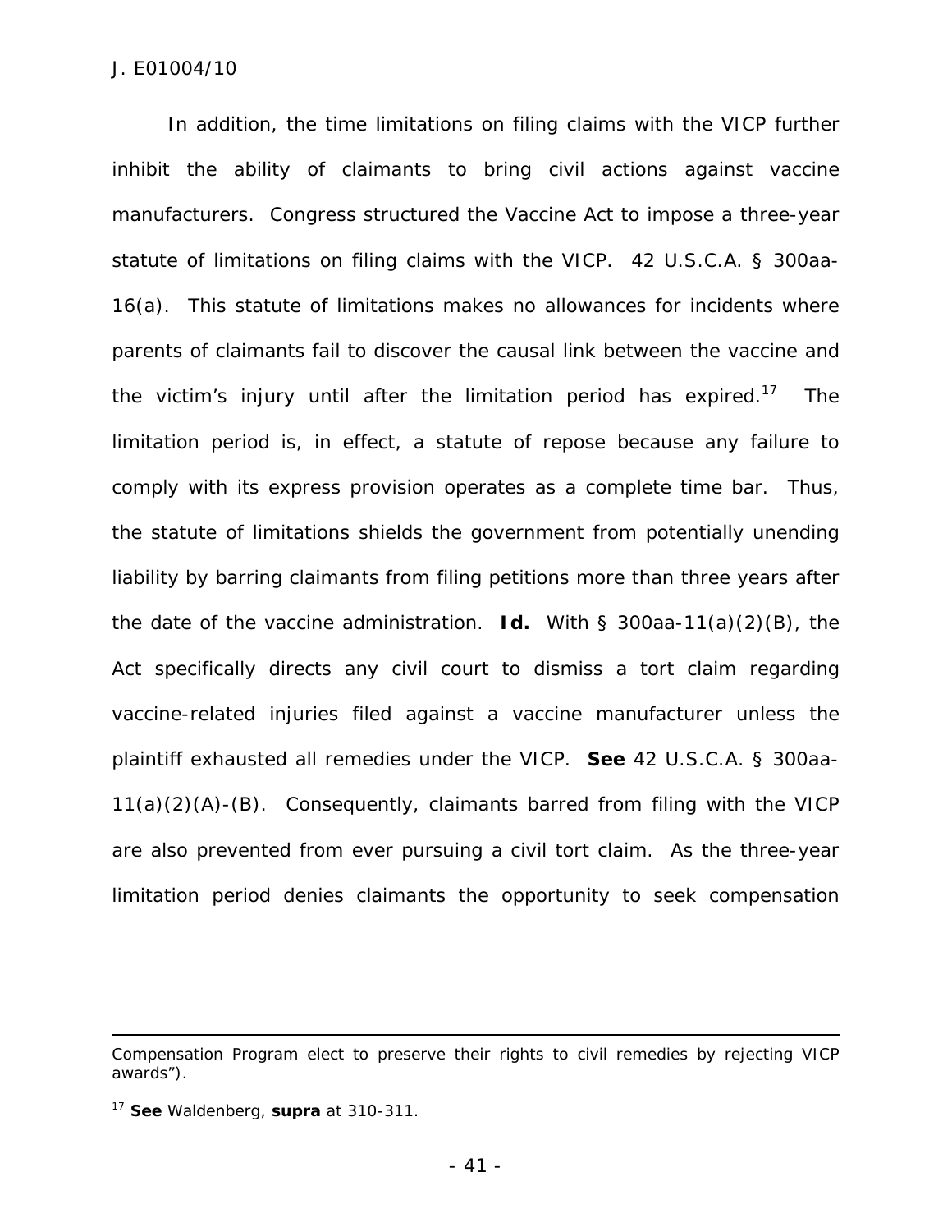In addition, the time limitations on filing claims with the VICP further inhibit the ability of claimants to bring civil actions against vaccine manufacturers. Congress structured the Vaccine Act to impose a three-year statute of limitations on filing claims with the VICP. 42 U.S.C.A. § 300aa-16(a). This statute of limitations makes no allowances for incidents where parents of claimants fail to discover the causal link between the vaccine and the victim's injury until after the limitation period has expired.[17] The limitation period is, in effect, a statute of repose because any failure to comply with its express provision operates as a complete time bar. Thus, the statute of limitations shields the government from potentially unending liability by barring claimants from filing petitions more than three years after the date of the vaccine administration. **Id.** With § 300aa-11(a)(2)(B), the Act specifically directs any civil court to dismiss a tort claim regarding vaccine-related injuries filed against a vaccine manufacturer unless the plaintiff exhausted all remedies under the VICP. **See** 42 U.S.C.A. § 300aa-11(a)(2)(A)-(B). Consequently, claimants barred from filing with the VICP are also prevented from ever pursuing a civil tort claim. As the three-year limitation period denies claimants the opportunity to seek compensation

---

Compensation Program elect to preserve their rights to civil remedies by rejecting VICP awards").

[17] **See** Waldenberg, **supra** at 310-311.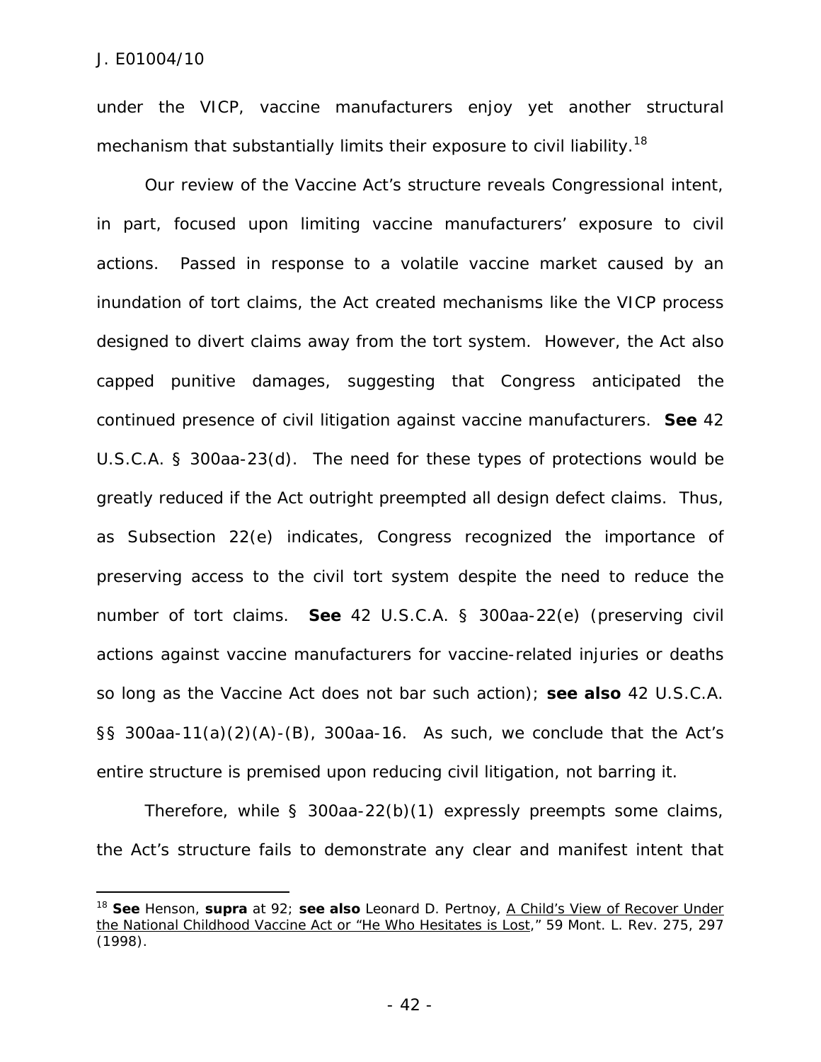under the VICP, vaccine manufacturers enjoy yet another structural mechanism that substantially limits their exposure to civil liability.[18]

Our review of the Vaccine Act's structure reveals Congressional intent, in part, focused upon limiting vaccine manufacturers' exposure to civil actions. Passed in response to a volatile vaccine market caused by an inundation of tort claims, the Act created mechanisms like the VICP process designed to divert claims away from the tort system. However, the Act also capped punitive damages, suggesting that Congress anticipated the continued presence of civil litigation against vaccine manufacturers. **See** 42 U.S.C.A. § 300aa-23(d). The need for these types of protections would be greatly reduced if the Act outright preempted all design defect claims. Thus, as Subsection 22(e) indicates, Congress recognized the importance of preserving access to the civil tort system despite the need to reduce the number of tort claims. **See** 42 U.S.C.A. § 300aa-22(e) (preserving civil actions against vaccine manufacturers for vaccine-related injuries or deaths so long as the Vaccine Act does not bar such action); **see also** 42 U.S.C.A. §§ 300aa-11(a)(2)(A)-(B), 300aa-16. As such, we conclude that the Act's entire structure is premised upon reducing civil litigation, not barring it.

Therefore, while § 300aa-22(b)(1) expressly preempts some claims, the Act's structure fails to demonstrate any clear and manifest intent that

---

[18] **See** Henson, **supra** at 92; **see also** Leonard D. Pertnoy, A Child's View of Recover Under the National Childhood Vaccine Act or "He Who Hesitates is Lost," 59 Mont. L. Rev. 275, 297 (1998).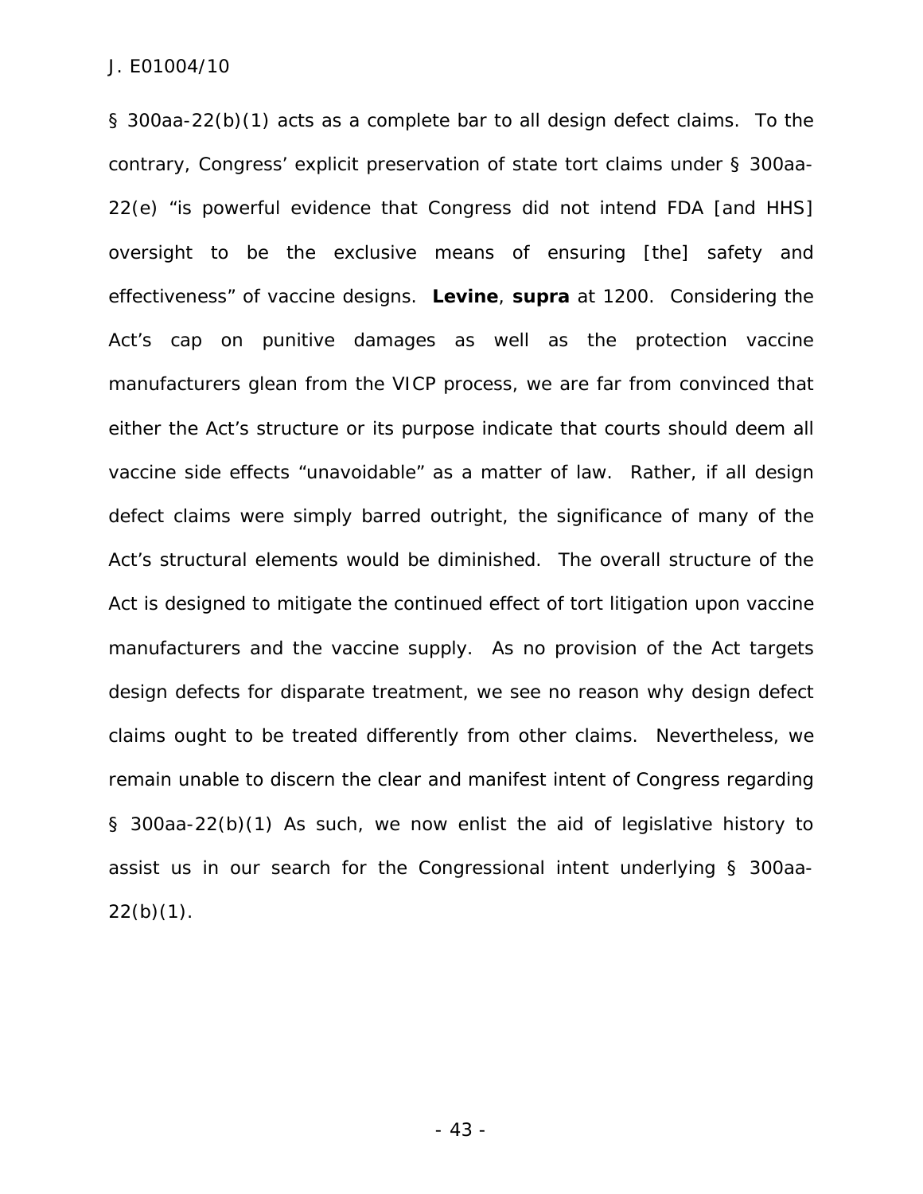§ 300aa-22(b)(1) acts as a complete bar to all design defect claims. To the contrary, Congress' explicit preservation of state tort claims under § 300aa-22(e) "is powerful evidence that Congress did not intend FDA [and HHS] oversight to be the exclusive means of ensuring [the] safety and effectiveness" of vaccine designs. **Levine**, **supra** at 1200. Considering the Act's cap on punitive damages as well as the protection vaccine manufacturers glean from the VICP process, we are far from convinced that either the Act's structure or its purpose indicate that courts should deem all vaccine side effects "unavoidable" as a matter of law. Rather, if all design defect claims were simply barred outright, the significance of many of the Act's structural elements would be diminished. The overall structure of the Act is designed to mitigate the continued effect of tort litigation upon vaccine manufacturers and the vaccine supply. As no provision of the Act targets design defects for disparate treatment, we see no reason why design defect claims ought to be treated differently from other claims. Nevertheless, we remain unable to discern the clear and manifest intent of Congress regarding § 300aa-22(b)(1) As such, we now enlist the aid of legislative history to assist us in our search for the Congressional intent underlying § 300aa-22(b)(1).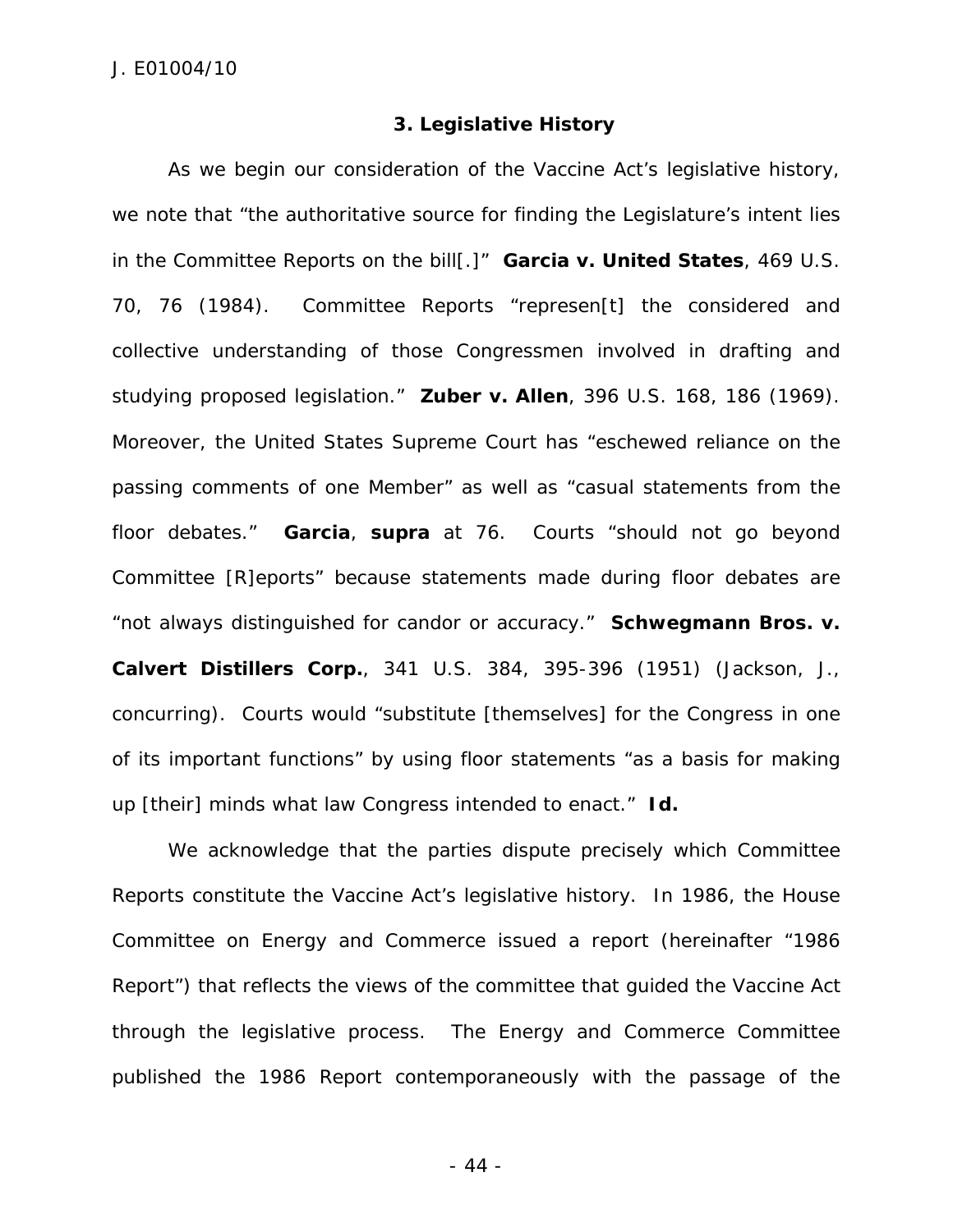### 3. Legislative History

As we begin our consideration of the Vaccine Act's legislative history, we note that "the authoritative source for finding the Legislature's intent lies in the Committee Reports on the bill[.]" **Garcia v. United States**, 469 U.S. 70, 76 (1984). Committee Reports "represen[t] the considered and collective understanding of those Congressmen involved in drafting and studying proposed legislation." **Zuber v. Allen**, 396 U.S. 168, 186 (1969). Moreover, the United States Supreme Court has "eschewed reliance on the passing comments of one Member" as well as "casual statements from the floor debates." **Garcia**, **supra** at 76. Courts "should not go beyond Committee [R]eports" because statements made during floor debates are "not always distinguished for candor or accuracy." **Schwegmann Bros. v. Calvert Distillers Corp.**, 341 U.S. 384, 395-396 (1951) (Jackson, J., concurring). Courts would "substitute [themselves] for the Congress in one of its important functions" by using floor statements "as a basis for making up [their] minds what law Congress intended to enact." **Id.**

We acknowledge that the parties dispute precisely which Committee Reports constitute the Vaccine Act's legislative history. In 1986, the House Committee on Energy and Commerce issued a report (hereinafter "1986 Report") that reflects the views of the committee that guided the Vaccine Act through the legislative process. The Energy and Commerce Committee published the 1986 Report contemporaneously with the passage of the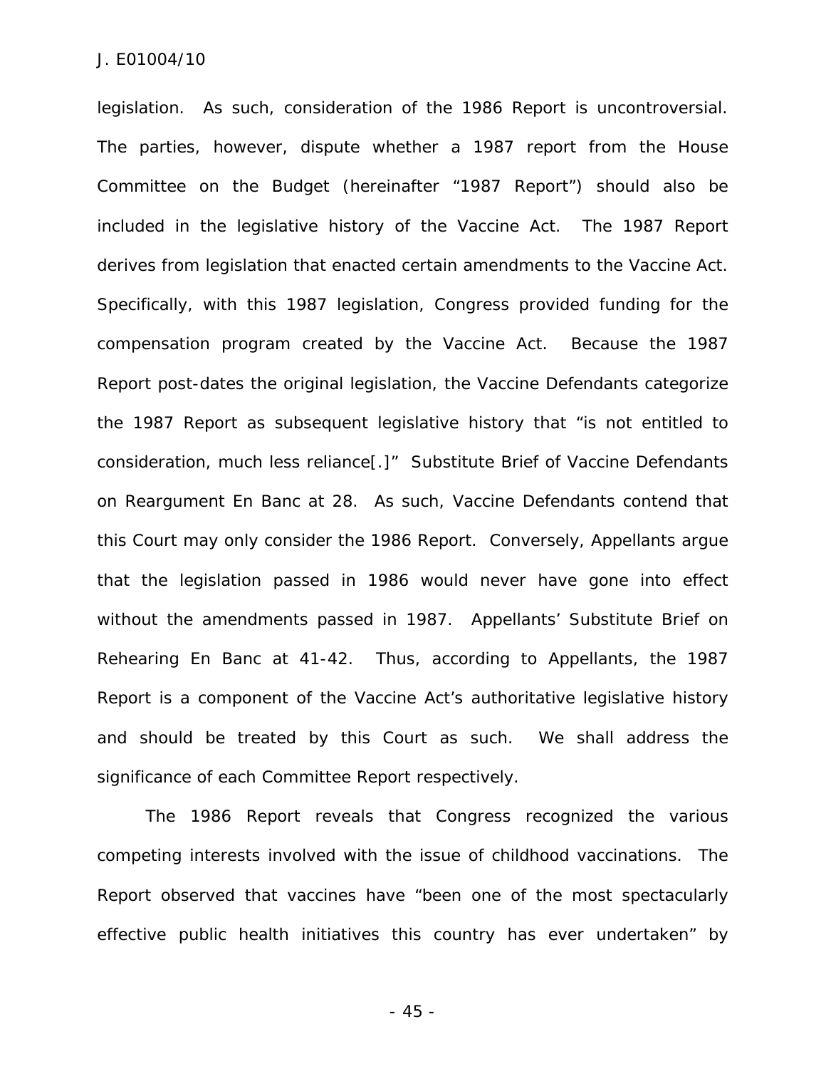legislation. As such, consideration of the 1986 Report is uncontroversial. The parties, however, dispute whether a 1987 report from the House Committee on the Budget (hereinafter "1987 Report") should also be included in the legislative history of the Vaccine Act. The 1987 Report derives from legislation that enacted certain amendments to the Vaccine Act. Specifically, with this 1987 legislation, Congress provided funding for the compensation program created by the Vaccine Act. Because the 1987 Report post-dates the original legislation, the Vaccine Defendants categorize the 1987 Report as subsequent legislative history that "is not entitled to consideration, much less reliance[.]" Substitute Brief of Vaccine Defendants on Reargument En Banc at 28. As such, Vaccine Defendants contend that this Court may only consider the 1986 Report. Conversely, Appellants argue that the legislation passed in 1986 would never have gone into effect without the amendments passed in 1987. Appellants' Substitute Brief on Rehearing En Banc at 41-42. Thus, according to Appellants, the 1987 Report is a component of the Vaccine Act's authoritative legislative history and should be treated by this Court as such. We shall address the significance of each Committee Report respectively.

The 1986 Report reveals that Congress recognized the various competing interests involved with the issue of childhood vaccinations. The Report observed that vaccines have "been one of the most spectacularly effective public health initiatives this country has ever undertaken" by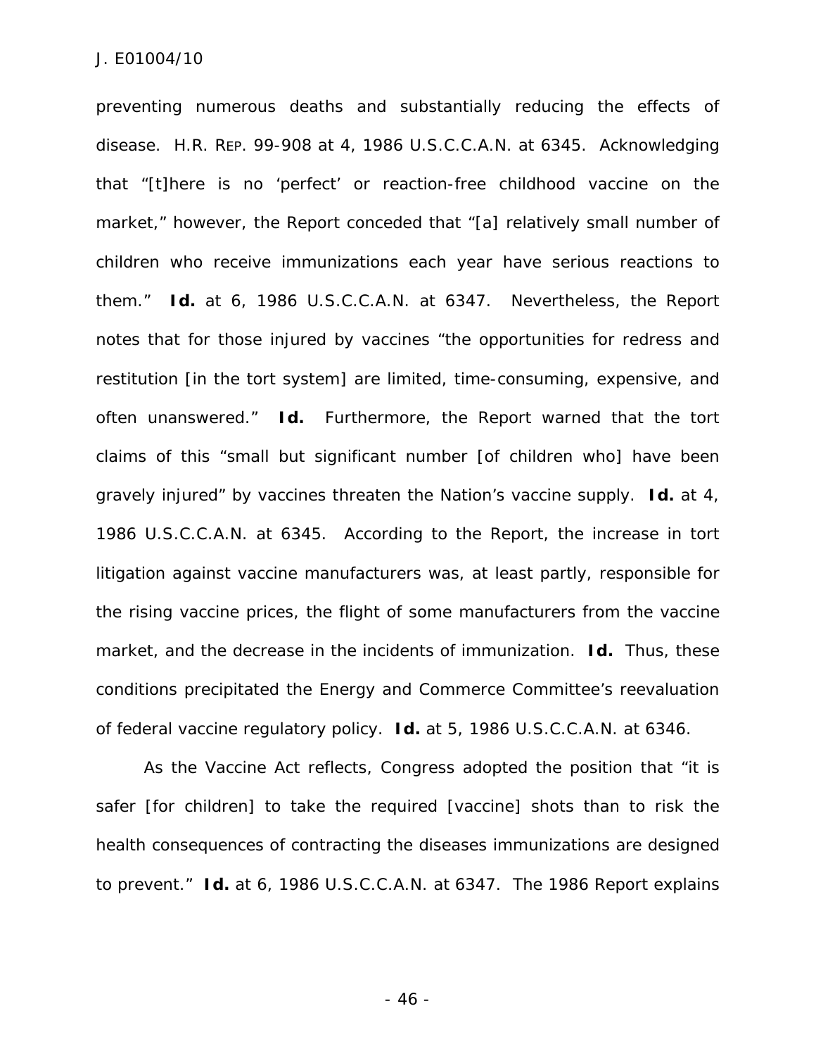preventing numerous deaths and substantially reducing the effects of disease. H.R. REP. 99-908 at 4, 1986 U.S.C.C.A.N. at 6345. Acknowledging that "[t]here is no 'perfect' or reaction-free childhood vaccine on the market," however, the Report conceded that "[a] relatively small number of children who receive immunizations each year have serious reactions to them." **Id.** at 6, 1986 U.S.C.C.A.N. at 6347. Nevertheless, the Report notes that for those injured by vaccines "the opportunities for redress and restitution [in the tort system] are limited, time-consuming, expensive, and often unanswered." **Id.** Furthermore, the Report warned that the tort claims of this "small but significant number [of children who] have been gravely injured" by vaccines threaten the Nation's vaccine supply. **Id.** at 4, 1986 U.S.C.C.A.N. at 6345. According to the Report, the increase in tort litigation against vaccine manufacturers was, at least partly, responsible for the rising vaccine prices, the flight of some manufacturers from the vaccine market, and the decrease in the incidents of immunization. **Id.** Thus, these conditions precipitated the Energy and Commerce Committee's reevaluation of federal vaccine regulatory policy. **Id.** at 5, 1986 U.S.C.C.A.N. at 6346.

As the Vaccine Act reflects, Congress adopted the position that "it is safer [for children] to take the required [vaccine] shots than to risk the health consequences of contracting the diseases immunizations are designed to prevent." **Id.** at 6, 1986 U.S.C.C.A.N. at 6347. The 1986 Report explains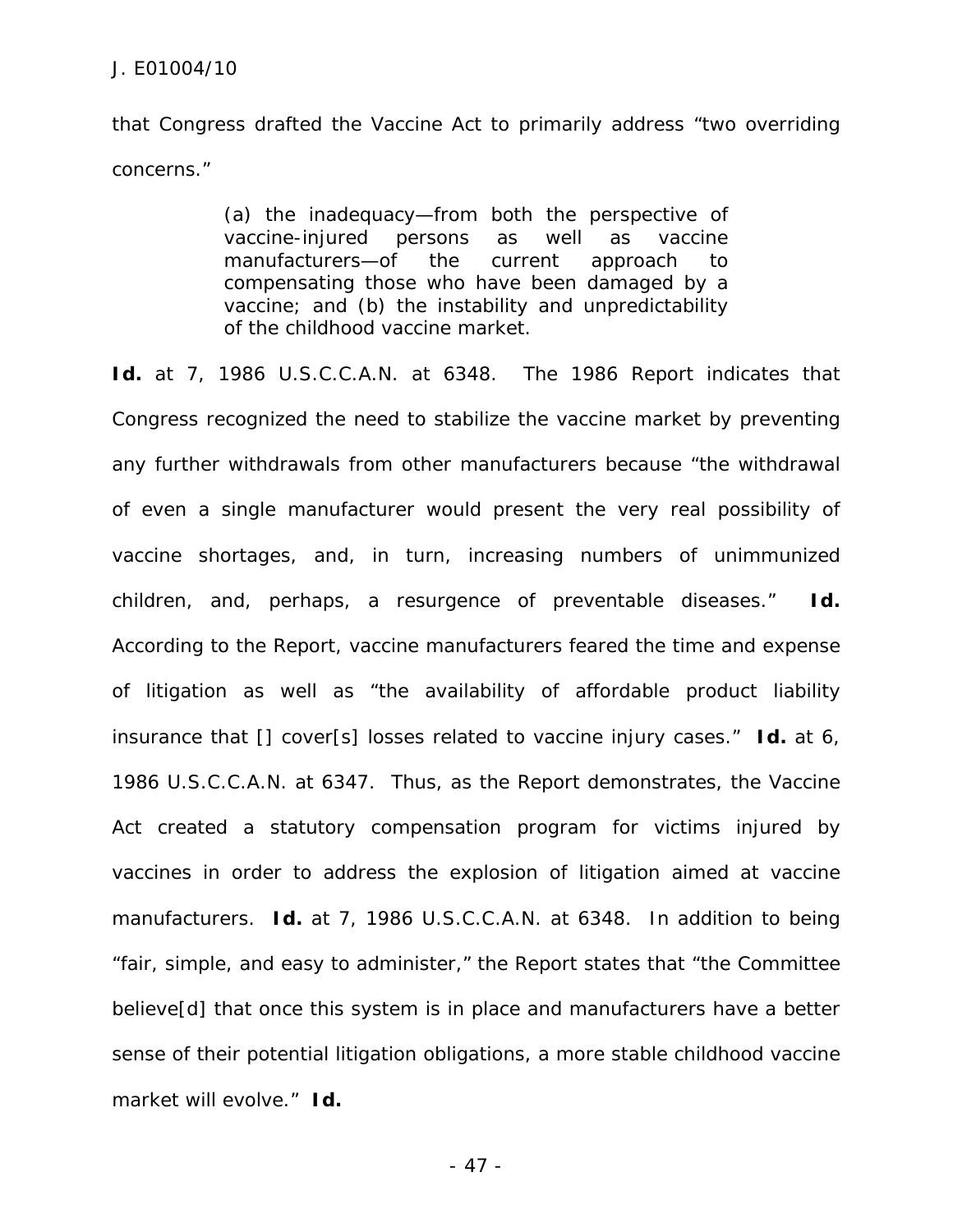that Congress drafted the Vaccine Act to primarily address "two overriding concerns."

> (a) the inadequacy—from both the perspective of vaccine-injured persons as well as vaccine manufacturers—of the current approach to compensating those who have been damaged by a vaccine; and (b) the instability and unpredictability of the childhood vaccine market.

**Id.** at 7, 1986 U.S.C.C.A.N. at 6348. The 1986 Report indicates that Congress recognized the need to stabilize the vaccine market by preventing any further withdrawals from other manufacturers because "the withdrawal of even a single manufacturer would present the very real possibility of vaccine shortages, and, in turn, increasing numbers of unimmunized children, and, perhaps, a resurgence of preventable diseases." **Id.** According to the Report, vaccine manufacturers feared the time and expense of litigation as well as "the availability of affordable product liability insurance that [] cover[s] losses related to vaccine injury cases." **Id.** at 6, 1986 U.S.C.C.A.N. at 6347. Thus, as the Report demonstrates, the Vaccine Act created a statutory compensation program for victims injured by vaccines in order to address the explosion of litigation aimed at vaccine manufacturers. **Id.** at 7, 1986 U.S.C.C.A.N. at 6348. In addition to being "fair, simple, and easy to administer," the Report states that "the Committee believe[d] that once this system is in place and manufacturers have a better sense of their potential litigation obligations, a more stable childhood vaccine market will evolve." **Id.**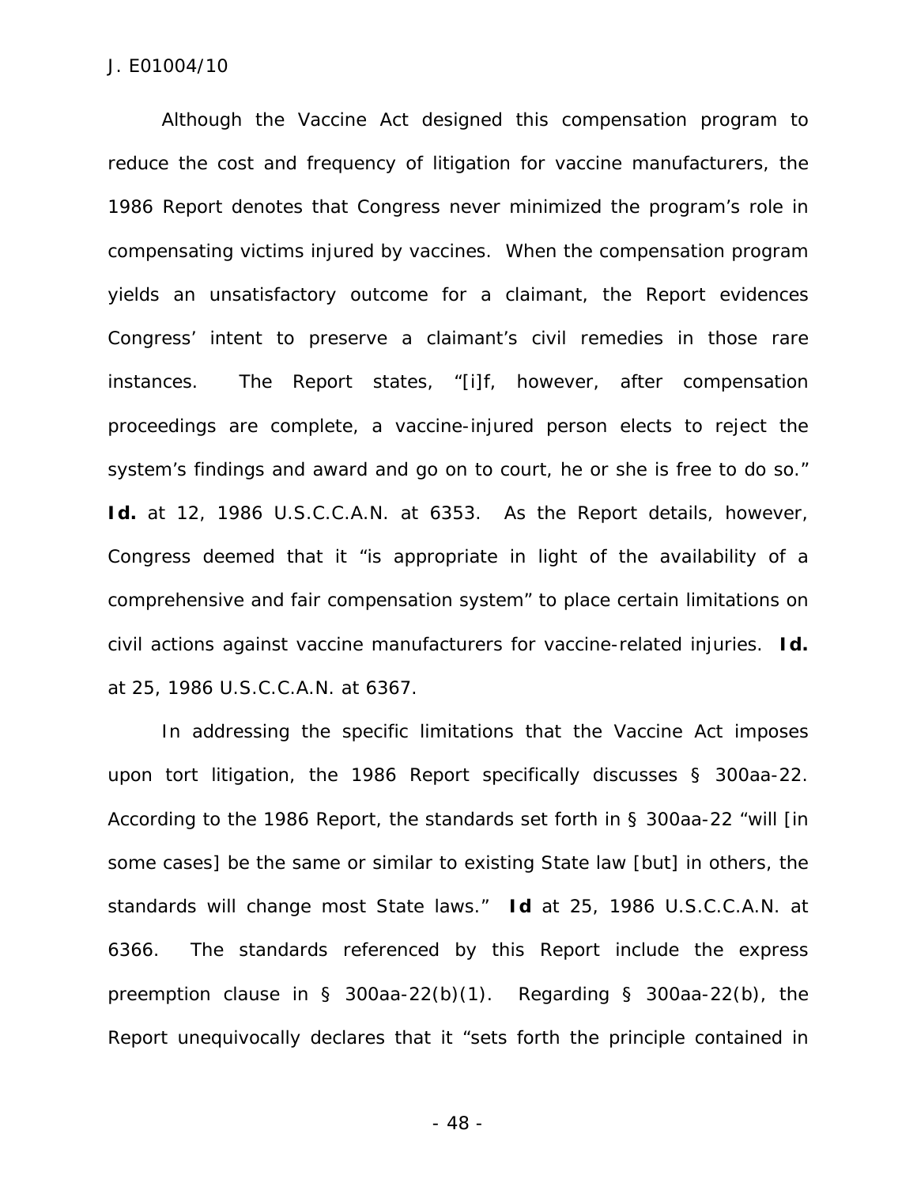Although the Vaccine Act designed this compensation program to reduce the cost and frequency of litigation for vaccine manufacturers, the 1986 Report denotes that Congress never minimized the program's role in compensating victims injured by vaccines. When the compensation program yields an unsatisfactory outcome for a claimant, the Report evidences Congress' intent to preserve a claimant's civil remedies in those rare instances. The Report states, "[i]f, however, after compensation proceedings are complete, a vaccine-injured person elects to reject the system's findings and award and go on to court, he or she is free to do so." ***Id.*** at 12, 1986 U.S.C.C.A.N. at 6353. As the Report details, however, Congress deemed that it "is appropriate in light of the availability of a comprehensive and fair compensation system" to place certain limitations on civil actions against vaccine manufacturers for vaccine-related injuries. ***Id.*** at 25, 1986 U.S.C.C.A.N. at 6367.

In addressing the specific limitations that the Vaccine Act imposes upon tort litigation, the 1986 Report specifically discusses § 300aa-22. According to the 1986 Report, the standards set forth in § 300aa-22 "will [in some cases] be the same or similar to existing State law [but] in others, the standards will change most State laws." ***Id*** at 25, 1986 U.S.C.C.A.N. at 6366. The standards referenced by this Report include the express preemption clause in § 300aa-22(b)(1). Regarding § 300aa-22(b), the Report unequivocally declares that it "sets forth the principle contained in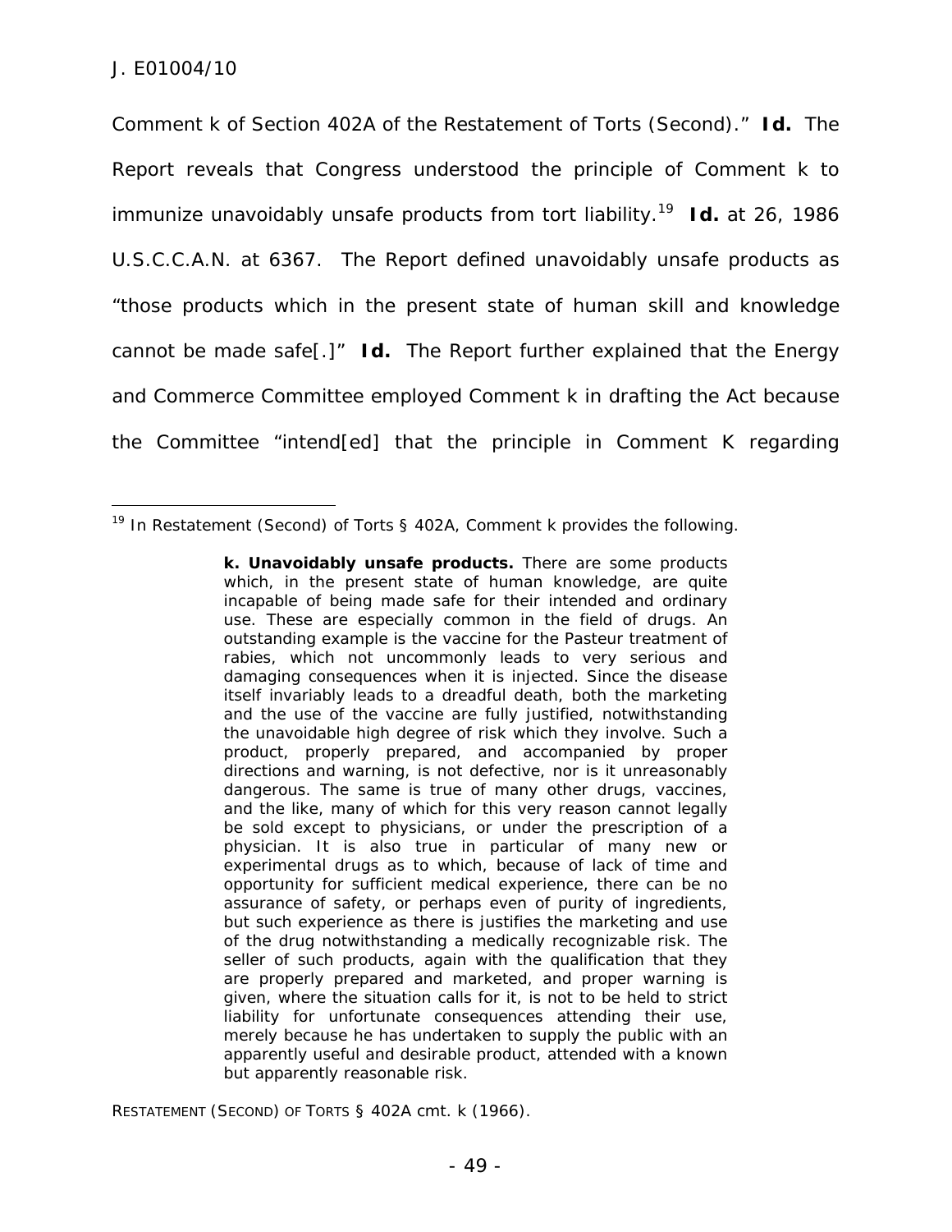Comment k of Section 402A of the Restatement of Torts (Second)." **Id.** The Report reveals that Congress understood the principle of Comment k to immunize unavoidably unsafe products from tort liability.[19] **Id.** at 26, 1986 U.S.C.C.A.N. at 6367. The Report defined unavoidably unsafe products as "those products which in the present state of human skill and knowledge cannot be made safe[.]" **Id.** The Report further explained that the Energy and Commerce Committee employed Comment k in drafting the Act because the Committee "intend[ed] that the principle in Comment K regarding

---

[19] In Restatement (Second) of Torts § 402A, Comment k provides the following.

> **k. Unavoidably unsafe products.** There are some products which, in the present state of human knowledge, are quite incapable of being made safe for their intended and ordinary use. These are especially common in the field of drugs. An outstanding example is the vaccine for the Pasteur treatment of rabies, which not uncommonly leads to very serious and damaging consequences when it is injected. Since the disease itself invariably leads to a dreadful death, both the marketing and the use of the vaccine are fully justified, notwithstanding the unavoidable high degree of risk which they involve. Such a product, properly prepared, and accompanied by proper directions and warning, is not defective, nor is it unreasonably dangerous. The same is true of many other drugs, vaccines, and the like, many of which for this very reason cannot legally be sold except to physicians, or under the prescription of a physician. It is also true in particular of many new or experimental drugs as to which, because of lack of time and opportunity for sufficient medical experience, there can be no assurance of safety, or perhaps even of purity of ingredients, but such experience as there is justifies the marketing and use of the drug notwithstanding a medically recognizable risk. The seller of such products, again with the qualification that they are properly prepared and marketed, and proper warning is given, where the situation calls for it, is not to be held to strict liability for unfortunate consequences attending their use, merely because he has undertaken to supply the public with an apparently useful and desirable product, attended with a known but apparently reasonable risk.

RESTATEMENT (SECOND) OF TORTS § 402A cmt. k (1966).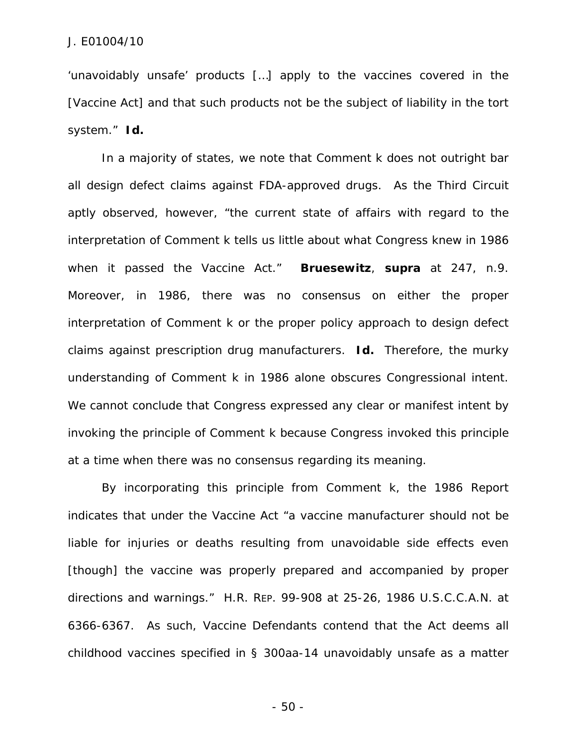'unavoidably unsafe' products […] apply to the vaccines covered in the [Vaccine Act] and that such products not be the subject of liability in the tort system." **Id.**

In a majority of states, we note that Comment k does not outright bar all design defect claims against FDA-approved drugs. As the Third Circuit aptly observed, however, "the current state of affairs with regard to the interpretation of Comment k tells us little about what Congress knew in 1986 when it passed the Vaccine Act." **Bruesewitz**, **supra** at 247, n.9. Moreover, in 1986, there was no consensus on either the proper interpretation of Comment k or the proper policy approach to design defect claims against prescription drug manufacturers. **Id.** Therefore, the murky understanding of Comment k in 1986 alone obscures Congressional intent. We cannot conclude that Congress expressed any clear or manifest intent by invoking the principle of Comment k because Congress invoked this principle at a time when there was no consensus regarding its meaning.

By incorporating this principle from Comment k, the 1986 Report indicates that under the Vaccine Act "a vaccine manufacturer should not be liable for injuries or deaths resulting from unavoidable side effects even [though] the vaccine was properly prepared and accompanied by proper directions and warnings." H.R. REP. 99-908 at 25-26, 1986 U.S.C.C.A.N. at 6366-6367. As such, Vaccine Defendants contend that the Act deems all childhood vaccines specified in § 300aa-14 unavoidably unsafe as a matter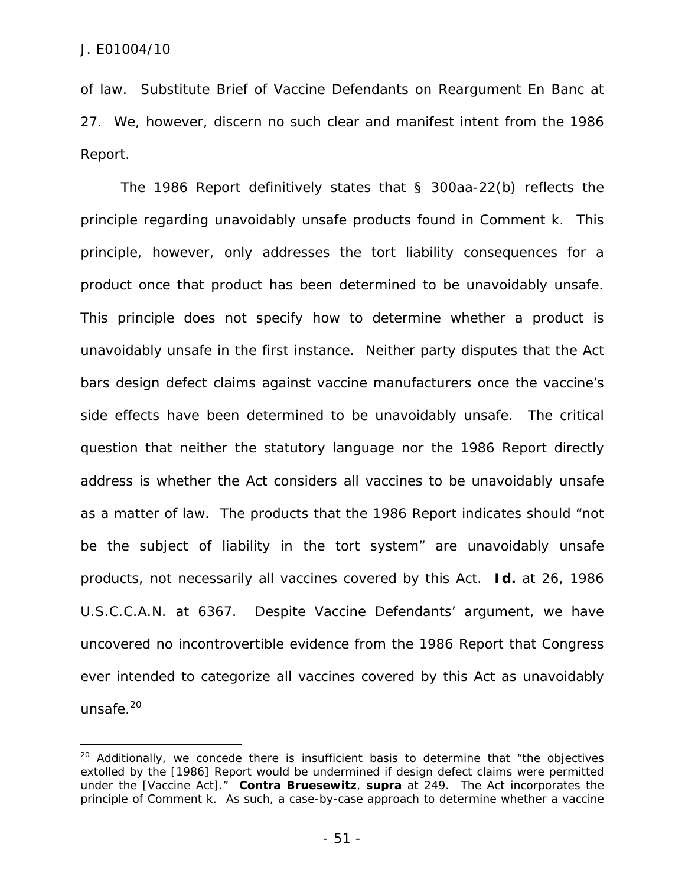of law. Substitute Brief of Vaccine Defendants on Reargument En Banc at 27. We, however, discern no such clear and manifest intent from the 1986 Report.

The 1986 Report definitively states that § 300aa-22(b) reflects the principle regarding unavoidably unsafe products found in Comment k. This principle, however, only addresses the tort liability consequences for a product once that product has been determined to be unavoidably unsafe. This principle does not specify how to determine whether a product is unavoidably unsafe in the first instance. Neither party disputes that the Act bars design defect claims against vaccine manufacturers once the vaccine's side effects have been determined to be unavoidably unsafe. The critical question that neither the statutory language nor the 1986 Report directly address is whether the Act considers all vaccines to be unavoidably unsafe as a matter of law. The products that the 1986 Report indicates should "not be the subject of liability in the tort system" are unavoidably unsafe products, not necessarily all vaccines covered by this Act. ***Id.*** at 26, 1986 U.S.C.C.A.N. at 6367. Despite Vaccine Defendants' argument, we have uncovered no incontrovertible evidence from the 1986 Report that Congress ever intended to categorize all vaccines covered by this Act as unavoidably unsafe.[20]

---

[20] Additionally, we concede there is insufficient basis to determine that "the objectives extolled by the [1986] Report would be undermined if design defect claims were permitted under the [Vaccine Act]." ***Contra Bruesewitz***, ***supra*** at 249. The Act incorporates the principle of Comment k. As such, a case-by-case approach to determine whether a vaccine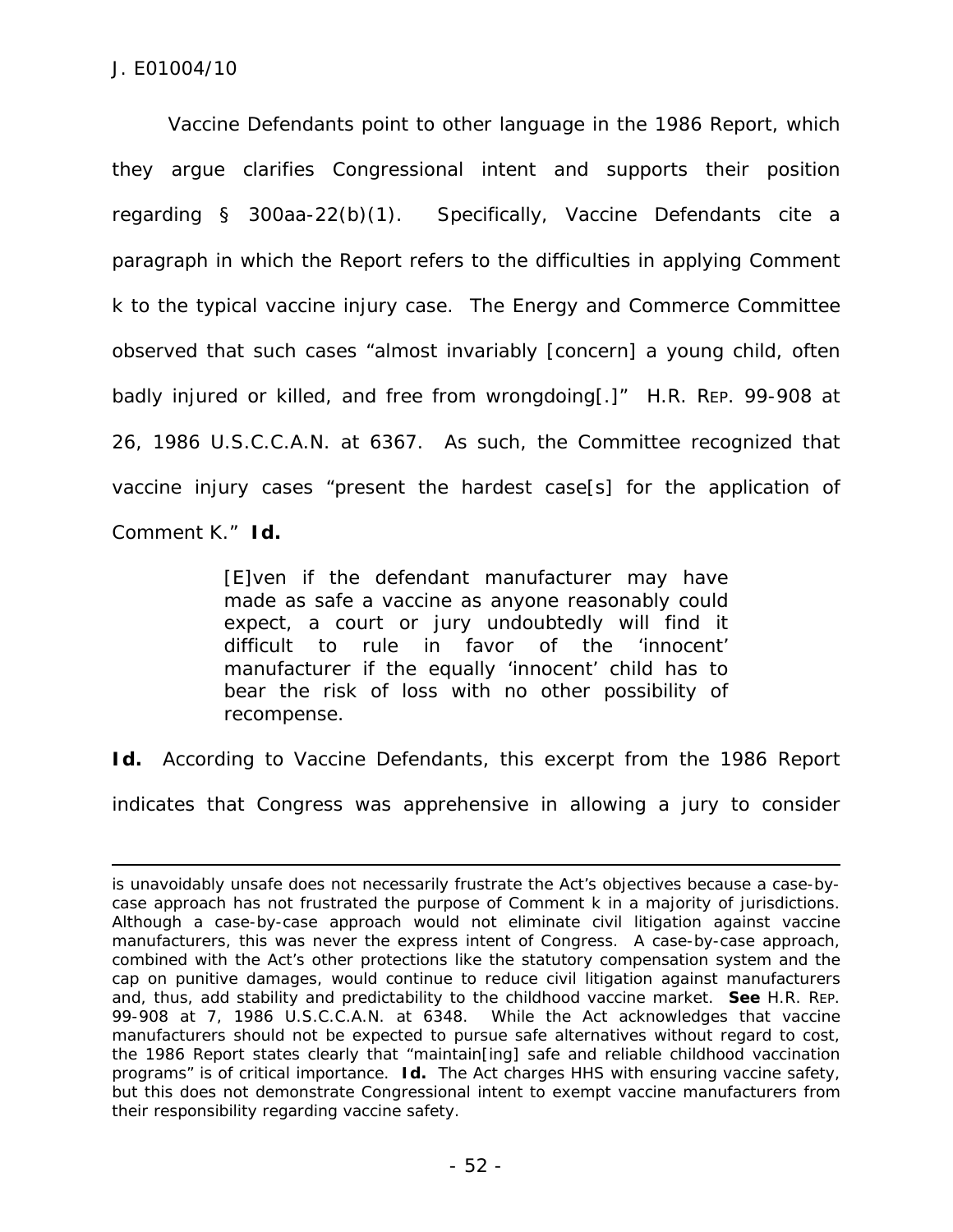Vaccine Defendants point to other language in the 1986 Report, which they argue clarifies Congressional intent and supports their position regarding § 300aa-22(b)(1). Specifically, Vaccine Defendants cite a paragraph in which the Report refers to the difficulties in applying Comment k to the typical vaccine injury case. The Energy and Commerce Committee observed that such cases "almost invariably [concern] a young child, often badly injured or killed, and free from wrongdoing[.]" H.R. REP. 99-908 at 26, 1986 U.S.C.C.A.N. at 6367. As such, the Committee recognized that vaccine injury cases "present the hardest case[s] for the application of Comment K." **Id.**

> [E]ven if the defendant manufacturer may have made as safe a vaccine as anyone reasonably could expect, a court or jury undoubtedly will find it difficult to rule in favor of the 'innocent' manufacturer if the equally 'innocent' child has to bear the risk of loss with no other possibility of recompense.

**Id.** According to Vaccine Defendants, this excerpt from the 1986 Report indicates that Congress was apprehensive in allowing a jury to consider

---

is unavoidably unsafe does not necessarily frustrate the Act's objectives because a case-by-case approach has not frustrated the purpose of Comment k in a majority of jurisdictions. Although a case-by-case approach would not eliminate civil litigation against vaccine manufacturers, this was never the express intent of Congress. A case-by-case approach, combined with the Act's other protections like the statutory compensation system and the cap on punitive damages, would continue to reduce civil litigation against manufacturers and, thus, add stability and predictability to the childhood vaccine market. **See** H.R. REP. 99-908 at 7, 1986 U.S.C.C.A.N. at 6348. While the Act acknowledges that vaccine manufacturers should not be expected to pursue safe alternatives without regard to cost, the 1986 Report states clearly that "maintain[ing] safe and reliable childhood vaccination programs" is of critical importance. **Id.** The Act charges HHS with ensuring vaccine safety, but this does not demonstrate Congressional intent to exempt vaccine manufacturers from their responsibility regarding vaccine safety.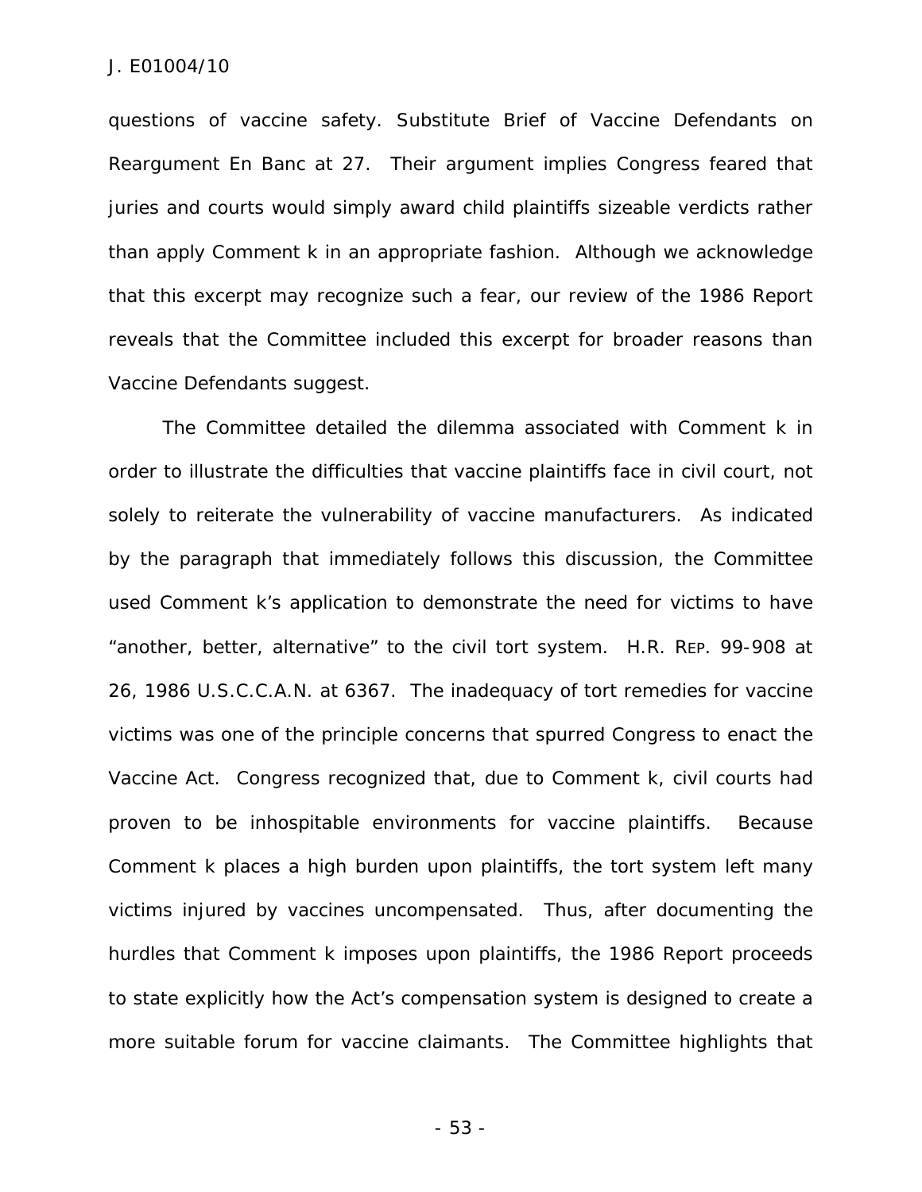questions of vaccine safety. Substitute Brief of Vaccine Defendants on Reargument En Banc at 27. Their argument implies Congress feared that juries and courts would simply award child plaintiffs sizeable verdicts rather than apply Comment k in an appropriate fashion. Although we acknowledge that this excerpt may recognize such a fear, our review of the 1986 Report reveals that the Committee included this excerpt for broader reasons than Vaccine Defendants suggest.

The Committee detailed the dilemma associated with Comment k in order to illustrate the difficulties that vaccine plaintiffs face in civil court, not solely to reiterate the vulnerability of vaccine manufacturers. As indicated by the paragraph that immediately follows this discussion, the Committee used Comment k's application to demonstrate the need for victims to have "another, better, alternative" to the civil tort system. H.R. REP. 99-908 at 26, 1986 U.S.C.C.A.N. at 6367. The inadequacy of tort remedies for vaccine victims was one of the principle concerns that spurred Congress to enact the Vaccine Act. Congress recognized that, due to Comment k, civil courts had proven to be inhospitable environments for vaccine plaintiffs. Because Comment k places a high burden upon plaintiffs, the tort system left many victims injured by vaccines uncompensated. Thus, after documenting the hurdles that Comment k imposes upon plaintiffs, the 1986 Report proceeds to state explicitly how the Act's compensation system is designed to create a more suitable forum for vaccine claimants. The Committee highlights that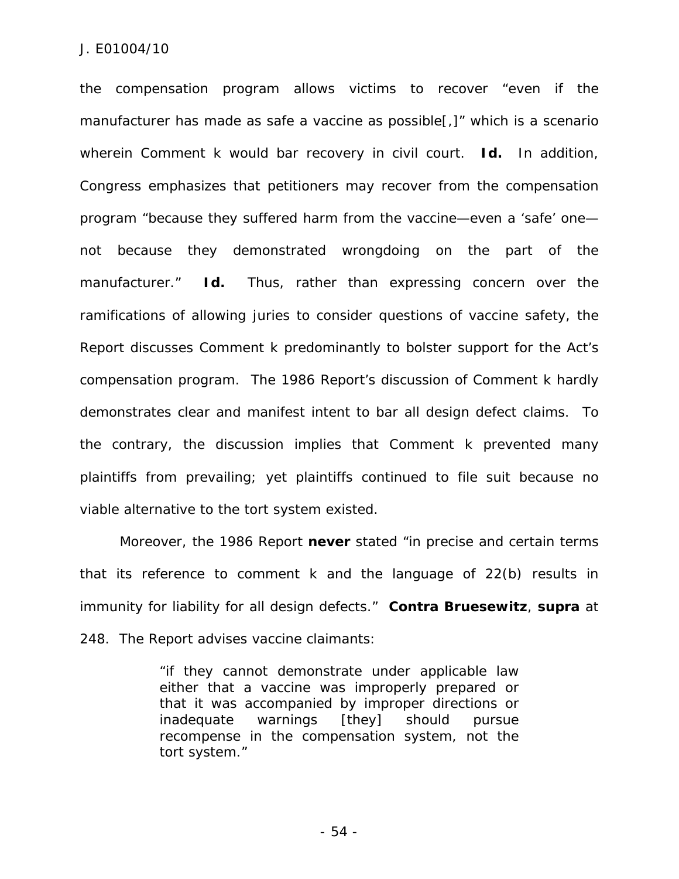the compensation program allows victims to recover "even if the manufacturer has made as safe a vaccine as possible[,]" which is a scenario wherein Comment k would bar recovery in civil court. **Id.** In addition, Congress emphasizes that petitioners may recover from the compensation program "because they suffered harm from the vaccine—even a 'safe' one—not because they demonstrated wrongdoing on the part of the manufacturer." **Id.** Thus, rather than expressing concern over the ramifications of allowing juries to consider questions of vaccine safety, the Report discusses Comment k predominantly to bolster support for the Act's compensation program. The 1986 Report's discussion of Comment k hardly demonstrates clear and manifest intent to bar all design defect claims. To the contrary, the discussion implies that Comment k prevented many plaintiffs from prevailing; yet plaintiffs continued to file suit because no viable alternative to the tort system existed.

Moreover, the 1986 Report **never** stated "in precise and certain terms that its reference to comment k and the language of 22(b) results in immunity for liability for all design defects." **Contra Bruesewitz**, **supra** at 248. The Report advises vaccine claimants:

> "if they cannot demonstrate under applicable law either that a vaccine was improperly prepared or that it was accompanied by improper directions or inadequate warnings [they] should pursue recompense in the compensation system, not the tort system."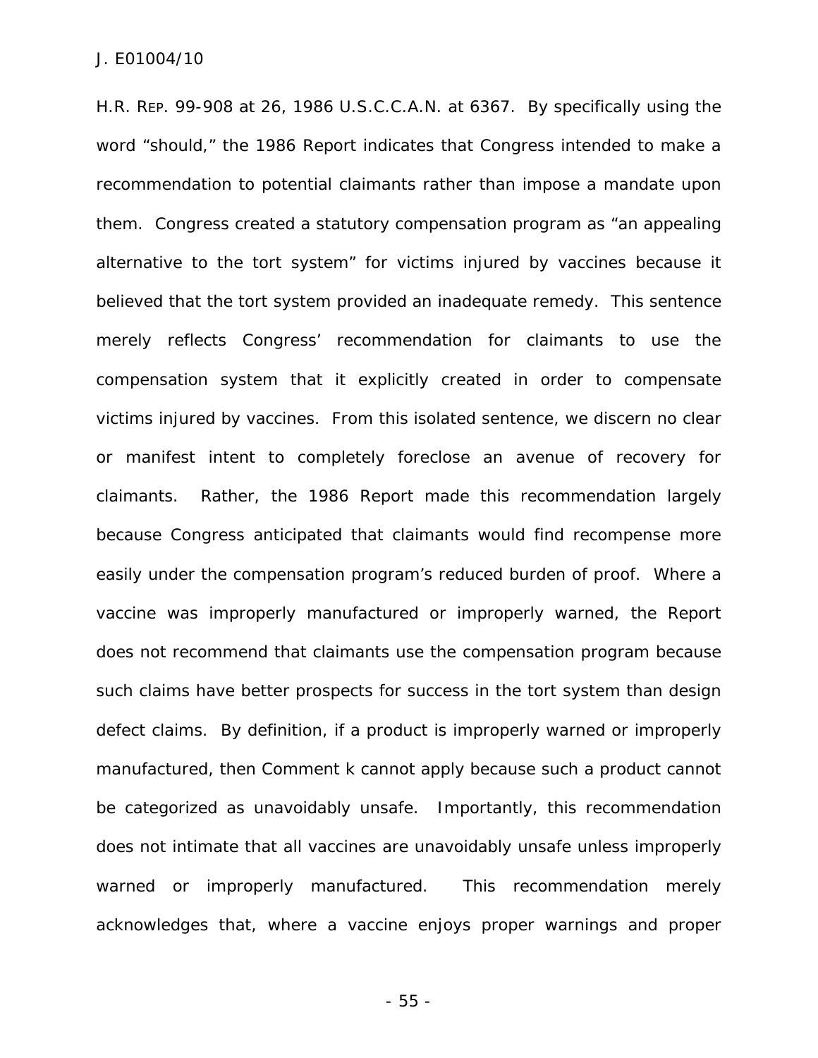H.R. REP. 99-908 at 26, 1986 U.S.C.C.A.N. at 6367. By specifically using the word "should," the 1986 Report indicates that Congress intended to make a recommendation to potential claimants rather than impose a mandate upon them. Congress created a statutory compensation program as "an appealing alternative to the tort system" for victims injured by vaccines because it believed that the tort system provided an inadequate remedy. This sentence merely reflects Congress' recommendation for claimants to use the compensation system that it explicitly created in order to compensate victims injured by vaccines. From this isolated sentence, we discern no clear or manifest intent to completely foreclose an avenue of recovery for claimants. Rather, the 1986 Report made this recommendation largely because Congress anticipated that claimants would find recompense more easily under the compensation program's reduced burden of proof. Where a vaccine was improperly manufactured or improperly warned, the Report does not recommend that claimants use the compensation program because such claims have better prospects for success in the tort system than design defect claims. By definition, if a product is improperly warned or improperly manufactured, then Comment k cannot apply because such a product cannot be categorized as unavoidably unsafe. Importantly, this recommendation does not intimate that all vaccines are unavoidably unsafe unless improperly warned or improperly manufactured. This recommendation merely acknowledges that, where a vaccine enjoys proper warnings and proper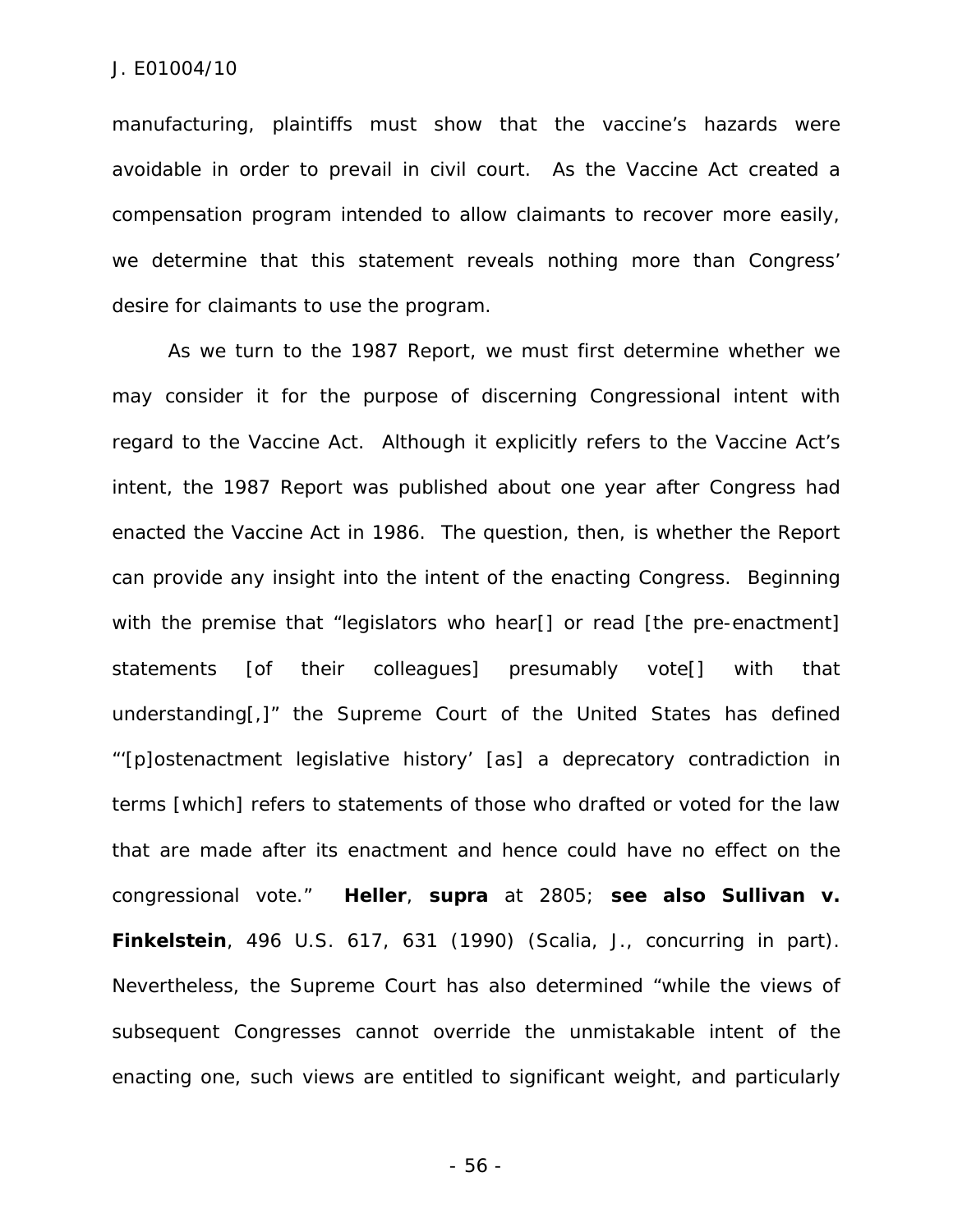manufacturing, plaintiffs must show that the vaccine's hazards were avoidable in order to prevail in civil court. As the Vaccine Act created a compensation program intended to allow claimants to recover more easily, we determine that this statement reveals nothing more than Congress' desire for claimants to use the program.

As we turn to the 1987 Report, we must first determine whether we may consider it for the purpose of discerning Congressional intent with regard to the Vaccine Act. Although it explicitly refers to the Vaccine Act's intent, the 1987 Report was published about one year after Congress had enacted the Vaccine Act in 1986. The question, then, is whether the Report can provide any insight into the intent of the enacting Congress. Beginning with the premise that "legislators who hear[] or read [the pre-enactment] statements [of their colleagues] presumably vote[] with that understanding[,]" the Supreme Court of the United States has defined "'[p]ostenactment legislative history' [as] a deprecatory contradiction in terms [which] refers to statements of those who drafted or voted for the law that are made after its enactment and hence could have no effect on the congressional vote." **Heller**, **supra** at 2805; **see also Sullivan v. Finkelstein**, 496 U.S. 617, 631 (1990) (Scalia, J., concurring in part). Nevertheless, the Supreme Court has also determined "while the views of subsequent Congresses cannot override the unmistakable intent of the enacting one, such views are entitled to significant weight, and particularly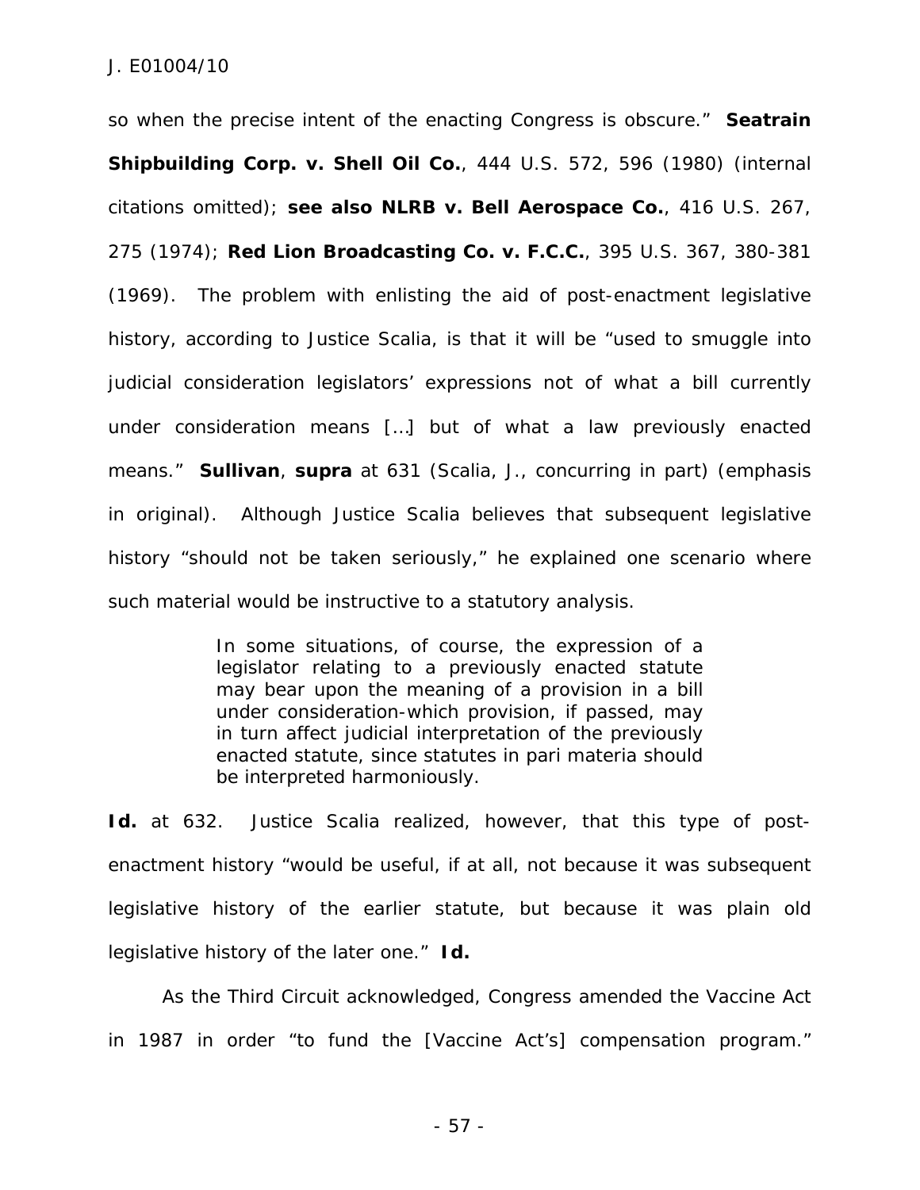so when the precise intent of the enacting Congress is obscure." **Seatrain Shipbuilding Corp. v. Shell Oil Co.**, 444 U.S. 572, 596 (1980) (internal citations omitted); **see also NLRB v. Bell Aerospace Co.**, 416 U.S. 267, 275 (1974); **Red Lion Broadcasting Co. v. F.C.C.**, 395 U.S. 367, 380-381 (1969). The problem with enlisting the aid of post-enactment legislative history, according to Justice Scalia, is that it will be "used to smuggle into judicial consideration legislators' expressions not of what a bill currently under consideration means […] but of what a law previously enacted means." **Sullivan**, **supra** at 631 (Scalia, J., concurring in part) (emphasis in original). Although Justice Scalia believes that subsequent legislative history "should not be taken seriously," he explained one scenario where such material would be instructive to a statutory analysis.

> In some situations, of course, the expression of a legislator relating to a previously enacted statute may bear upon the meaning of a provision in a bill under consideration-which provision, if passed, may in turn affect judicial interpretation of the previously enacted statute, since statutes in pari materia should be interpreted harmoniously.

**Id.** at 632. Justice Scalia realized, however, that this type of post-enactment history "would be useful, if at all, not because it was subsequent legislative history of the earlier statute, but because it was plain old legislative history of the later one." **Id.**

As the Third Circuit acknowledged, Congress amended the Vaccine Act in 1987 in order "to fund the [Vaccine Act's] compensation program."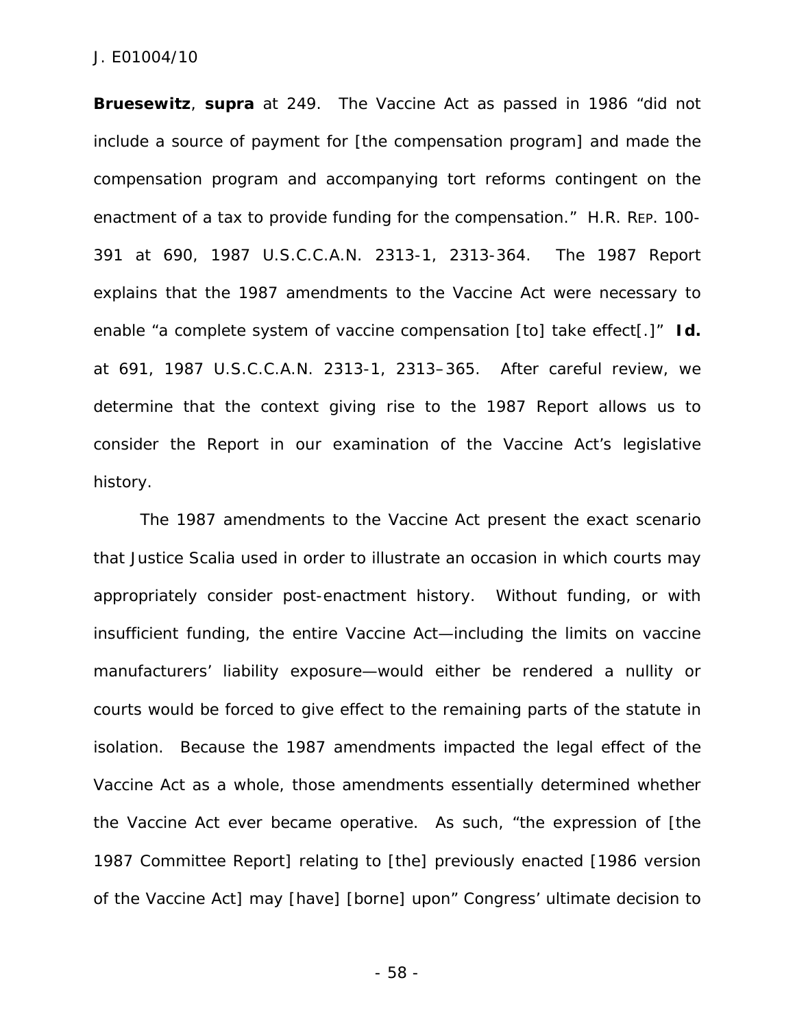**Bruesewitz**, **supra** at 249. The Vaccine Act as passed in 1986 "did not include a source of payment for [the compensation program] and made the compensation program and accompanying tort reforms contingent on the enactment of a tax to provide funding for the compensation." H.R. REP. 100-391 at 690, 1987 U.S.C.C.A.N. 2313-1, 2313-364. The 1987 Report explains that the 1987 amendments to the Vaccine Act were necessary to enable "a complete system of vaccine compensation [to] take effect[.]" **Id.** at 691, 1987 U.S.C.C.A.N. 2313-1, 2313–365. After careful review, we determine that the context giving rise to the 1987 Report allows us to consider the Report in our examination of the Vaccine Act's legislative history.

The 1987 amendments to the Vaccine Act present the exact scenario that Justice Scalia used in order to illustrate an occasion in which courts may appropriately consider post-enactment history. Without funding, or with insufficient funding, the entire Vaccine Act—including the limits on vaccine manufacturers' liability exposure—would either be rendered a nullity or courts would be forced to give effect to the remaining parts of the statute in isolation. Because the 1987 amendments impacted the legal effect of the Vaccine Act as a whole, those amendments essentially determined whether the Vaccine Act ever became operative. As such, "the expression of [the 1987 Committee Report] relating to [the] previously enacted [1986 version of the Vaccine Act] may [have] [borne] upon" Congress' ultimate decision to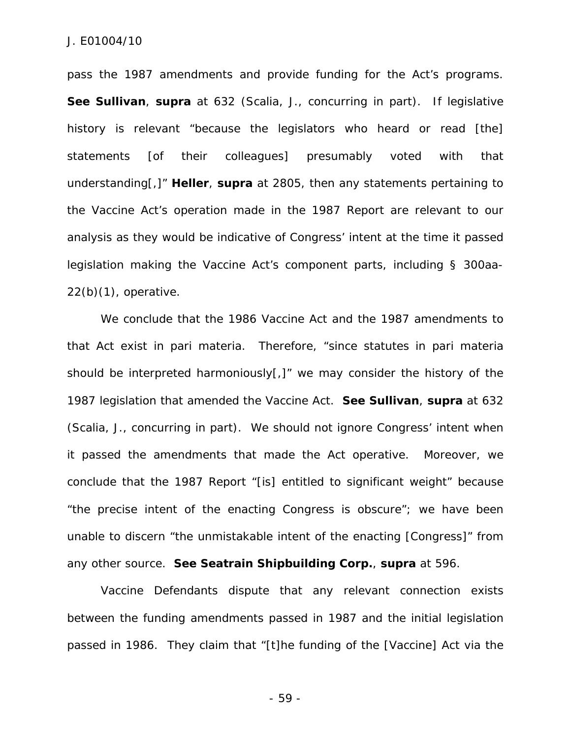pass the 1987 amendments and provide funding for the Act's programs. **See Sullivan**, **supra** at 632 (Scalia, J., concurring in part). If legislative history is relevant "because the legislators who heard or read [the] statements [of their colleagues] presumably voted with that understanding[,]" **Heller**, **supra** at 2805, then any statements pertaining to the Vaccine Act's operation made in the 1987 Report are relevant to our analysis as they would be indicative of Congress' intent at the time it passed legislation making the Vaccine Act's component parts, including § 300aa-22(b)(1), operative.

We conclude that the 1986 Vaccine Act and the 1987 amendments to that Act exist in pari materia. Therefore, "since statutes in pari materia should be interpreted harmoniously[,]" we may consider the history of the 1987 legislation that amended the Vaccine Act. **See Sullivan**, **supra** at 632 (Scalia, J., concurring in part). We should not ignore Congress' intent when it passed the amendments that made the Act operative. Moreover, we conclude that the 1987 Report "[is] entitled to significant weight" because "the precise intent of the enacting Congress is obscure"; we have been unable to discern "the unmistakable intent of the enacting [Congress]" from any other source. **See Seatrain Shipbuilding Corp.**, **supra** at 596.

Vaccine Defendants dispute that any relevant connection exists between the funding amendments passed in 1987 and the initial legislation passed in 1986. They claim that "[t]he funding of the [Vaccine] Act via the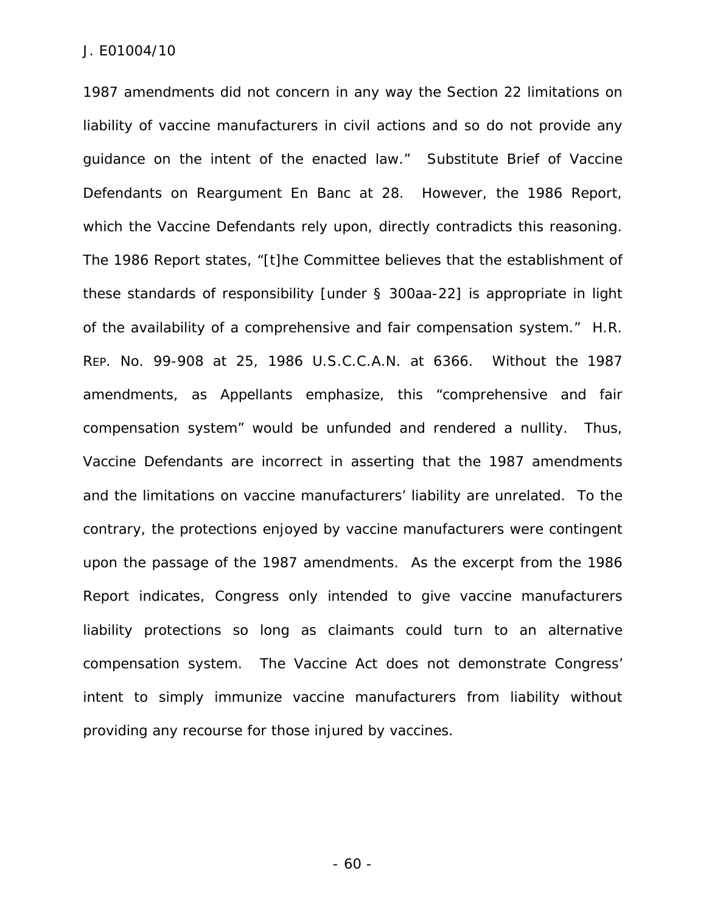1987 amendments did not concern in any way the Section 22 limitations on liability of vaccine manufacturers in civil actions and so do not provide any guidance on the intent of the enacted law." Substitute Brief of Vaccine Defendants on Reargument En Banc at 28. However, the 1986 Report, which the Vaccine Defendants rely upon, directly contradicts this reasoning. The 1986 Report states, "[t]he Committee believes that the establishment of these standards of responsibility [under § 300aa-22] is appropriate in light of the availability of a comprehensive and fair compensation system." H.R. REP. No. 99-908 at 25, 1986 U.S.C.C.A.N. at 6366. Without the 1987 amendments, as Appellants emphasize, this "comprehensive and fair compensation system" would be unfunded and rendered a nullity. Thus, Vaccine Defendants are incorrect in asserting that the 1987 amendments and the limitations on vaccine manufacturers' liability are unrelated. To the contrary, the protections enjoyed by vaccine manufacturers were contingent upon the passage of the 1987 amendments. As the excerpt from the 1986 Report indicates, Congress only intended to give vaccine manufacturers liability protections so long as claimants could turn to an alternative compensation system. The Vaccine Act does not demonstrate Congress' intent to simply immunize vaccine manufacturers from liability without providing any recourse for those injured by vaccines.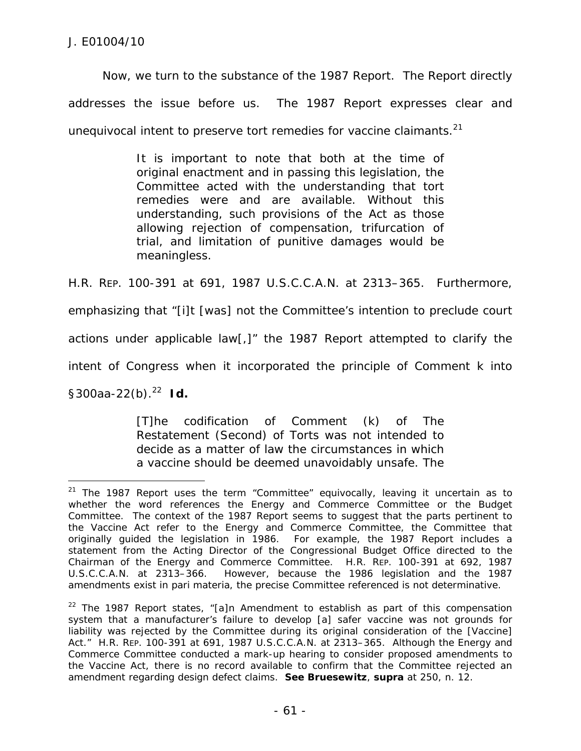Now, we turn to the substance of the 1987 Report. The Report directly addresses the issue before us. The 1987 Report expresses clear and unequivocal intent to preserve tort remedies for vaccine claimants.[21]

> It is important to note that both at the time of original enactment and in passing this legislation, the Committee acted with the understanding that tort remedies were and are available. Without this understanding, such provisions of the Act as those allowing rejection of compensation, trifurcation of trial, and limitation of punitive damages would be meaningless.

H.R. REP. 100-391 at 691, 1987 U.S.C.C.A.N. at 2313–365. Furthermore, emphasizing that "[i]t [was] not the Committee's intention to preclude court actions under applicable law[,]" the 1987 Report attempted to clarify the intent of Congress when it incorporated the principle of Comment k into §300aa-22(b).[22] **Id.**

> [T]he codification of Comment (k) of The Restatement (Second) of Torts was not intended to decide as a matter of law the circumstances in which a vaccine should be deemed unavoidably unsafe. The

---

[21] The 1987 Report uses the term "Committee" equivocally, leaving it uncertain as to whether the word references the Energy and Commerce Committee or the Budget Committee. The context of the 1987 Report seems to suggest that the parts pertinent to the Vaccine Act refer to the Energy and Commerce Committee, the Committee that originally guided the legislation in 1986. For example, the 1987 Report includes a statement from the Acting Director of the Congressional Budget Office directed to the Chairman of the Energy and Commerce Committee. H.R. REP. 100-391 at 692, 1987 U.S.C.C.A.N. at 2313–366. However, because the 1986 legislation and the 1987 amendments exist in pari materia, the precise Committee referenced is not determinative.

[22] The 1987 Report states, "[a]n Amendment to establish as part of this compensation system that a manufacturer's failure to develop [a] safer vaccine was not grounds for liability was rejected by the Committee during its original consideration of the [Vaccine] Act." H.R. REP. 100-391 at 691, 1987 U.S.C.C.A.N. at 2313–365. Although the Energy and Commerce Committee conducted a mark-up hearing to consider proposed amendments to the Vaccine Act, there is no record available to confirm that the Committee rejected an amendment regarding design defect claims. **See Bruesewitz**, **supra** at 250, n. 12.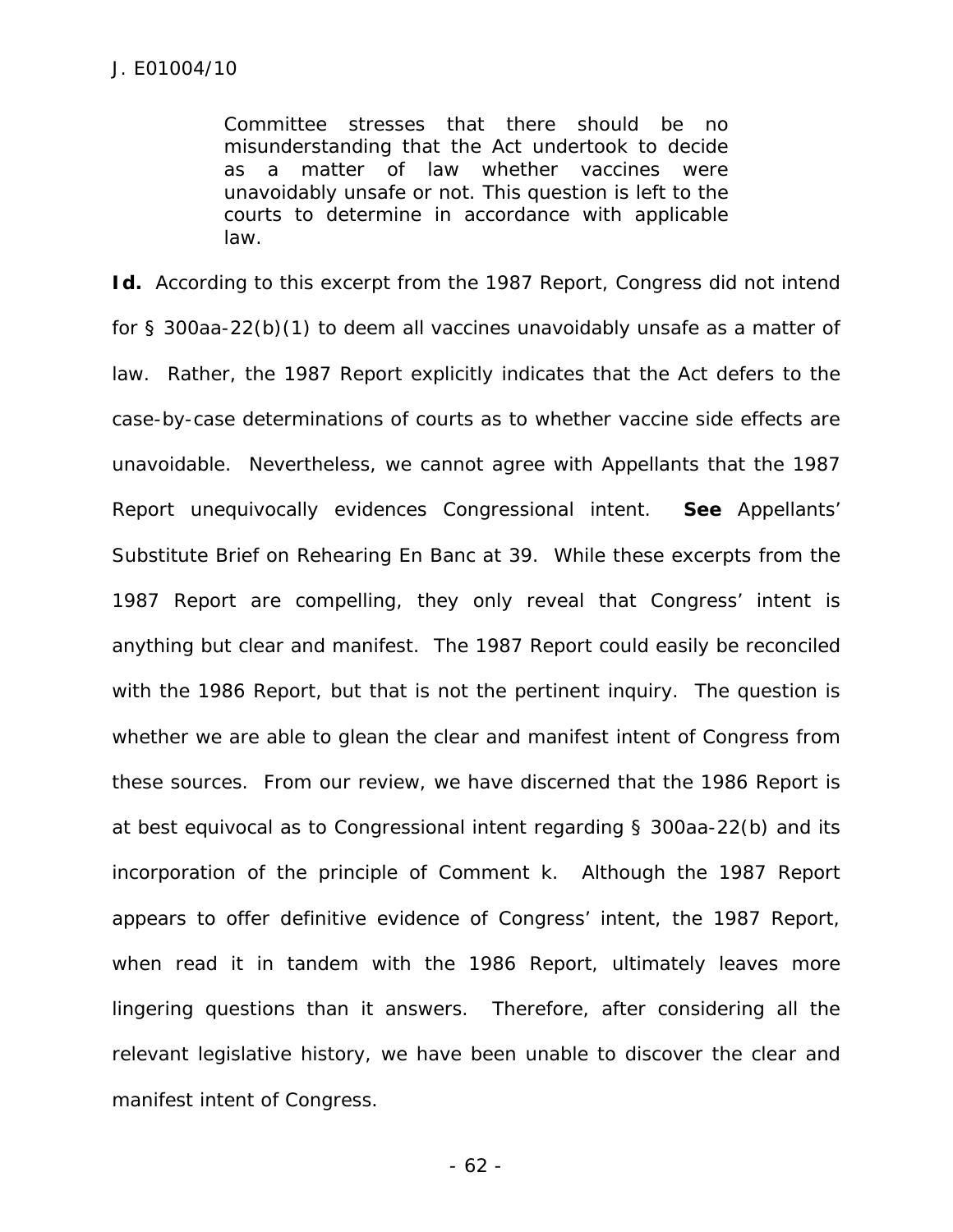> Committee stresses that there should be no misunderstanding that the Act undertook to decide as a matter of law whether vaccines were unavoidably unsafe or not. This question is left to the courts to determine in accordance with applicable law.

***Id.*** According to this excerpt from the 1987 Report, Congress did not intend for § 300aa-22(b)(1) to deem all vaccines unavoidably unsafe as a matter of law. Rather, the 1987 Report explicitly indicates that the Act defers to the case-by-case determinations of courts as to whether vaccine side effects are unavoidable. Nevertheless, we cannot agree with Appellants that the 1987 Report unequivocally evidences Congressional intent. ***See*** Appellants' Substitute Brief on Rehearing En Banc at 39. While these excerpts from the 1987 Report are compelling, they only reveal that Congress' intent is anything but clear and manifest. The 1987 Report could easily be reconciled with the 1986 Report, but that is not the pertinent inquiry. The question is whether we are able to glean the clear and manifest intent of Congress from these sources. From our review, we have discerned that the 1986 Report is at best equivocal as to Congressional intent regarding § 300aa-22(b) and its incorporation of the principle of Comment k. Although the 1987 Report appears to offer definitive evidence of Congress' intent, the 1987 Report, when read it in tandem with the 1986 Report, ultimately leaves more lingering questions than it answers. Therefore, after considering all the relevant legislative history, we have been unable to discover the clear and manifest intent of Congress.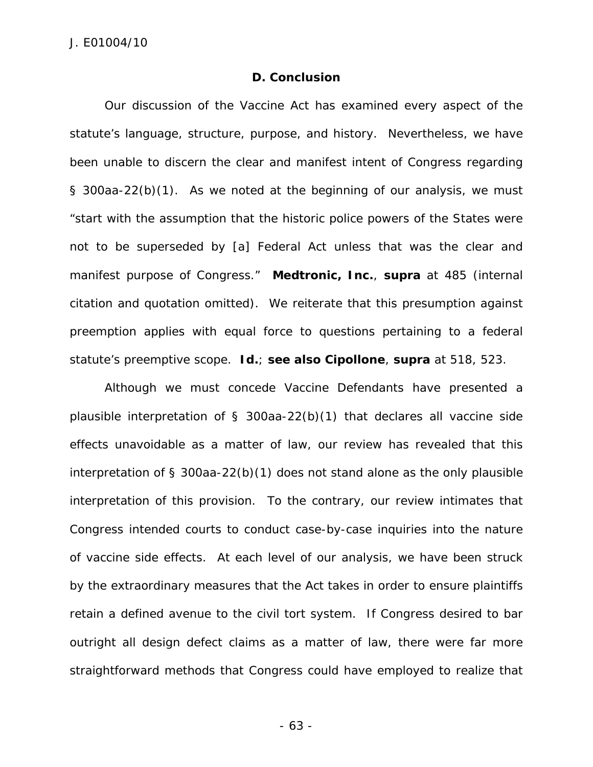### D. Conclusion

Our discussion of the Vaccine Act has examined every aspect of the statute's language, structure, purpose, and history. Nevertheless, we have been unable to discern the clear and manifest intent of Congress regarding § 300aa-22(b)(1). As we noted at the beginning of our analysis, we must "start with the assumption that the historic police powers of the States were not to be superseded by [a] Federal Act unless that was the clear and manifest purpose of Congress." ***Medtronic, Inc.***, ***supra*** at 485 (internal citation and quotation omitted). We reiterate that this presumption against preemption applies with equal force to questions pertaining to a federal statute's preemptive scope. ***Id.***; ***see also Cipollone***, ***supra*** at 518, 523.

Although we must concede Vaccine Defendants have presented a plausible interpretation of § 300aa-22(b)(1) that declares all vaccine side effects unavoidable as a matter of law, our review has revealed that this interpretation of § 300aa-22(b)(1) does not stand alone as the only plausible interpretation of this provision. To the contrary, our review intimates that Congress intended courts to conduct case-by-case inquiries into the nature of vaccine side effects. At each level of our analysis, we have been struck by the extraordinary measures that the Act takes in order to ensure plaintiffs retain a defined avenue to the civil tort system. If Congress desired to bar outright all design defect claims as a matter of law, there were far more straightforward methods that Congress could have employed to realize that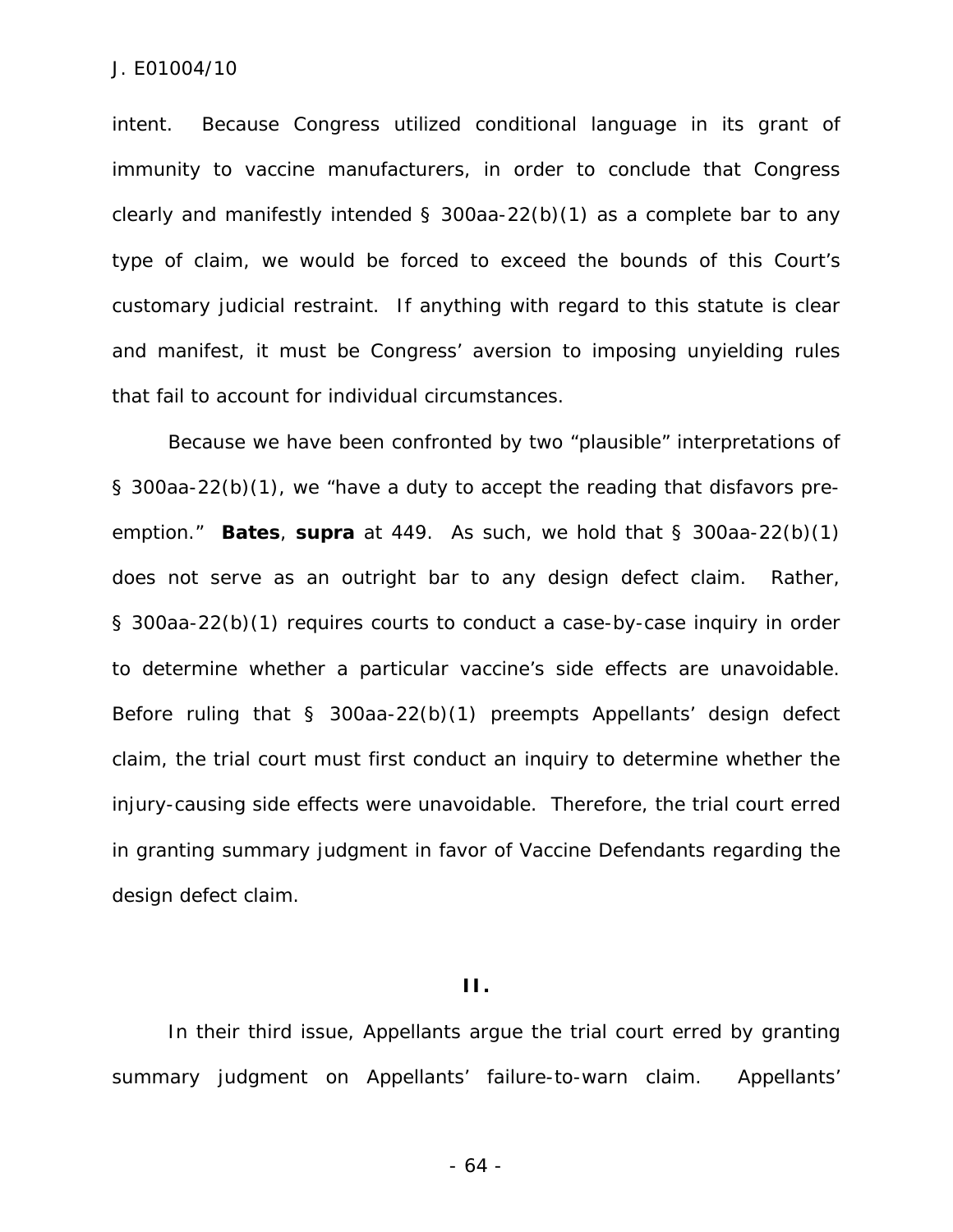intent. Because Congress utilized conditional language in its grant of immunity to vaccine manufacturers, in order to conclude that Congress clearly and manifestly intended § 300aa-22(b)(1) as a complete bar to any type of claim, we would be forced to exceed the bounds of this Court's customary judicial restraint. If anything with regard to this statute is clear and manifest, it must be Congress' aversion to imposing unyielding rules that fail to account for individual circumstances.

Because we have been confronted by two "plausible" interpretations of § 300aa-22(b)(1), we "have a duty to accept the reading that disfavors pre-emption." ***Bates***, ***supra*** at 449. As such, we hold that § 300aa-22(b)(1) does not serve as an outright bar to any design defect claim. Rather, § 300aa-22(b)(1) requires courts to conduct a case-by-case inquiry in order to determine whether a particular vaccine's side effects are unavoidable. Before ruling that § 300aa-22(b)(1) preempts Appellants' design defect claim, the trial court must first conduct an inquiry to determine whether the injury-causing side effects were unavoidable. Therefore, the trial court erred in granting summary judgment in favor of Vaccine Defendants regarding the design defect claim.

**II.**

In their third issue, Appellants argue the trial court erred by granting summary judgment on Appellants' failure-to-warn claim. Appellants'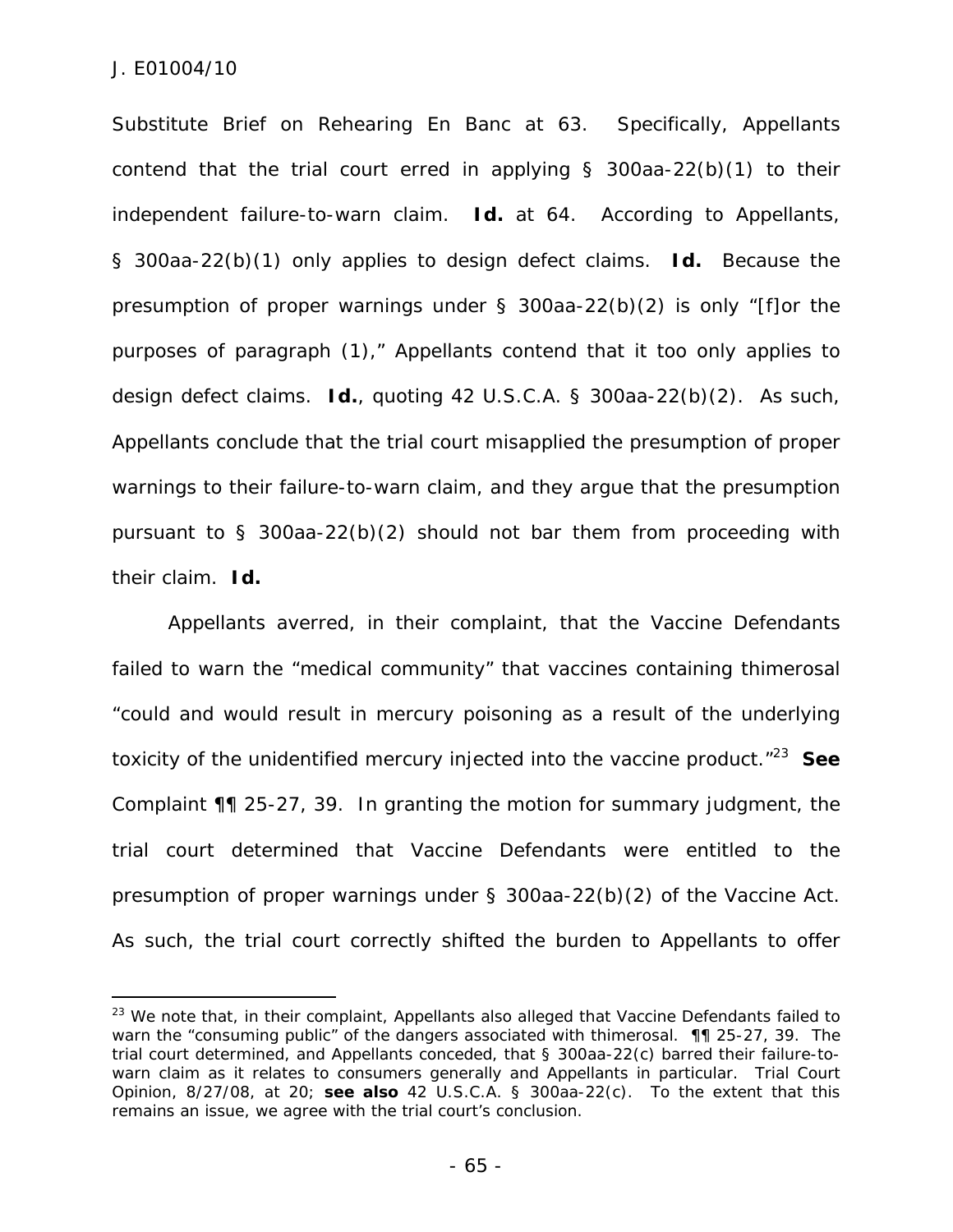Substitute Brief on Rehearing En Banc at 63. Specifically, Appellants contend that the trial court erred in applying § 300aa-22(b)(1) to their independent failure-to-warn claim. **Id.** at 64. According to Appellants, § 300aa-22(b)(1) only applies to design defect claims. **Id.** Because the presumption of proper warnings under § 300aa-22(b)(2) is only "[f]or the purposes of paragraph (1)," Appellants contend that it too only applies to design defect claims. **Id.**, quoting 42 U.S.C.A. § 300aa-22(b)(2). As such, Appellants conclude that the trial court misapplied the presumption of proper warnings to their failure-to-warn claim, and they argue that the presumption pursuant to § 300aa-22(b)(2) should not bar them from proceeding with their claim. **Id.**

Appellants averred, in their complaint, that the Vaccine Defendants failed to warn the "medical community" that vaccines containing thimerosal "could and would result in mercury poisoning as a result of the underlying toxicity of the unidentified mercury injected into the vaccine product."[23] **See** Complaint ¶¶ 25-27, 39. In granting the motion for summary judgment, the trial court determined that Vaccine Defendants were entitled to the presumption of proper warnings under § 300aa-22(b)(2) of the Vaccine Act. As such, the trial court correctly shifted the burden to Appellants to offer

---

[23] We note that, in their complaint, Appellants also alleged that Vaccine Defendants failed to warn the "consuming public" of the dangers associated with thimerosal. ¶¶ 25-27, 39. The trial court determined, and Appellants conceded, that § 300aa-22(c) barred their failure-to-warn claim as it relates to consumers generally and Appellants in particular. Trial Court Opinion, 8/27/08, at 20; **see also** 42 U.S.C.A. § 300aa-22(c). To the extent that this remains an issue, we agree with the trial court's conclusion.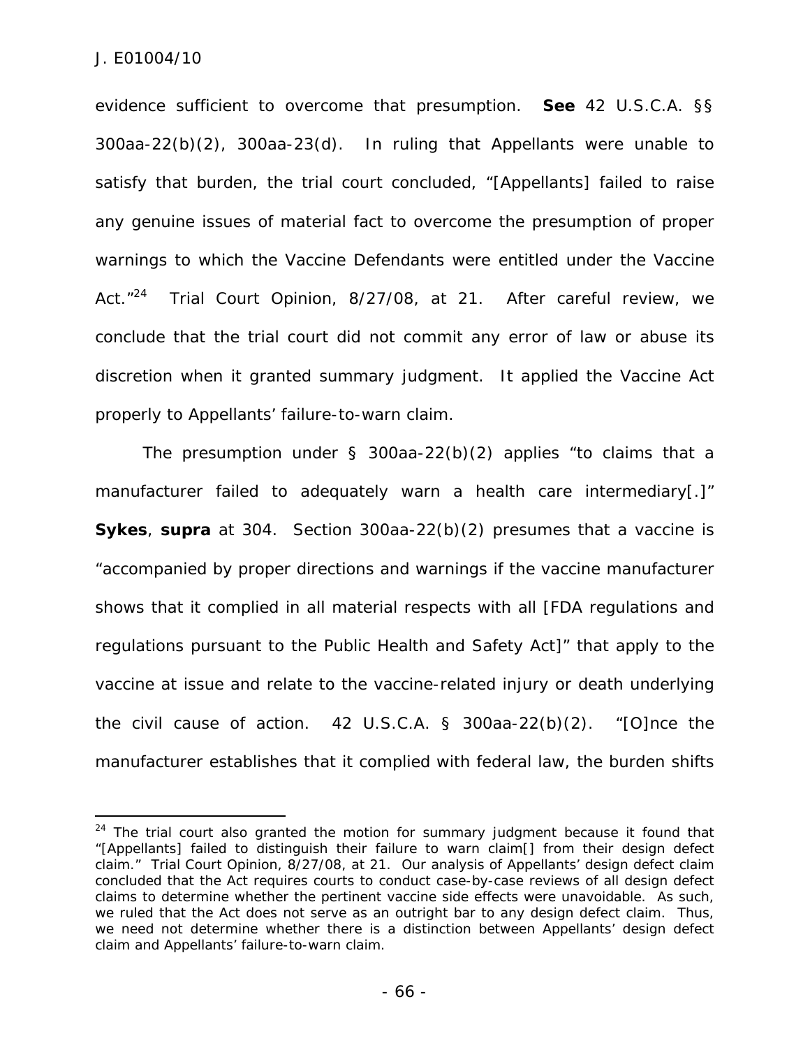evidence sufficient to overcome that presumption. **See** 42 U.S.C.A. §§ 300aa-22(b)(2), 300aa-23(d). In ruling that Appellants were unable to satisfy that burden, the trial court concluded, "[Appellants] failed to raise any genuine issues of material fact to overcome the presumption of proper warnings to which the Vaccine Defendants were entitled under the Vaccine Act."[24] Trial Court Opinion, 8/27/08, at 21. After careful review, we conclude that the trial court did not commit any error of law or abuse its discretion when it granted summary judgment. It applied the Vaccine Act properly to Appellants' failure-to-warn claim.

The presumption under § 300aa-22(b)(2) applies "to claims that a manufacturer failed to adequately warn a health care intermediary[.]" **Sykes**, **supra** at 304. Section 300aa-22(b)(2) presumes that a vaccine is "accompanied by proper directions and warnings if the vaccine manufacturer shows that it complied in all material respects with all [FDA regulations and regulations pursuant to the Public Health and Safety Act]" that apply to the vaccine at issue and relate to the vaccine-related injury or death underlying the civil cause of action. 42 U.S.C.A. § 300aa-22(b)(2). "[O]nce the manufacturer establishes that it complied with federal law, the burden shifts

---

[24] The trial court also granted the motion for summary judgment because it found that "[Appellants] failed to distinguish their failure to warn claim[] from their design defect claim." Trial Court Opinion, 8/27/08, at 21. Our analysis of Appellants' design defect claim concluded that the Act requires courts to conduct case-by-case reviews of all design defect claims to determine whether the pertinent vaccine side effects were unavoidable. As such, we ruled that the Act does not serve as an outright bar to any design defect claim. Thus, we need not determine whether there is a distinction between Appellants' design defect claim and Appellants' failure-to-warn claim.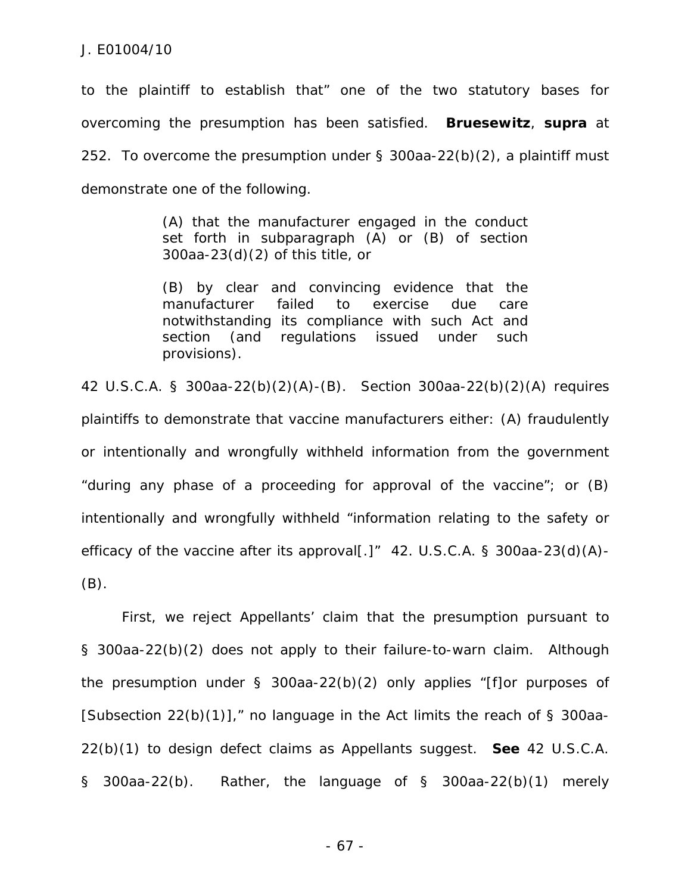to the plaintiff to establish that" one of the two statutory bases for overcoming the presumption has been satisfied. **Bruesewitz**, **supra** at 252. To overcome the presumption under § 300aa-22(b)(2), a plaintiff must demonstrate one of the following.

> (A) that the manufacturer engaged in the conduct set forth in subparagraph (A) or (B) of section 300aa-23(d)(2) of this title, or
>
> (B) by clear and convincing evidence that the manufacturer failed to exercise due care notwithstanding its compliance with such Act and section (and regulations issued under such provisions).

42 U.S.C.A. § 300aa-22(b)(2)(A)-(B). Section 300aa-22(b)(2)(A) requires plaintiffs to demonstrate that vaccine manufacturers either: (A) fraudulently or intentionally and wrongfully withheld information from the government "during any phase of a proceeding for approval of the vaccine"; or (B) intentionally and wrongfully withheld "information relating to the safety or efficacy of the vaccine after its approval[.]" 42. U.S.C.A. § 300aa-23(d)(A)-(B).

First, we reject Appellants' claim that the presumption pursuant to § 300aa-22(b)(2) does not apply to their failure-to-warn claim. Although the presumption under § 300aa-22(b)(2) only applies "[f]or purposes of [Subsection 22(b)(1)]," no language in the Act limits the reach of § 300aa-22(b)(1) to design defect claims as Appellants suggest. **See** 42 U.S.C.A. § 300aa-22(b). Rather, the language of § 300aa-22(b)(1) merely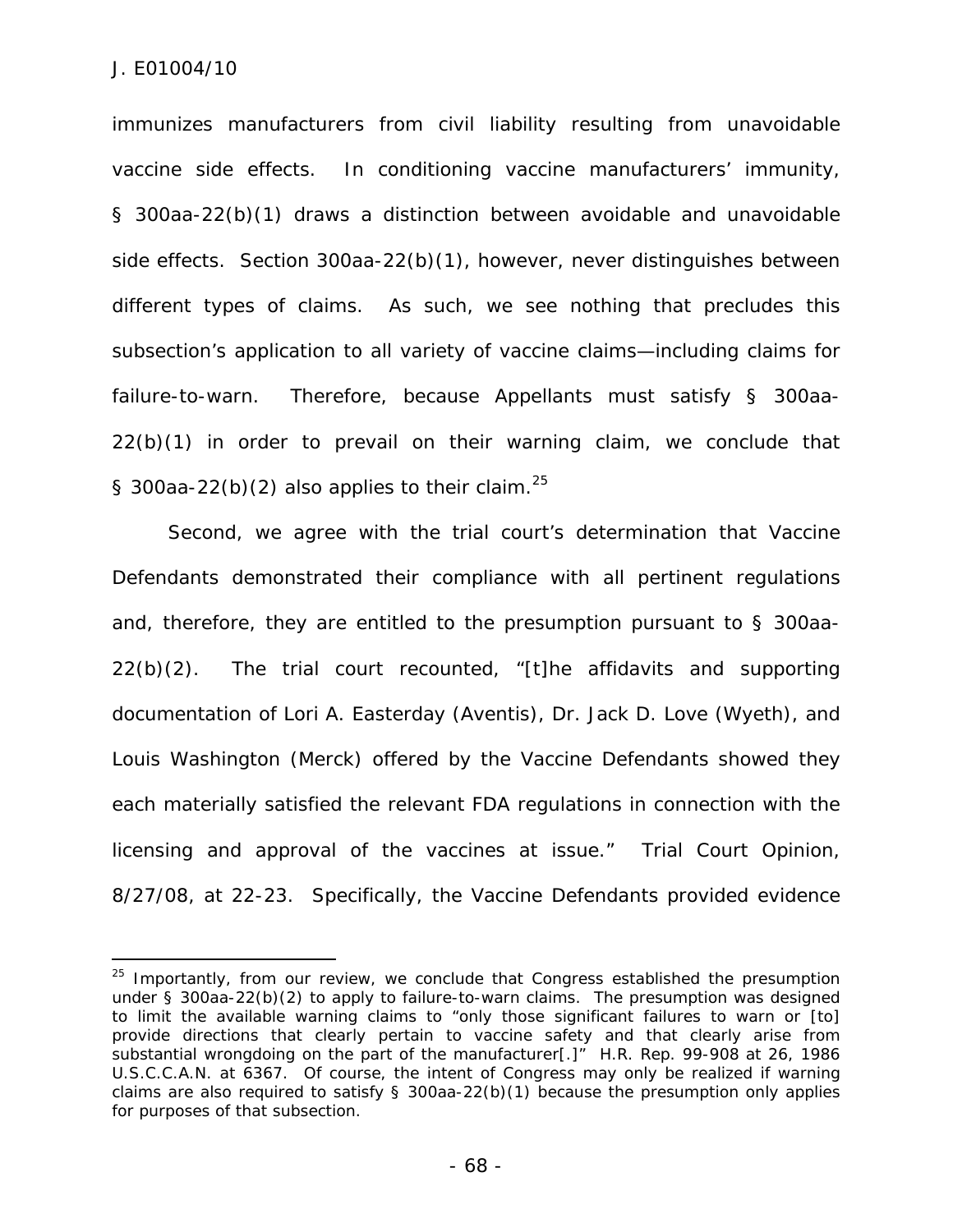immunizes manufacturers from civil liability resulting from unavoidable vaccine side effects. In conditioning vaccine manufacturers' immunity, § 300aa-22(b)(1) draws a distinction between avoidable and unavoidable side effects. Section 300aa-22(b)(1), however, never distinguishes between different types of claims. As such, we see nothing that precludes this subsection's application to all variety of vaccine claims—including claims for failure-to-warn. Therefore, because Appellants must satisfy § 300aa-22(b)(1) in order to prevail on their warning claim, we conclude that § 300aa-22(b)(2) also applies to their claim.[25]

Second, we agree with the trial court's determination that Vaccine Defendants demonstrated their compliance with all pertinent regulations and, therefore, they are entitled to the presumption pursuant to § 300aa-22(b)(2). The trial court recounted, "[t]he affidavits and supporting documentation of Lori A. Easterday (Aventis), Dr. Jack D. Love (Wyeth), and Louis Washington (Merck) offered by the Vaccine Defendants showed they each materially satisfied the relevant FDA regulations in connection with the licensing and approval of the vaccines at issue." Trial Court Opinion, 8/27/08, at 22-23. Specifically, the Vaccine Defendants provided evidence

---

[25] Importantly, from our review, we conclude that Congress established the presumption under § 300aa-22(b)(2) to apply to failure-to-warn claims. The presumption was designed to limit the available warning claims to "only those significant failures to warn or [to] provide directions that clearly pertain to vaccine safety and that clearly arise from substantial wrongdoing on the part of the manufacturer[.]" H.R. Rep. 99-908 at 26, 1986 U.S.C.C.A.N. at 6367. Of course, the intent of Congress may only be realized if warning claims are also required to satisfy § 300aa-22(b)(1) because the presumption only applies for purposes of that subsection.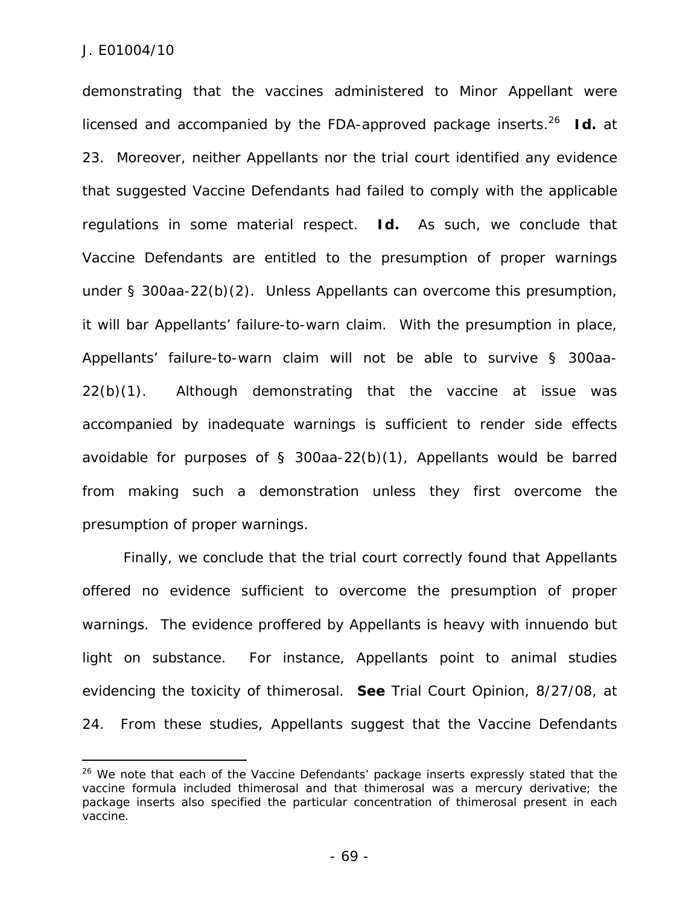demonstrating that the vaccines administered to Minor Appellant were licensed and accompanied by the FDA-approved package inserts.[26] **Id.** at 23. Moreover, neither Appellants nor the trial court identified any evidence that suggested Vaccine Defendants had failed to comply with the applicable regulations in some material respect. **Id.** As such, we conclude that Vaccine Defendants are entitled to the presumption of proper warnings under § 300aa-22(b)(2). Unless Appellants can overcome this presumption, it will bar Appellants' failure-to-warn claim. With the presumption in place, Appellants' failure-to-warn claim will not be able to survive § 300aa-22(b)(1). Although demonstrating that the vaccine at issue was accompanied by inadequate warnings is sufficient to render side effects avoidable for purposes of § 300aa-22(b)(1), Appellants would be barred from making such a demonstration unless they first overcome the presumption of proper warnings.

Finally, we conclude that the trial court correctly found that Appellants offered no evidence sufficient to overcome the presumption of proper warnings. The evidence proffered by Appellants is heavy with innuendo but light on substance. For instance, Appellants point to animal studies evidencing the toxicity of thimerosal. **See** Trial Court Opinion, 8/27/08, at 24. From these studies, Appellants suggest that the Vaccine Defendants

---

[26] We note that each of the Vaccine Defendants' package inserts expressly stated that the vaccine formula included thimerosal and that thimerosal was a mercury derivative; the package inserts also specified the particular concentration of thimerosal present in each vaccine.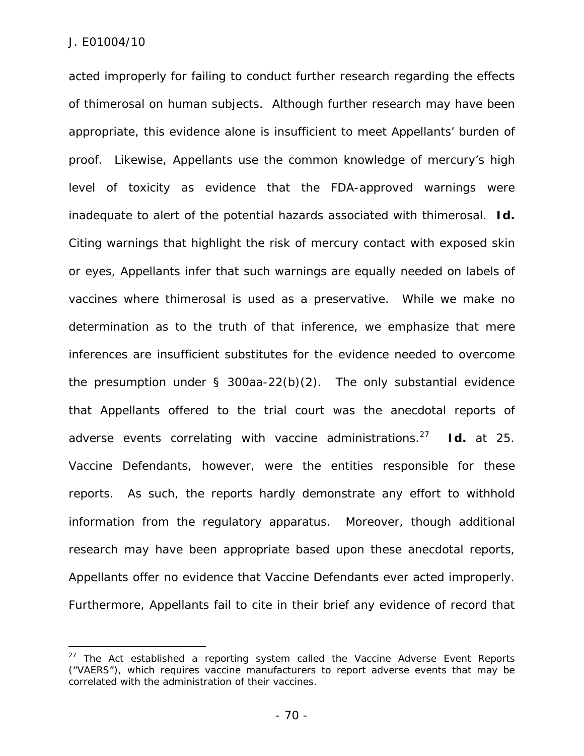acted improperly for failing to conduct further research regarding the effects of thimerosal on human subjects. Although further research may have been appropriate, this evidence alone is insufficient to meet Appellants' burden of proof. Likewise, Appellants use the common knowledge of mercury's high level of toxicity as evidence that the FDA-approved warnings were inadequate to alert of the potential hazards associated with thimerosal. ***Id.*** Citing warnings that highlight the risk of mercury contact with exposed skin or eyes, Appellants infer that such warnings are equally needed on labels of vaccines where thimerosal is used as a preservative. While we make no determination as to the truth of that inference, we emphasize that mere inferences are insufficient substitutes for the evidence needed to overcome the presumption under § 300aa-22(b)(2). The only substantial evidence that Appellants offered to the trial court was the anecdotal reports of adverse events correlating with vaccine administrations.[27] ***Id.*** at 25. Vaccine Defendants, however, were the entities responsible for these reports. As such, the reports hardly demonstrate any effort to withhold information from the regulatory apparatus. Moreover, though additional research may have been appropriate based upon these anecdotal reports, Appellants offer no evidence that Vaccine Defendants ever acted improperly. Furthermore, Appellants fail to cite in their brief any evidence of record that

---

[27] The Act established a reporting system called the Vaccine Adverse Event Reports ("VAERS"), which requires vaccine manufacturers to report adverse events that may be correlated with the administration of their vaccines.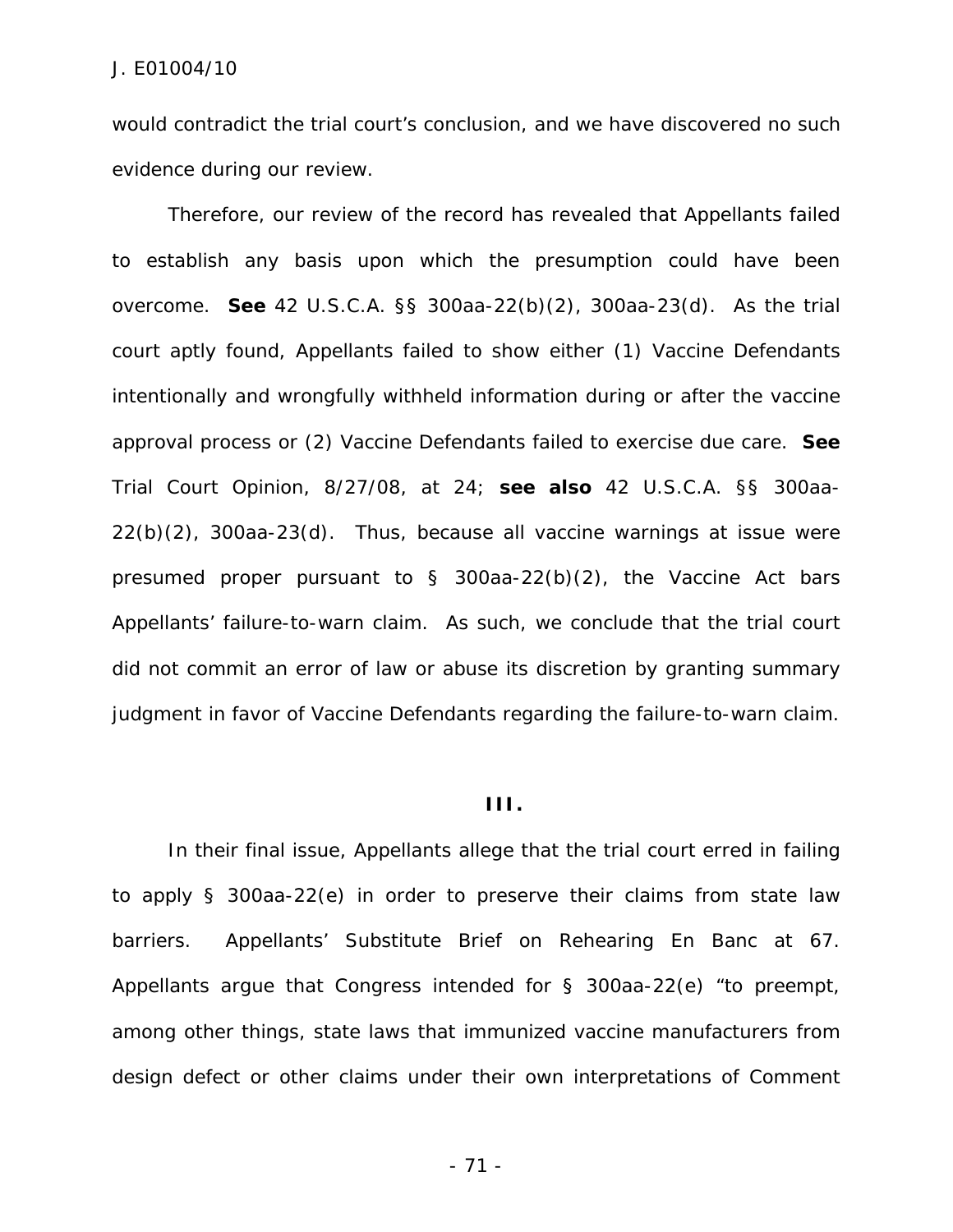would contradict the trial court's conclusion, and we have discovered no such evidence during our review.

Therefore, our review of the record has revealed that Appellants failed to establish any basis upon which the presumption could have been overcome. **See** 42 U.S.C.A. §§ 300aa-22(b)(2), 300aa-23(d). As the trial court aptly found, Appellants failed to show either (1) Vaccine Defendants intentionally and wrongfully withheld information during or after the vaccine approval process or (2) Vaccine Defendants failed to exercise due care. **See** Trial Court Opinion, 8/27/08, at 24; **see also** 42 U.S.C.A. §§ 300aa-22(b)(2), 300aa-23(d). Thus, because all vaccine warnings at issue were presumed proper pursuant to § 300aa-22(b)(2), the Vaccine Act bars Appellants' failure-to-warn claim. As such, we conclude that the trial court did not commit an error of law or abuse its discretion by granting summary judgment in favor of Vaccine Defendants regarding the failure-to-warn claim.

### III.

In their final issue, Appellants allege that the trial court erred in failing to apply § 300aa-22(e) in order to preserve their claims from state law barriers. Appellants' Substitute Brief on Rehearing En Banc at 67. Appellants argue that Congress intended for § 300aa-22(e) "to preempt, among other things, state laws that immunized vaccine manufacturers from design defect or other claims under their own interpretations of Comment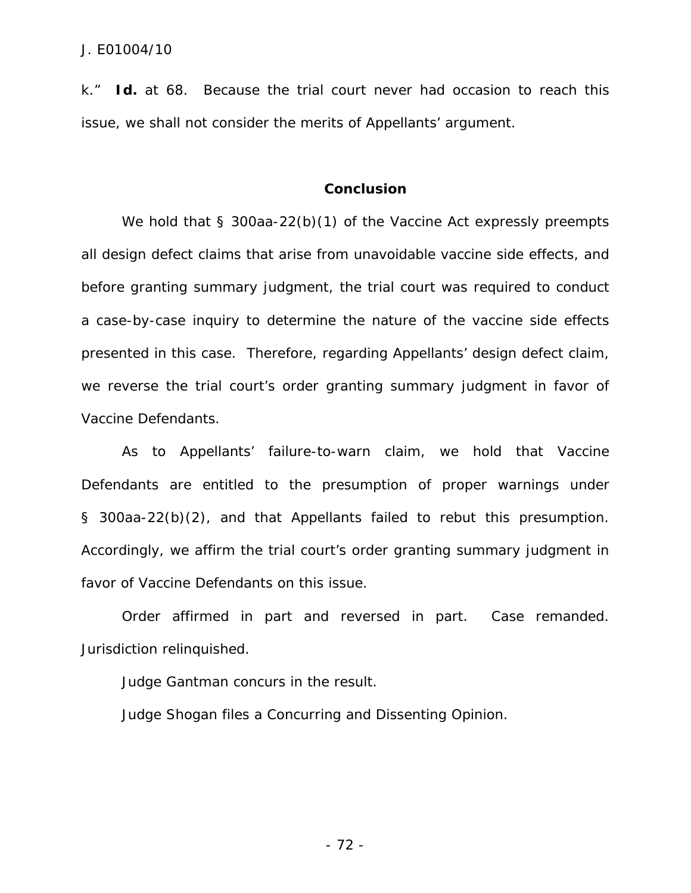k." **Id.** at 68. Because the trial court never had occasion to reach this issue, we shall not consider the merits of Appellants' argument.

## Conclusion

We hold that § 300aa-22(b)(1) of the Vaccine Act expressly preempts all design defect claims that arise from unavoidable vaccine side effects, and before granting summary judgment, the trial court was required to conduct a case-by-case inquiry to determine the nature of the vaccine side effects presented in this case. Therefore, regarding Appellants' design defect claim, we reverse the trial court's order granting summary judgment in favor of Vaccine Defendants.

As to Appellants' failure-to-warn claim, we hold that Vaccine Defendants are entitled to the presumption of proper warnings under § 300aa-22(b)(2), and that Appellants failed to rebut this presumption. Accordingly, we affirm the trial court's order granting summary judgment in favor of Vaccine Defendants on this issue.

Order affirmed in part and reversed in part. Case remanded. Jurisdiction relinquished.

Judge Gantman concurs in the result.

Judge Shogan files a Concurring and Dissenting Opinion.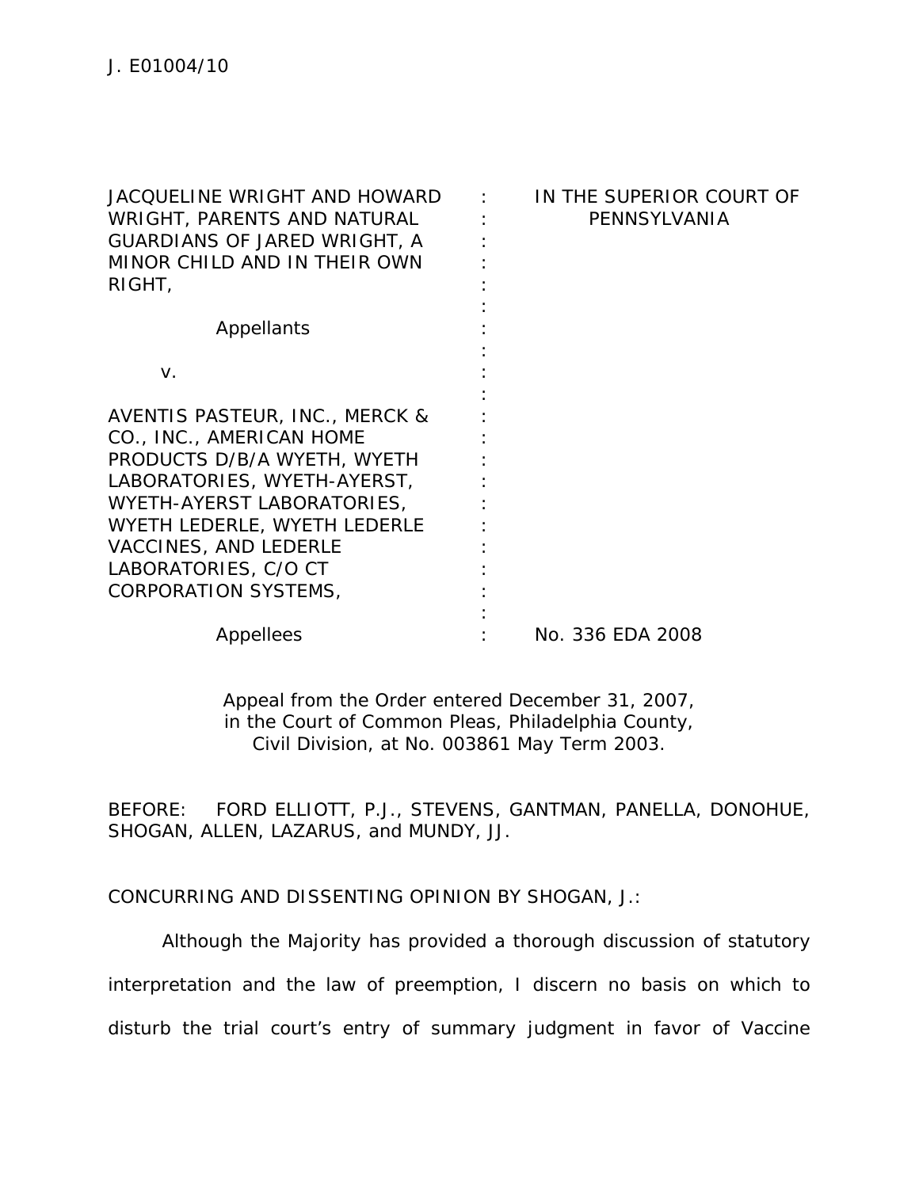J. E01004/10

JACQUELINE WRIGHT AND HOWARD WRIGHT, PARENTS AND NATURAL GUARDIANS OF JARED WRIGHT, A MINOR CHILD AND IN THEIR OWN RIGHT,

Appellants

v.

AVENTIS PASTEUR, INC., MERCK & CO., INC., AMERICAN HOME PRODUCTS D/B/A WYETH, WYETH LABORATORIES, WYETH-AYERST, WYETH-AYERST LABORATORIES, WYETH LEDERLE, WYETH LEDERLE VACCINES, AND LEDERLE LABORATORIES, C/O CT CORPORATION SYSTEMS,

Appellees

IN THE SUPERIOR COURT OF PENNSYLVANIA

No. 336 EDA 2008

Appeal from the Order entered December 31, 2007, in the Court of Common Pleas, Philadelphia County, Civil Division, at No. 003861 May Term 2003.

BEFORE: FORD ELLIOTT, P.J., STEVENS, GANTMAN, PANELLA, DONOHUE, SHOGAN, ALLEN, LAZARUS, and MUNDY, JJ.

CONCURRING AND DISSENTING OPINION BY SHOGAN, J.:

Although the Majority has provided a thorough discussion of statutory interpretation and the law of preemption, I discern no basis on which to disturb the trial court's entry of summary judgment in favor of Vaccine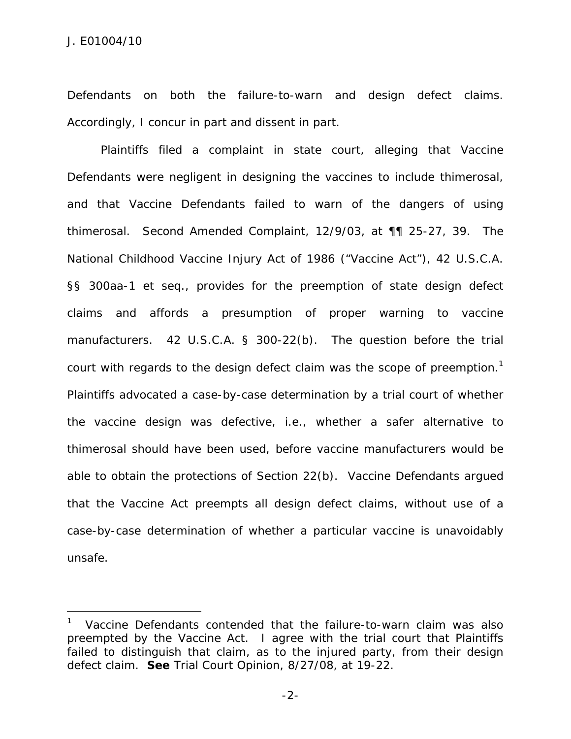Defendants on both the failure-to-warn and design defect claims. Accordingly, I concur in part and dissent in part.

Plaintiffs filed a complaint in state court, alleging that Vaccine Defendants were negligent in designing the vaccines to include thimerosal, and that Vaccine Defendants failed to warn of the dangers of using thimerosal. Second Amended Complaint, 12/9/03, at ¶¶ 25-27, 39. The National Childhood Vaccine Injury Act of 1986 ("Vaccine Act"), 42 U.S.C.A. §§ 300aa-1 et seq., provides for the preemption of state design defect claims and affords a presumption of proper warning to vaccine manufacturers. 42 U.S.C.A. § 300-22(b). The question before the trial court with regards to the design defect claim was the scope of preemption.[1] Plaintiffs advocated a case-by-case determination by a trial court of whether the vaccine design was defective, i.e., whether a safer alternative to thimerosal should have been used, before vaccine manufacturers would be able to obtain the protections of Section 22(b). Vaccine Defendants argued that the Vaccine Act preempts all design defect claims, without use of a case-by-case determination of whether a particular vaccine is unavoidably unsafe.

---

[1] Vaccine Defendants contended that the failure-to-warn claim was also preempted by the Vaccine Act. I agree with the trial court that Plaintiffs failed to distinguish that claim, as to the injured party, from their design defect claim. **See** Trial Court Opinion, 8/27/08, at 19-22.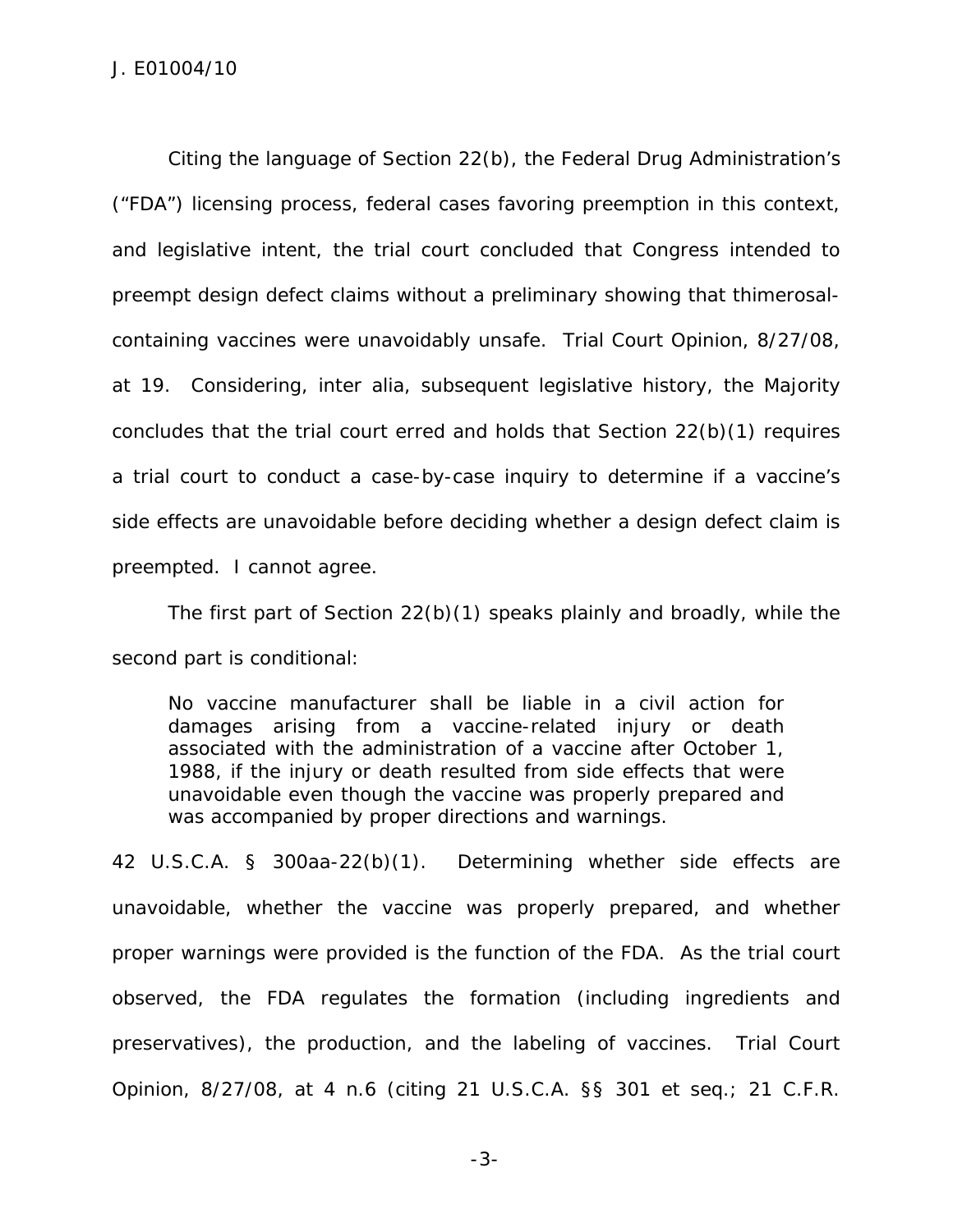Citing the language of Section 22(b), the Federal Drug Administration's ("FDA") licensing process, federal cases favoring preemption in this context, and legislative intent, the trial court concluded that Congress intended to preempt design defect claims without a preliminary showing that thimerosal-containing vaccines were unavoidably unsafe. Trial Court Opinion, 8/27/08, at 19. Considering, *inter alia*, subsequent legislative history, the Majority concludes that the trial court erred and holds that Section 22(b)(1) requires a trial court to conduct a case-by-case inquiry to determine if a vaccine's side effects are unavoidable before deciding whether a design defect claim is preempted. I cannot agree.

The first part of Section 22(b)(1) speaks plainly and broadly, while the second part is conditional:

> No vaccine manufacturer shall be liable in a civil action for damages arising from a vaccine-related injury or death associated with the administration of a vaccine after October 1, 1988, if the injury or death resulted from side effects that were unavoidable even though the vaccine was properly prepared and was accompanied by proper directions and warnings.

42 U.S.C.A. § 300aa-22(b)(1). Determining whether side effects are unavoidable, whether the vaccine was properly prepared, and whether proper warnings were provided is the function of the FDA. As the trial court observed, the FDA regulates the formation (including ingredients and preservatives), the production, and the labeling of vaccines. Trial Court Opinion, 8/27/08, at 4 n.6 (citing 21 U.S.C.A. §§ 301 *et seq.*; 21 C.F.R.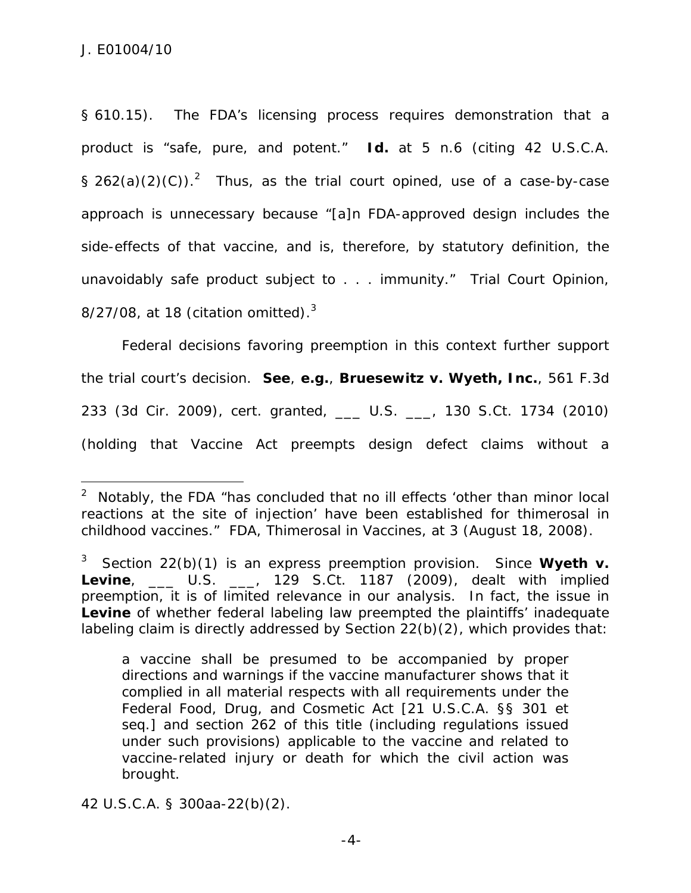§ 610.15). The FDA's licensing process requires demonstration that a product is "safe, pure, and potent." **Id.** at 5 n.6 (citing 42 U.S.C.A. § 262(a)(2)(C)).[2] Thus, as the trial court opined, use of a case-by-case approach is unnecessary because "[a]n FDA-approved design includes the side-effects of that vaccine, and is, therefore, by statutory definition, the unavoidably safe product subject to . . . immunity." Trial Court Opinion, 8/27/08, at 18 (citation omitted).[3]

Federal decisions favoring preemption in this context further support the trial court's decision. **See**, **e.g.**, **Bruesewitz v. Wyeth, Inc.**, 561 F.3d 233 (3d Cir. 2009), cert. granted, ___ U.S. ___, 130 S.Ct. 1734 (2010) (holding that Vaccine Act preempts design defect claims without a

---

[2] Notably, the FDA "has concluded that no ill effects 'other than minor local reactions at the site of injection' have been established for thimerosal in childhood vaccines." FDA, Thimerosal in Vaccines, at 3 (August 18, 2008).

[3] Section 22(b)(1) is an express preemption provision. Since **Wyeth v. Levine**, ___ U.S. ___, 129 S.Ct. 1187 (2009), dealt with implied preemption, it is of limited relevance in our analysis. In fact, the issue in **Levine** of whether federal labeling law preempted the plaintiffs' inadequate labeling claim is directly addressed by Section 22(b)(2), which provides that:

> a vaccine shall be presumed to be accompanied by proper directions and warnings if the vaccine manufacturer shows that it complied in all material respects with all requirements under the Federal Food, Drug, and Cosmetic Act [21 U.S.C.A. §§ 301 et seq.] and section 262 of this title (including regulations issued under such provisions) applicable to the vaccine and related to vaccine-related injury or death for which the civil action was brought.

42 U.S.C.A. § 300aa-22(b)(2).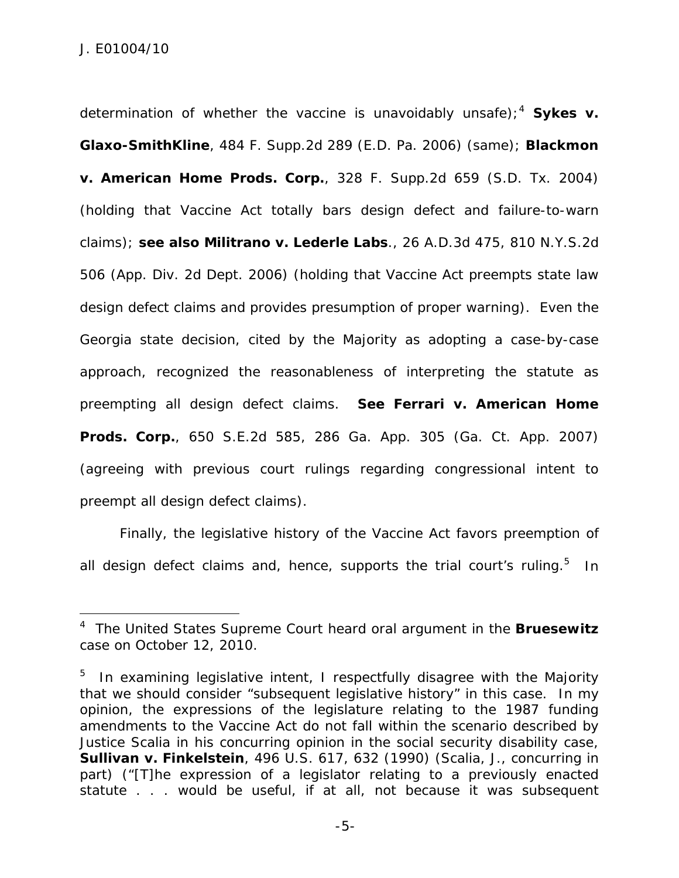determination of whether the vaccine is unavoidably unsafe);[4] **Sykes v. Glaxo-SmithKline**, 484 F. Supp.2d 289 (E.D. Pa. 2006) (same); **Blackmon v. American Home Prods. Corp.**, 328 F. Supp.2d 659 (S.D. Tx. 2004) (holding that Vaccine Act totally bars design defect and failure-to-warn claims); **see also Militrano v. Lederle Labs**., 26 A.D.3d 475, 810 N.Y.S.2d 506 (App. Div. 2d Dept. 2006) (holding that Vaccine Act preempts state law design defect claims and provides presumption of proper warning). Even the Georgia state decision, cited by the Majority as adopting a case-by-case approach, recognized the reasonableness of interpreting the statute as preempting all design defect claims. **See Ferrari v. American Home Prods. Corp.**, 650 S.E.2d 585, 286 Ga. App. 305 (Ga. Ct. App. 2007) (agreeing with previous court rulings regarding congressional intent to preempt all design defect claims).

Finally, the legislative history of the Vaccine Act favors preemption of all design defect claims and, hence, supports the trial court's ruling.[5] In

---

[4] The United States Supreme Court heard oral argument in the **Bruesewitz** case on October 12, 2010.

[5] In examining legislative intent, I respectfully disagree with the Majority that we should consider "subsequent legislative history" in this case. In my opinion, the expressions of the legislature relating to the 1987 funding amendments to the Vaccine Act do not fall within the scenario described by Justice Scalia in his concurring opinion in the social security disability case, **Sullivan v. Finkelstein**, 496 U.S. 617, 632 (1990) (Scalia, J., concurring in part) ("[T]he expression of a legislator relating to a previously enacted statute . . . would be useful, if at all, not because it was subsequent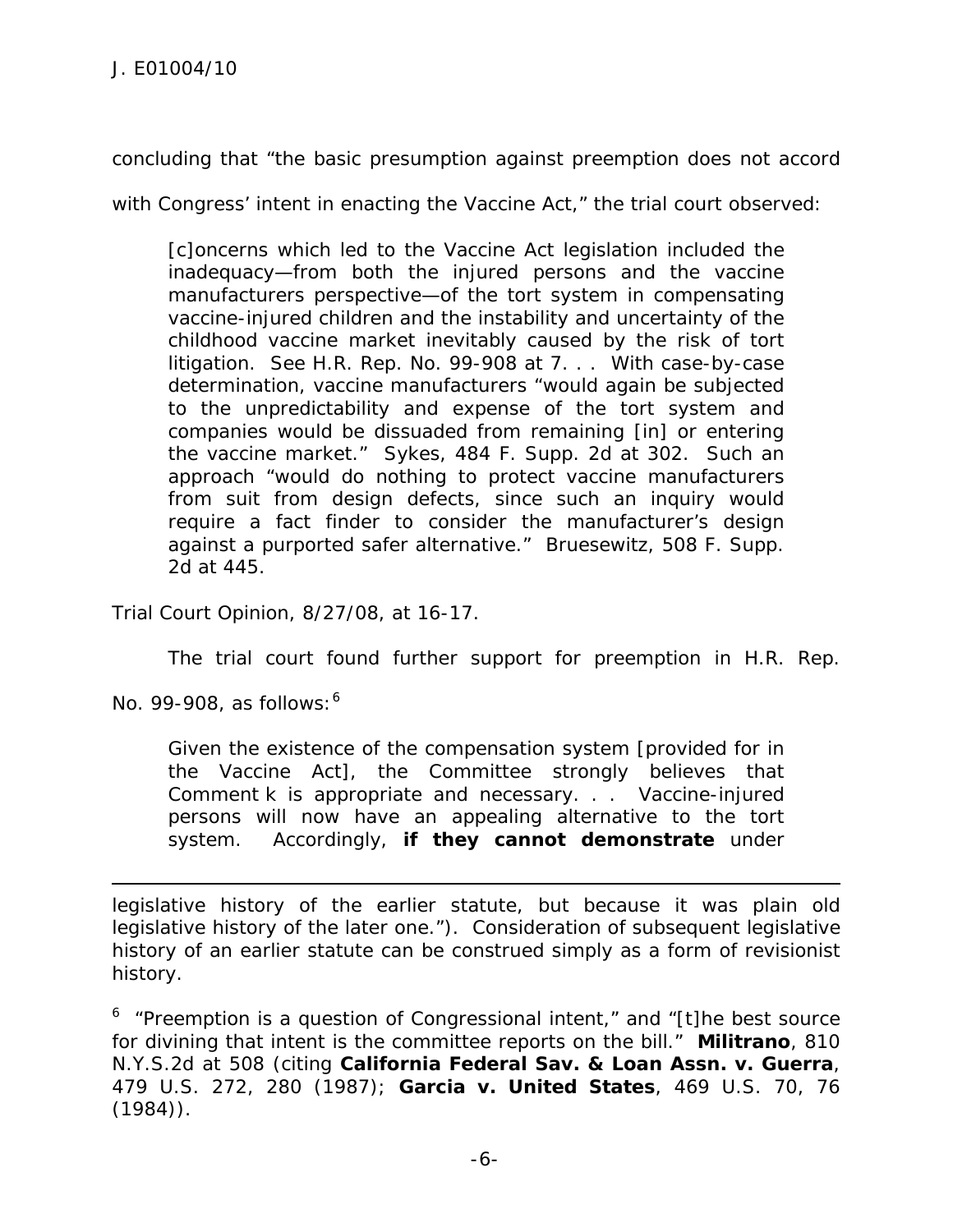concluding that "the basic presumption against preemption does not accord with Congress' intent in enacting the Vaccine Act," the trial court observed:

> [c]oncerns which led to the Vaccine Act legislation included the inadequacy—from both the injured persons and the vaccine manufacturers perspective—of the tort system in compensating vaccine-injured children and the instability and uncertainty of the childhood vaccine market inevitably caused by the risk of tort litigation. See H.R. Rep. No. 99-908 at 7. . . With case-by-case determination, vaccine manufacturers "would again be subjected to the unpredictability and expense of the tort system and companies would be dissuaded from remaining [in] or entering the vaccine market." Sykes, 484 F. Supp. 2d at 302. Such an approach "would do nothing to protect vaccine manufacturers from suit from design defects, since such an inquiry would require a fact finder to consider the manufacturer's design against a purported safer alternative." Bruesewitz, 508 F. Supp. 2d at 445.

Trial Court Opinion, 8/27/08, at 16-17.

The trial court found further support for preemption in H.R. Rep. No. 99-908, as follows:[6]

> Given the existence of the compensation system [provided for in the Vaccine Act], the Committee strongly believes that Comment k is appropriate and necessary. . . Vaccine-injured persons will now have an appealing alternative to the tort system. Accordingly, **if they cannot demonstrate** under

---

legislative history of the earlier statute, but because it was plain old legislative history of the later one."). Consideration of subsequent legislative history of an earlier statute can be construed simply as a form of revisionist history.

[6] "Preemption is a question of Congressional intent," and "[t]he best source for divining that intent is the committee reports on the bill." **Militrano**, 810 N.Y.S.2d at 508 (citing **California Federal Sav. & Loan Assn. v. Guerra**, 479 U.S. 272, 280 (1987); **Garcia v. United States**, 469 U.S. 70, 76 (1984)).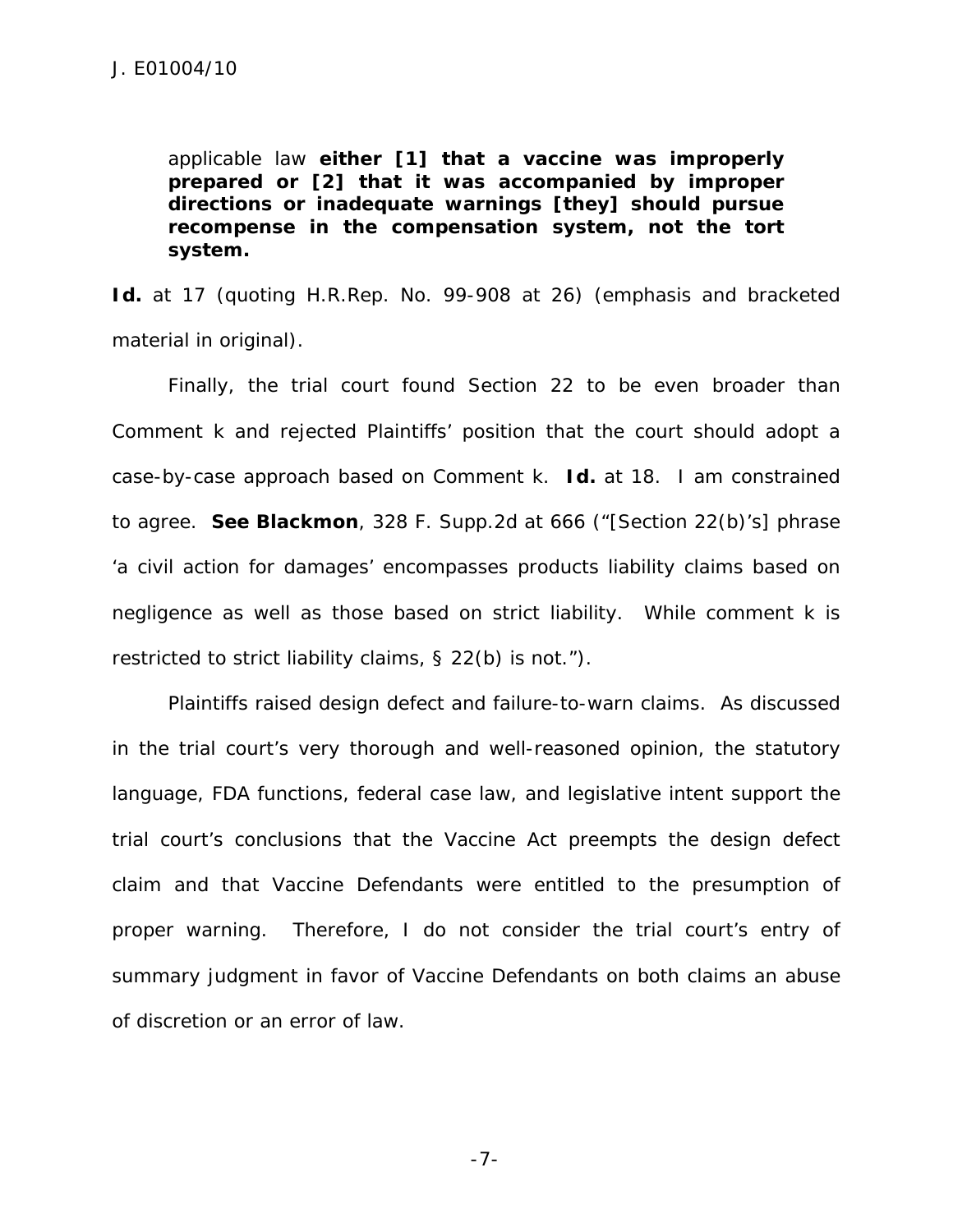> applicable law **either [1] that a vaccine was improperly prepared or [2] that it was accompanied by improper directions or inadequate warnings [they] should pursue recompense in the compensation system, not the tort system.**

**Id.** at 17 (quoting H.R.Rep. No. 99-908 at 26) (emphasis and bracketed material in original).

Finally, the trial court found Section 22 to be even broader than Comment k and rejected Plaintiffs' position that the court should adopt a case-by-case approach based on Comment k. **Id.** at 18. I am constrained to agree. **See Blackmon**, 328 F. Supp.2d at 666 ("[Section 22(b)'s] phrase 'a civil action for damages' encompasses products liability claims based on negligence as well as those based on strict liability. While comment k is restricted to strict liability claims, § 22(b) is not.").

Plaintiffs raised design defect and failure-to-warn claims. As discussed in the trial court's very thorough and well-reasoned opinion, the statutory language, FDA functions, federal case law, and legislative intent support the trial court's conclusions that the Vaccine Act preempts the design defect claim and that Vaccine Defendants were entitled to the presumption of proper warning. Therefore, I do not consider the trial court's entry of summary judgment in favor of Vaccine Defendants on both claims an abuse of discretion or an error of law.